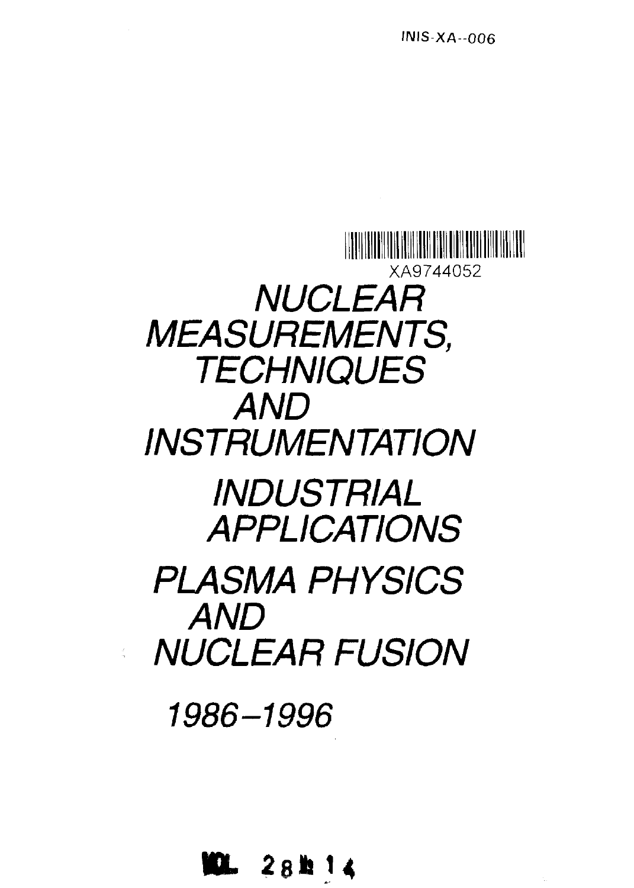INIS-XA--006

XA9744052

# NUCLEAR MEASUREMENTS, TECHNIQUES AND INSTRUMENTATION

# INDUSTRIAL APPLICATIONS

# PLASMA PHYSICS AND NUCLEAR FUSION

## 1986–1996

VOL 28 № 14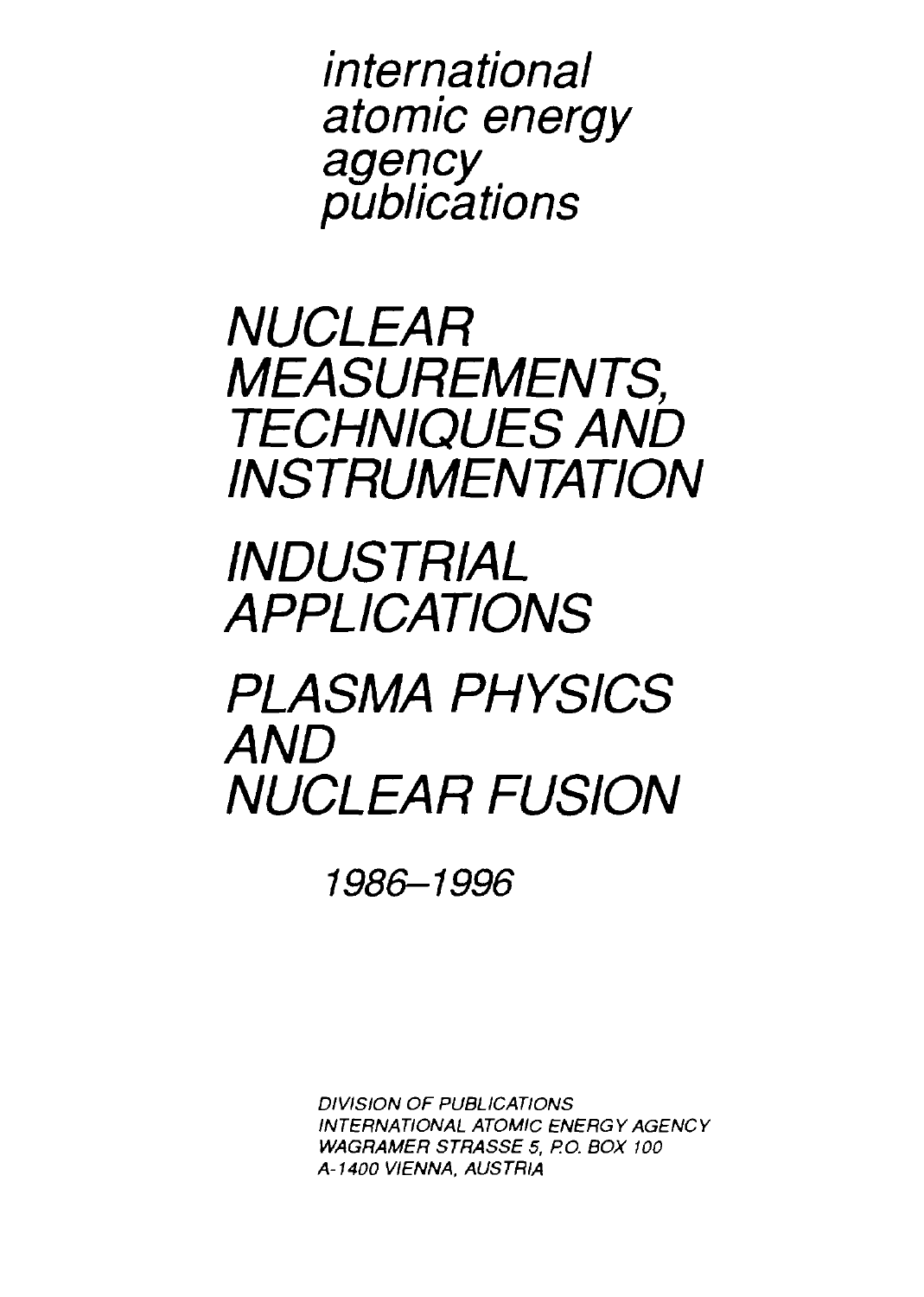*international atomic energy agency publications*

# *NUCLEAR MEASUREMENTS, TECHNIQUES AND INSTRUMENTATION*

# *INDUSTRIAL APPLICATIONS*

# *PLASMA PHYSICS AND NUCLEAR FUSION*

*1986–1996*

*DIVISION OF PUBLICATIONS*
*INTERNATIONAL ATOMIC ENERGY AGENCY*
*WAGRAMER STRASSE 5, P.O. BOX 100*
*A-1400 VIENNA, AUSTRIA*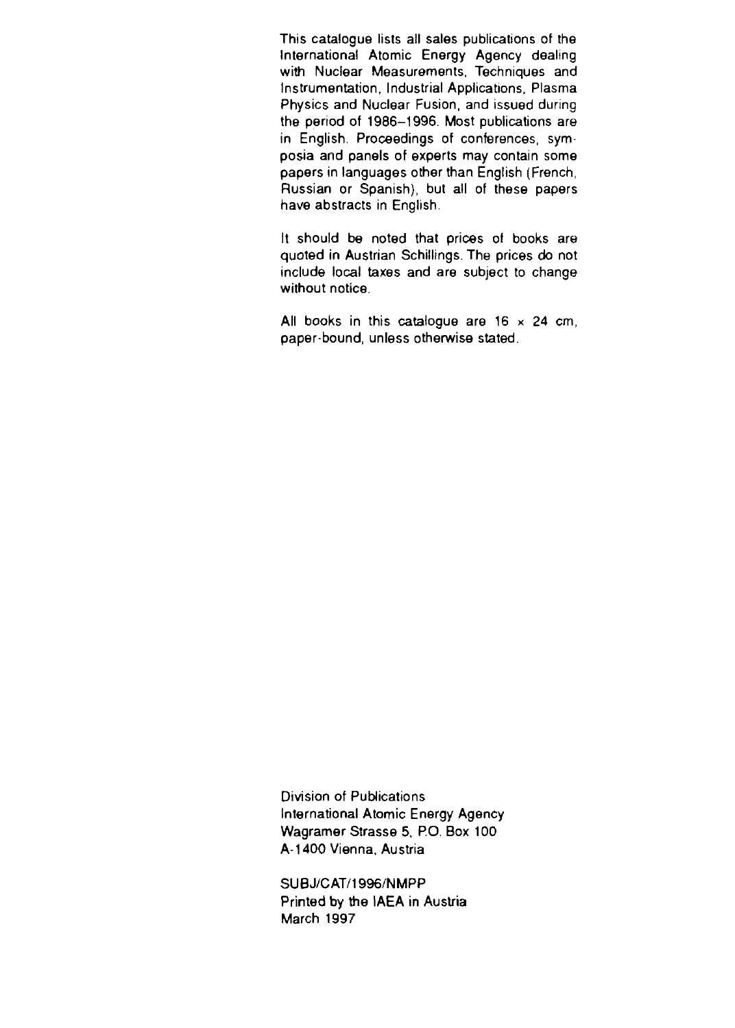This catalogue lists all sales publications of the International Atomic Energy Agency dealing with Nuclear Measurements, Techniques and Instrumentation, Industrial Applications, Plasma Physics and Nuclear Fusion, and issued during the period of 1986–1996. Most publications are in English. Proceedings of conferences, symposia and panels of experts may contain some papers in languages other than English (French, Russian or Spanish), but all of these papers have abstracts in English.

It should be noted that prices of books are quoted in Austrian Schillings. The prices do not include local taxes and are subject to change without notice.

All books in this catalogue are 16 × 24 cm, paper-bound, unless otherwise stated.

Division of Publications
International Atomic Energy Agency
Wagramer Strasse 5, P.O. Box 100
A-1400 Vienna, Austria

SUBJ/CAT/1996/NMPP
Printed by the IAEA in Austria
March 1997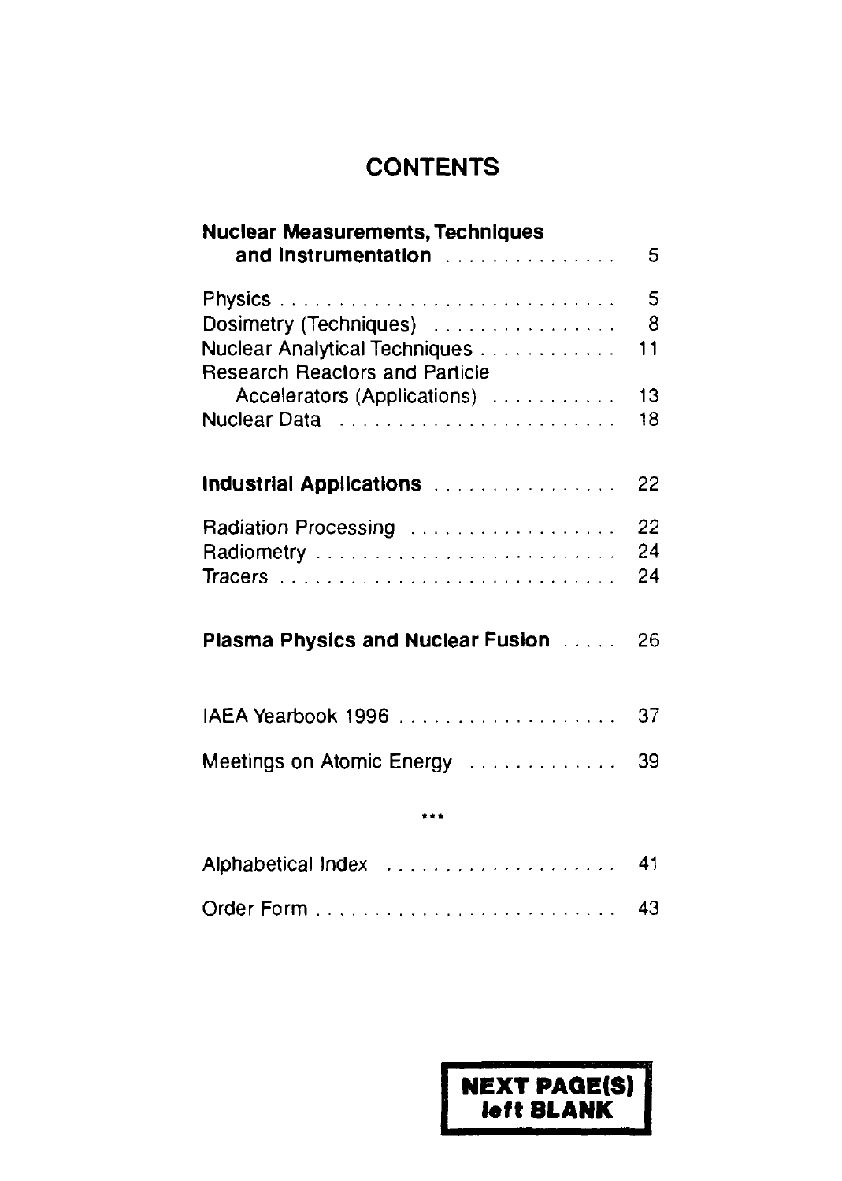# CONTENTS

| | |
|---|---|
| **Nuclear Measurements, Techniques and Instrumentation** | 5 |
| Physics | 5 |
| Dosimetry (Techniques) | 8 |
| Nuclear Analytical Techniques | 11 |
| Research Reactors and Particle Accelerators (Applications) | 13 |
| Nuclear Data | 18 |
| **Industrial Applications** | 22 |
| Radiation Processing | 22 |
| Radiometry | 24 |
| Tracers | 24 |
| **Plasma Physics and Nuclear Fusion** | 26 |
| IAEA Yearbook 1996 | 37 |
| Meetings on Atomic Energy | 39 |

***

| | |
|---|---|
| Alphabetical Index | 41 |
| Order Form | 43 |

**NEXT PAGE(S) left BLANK**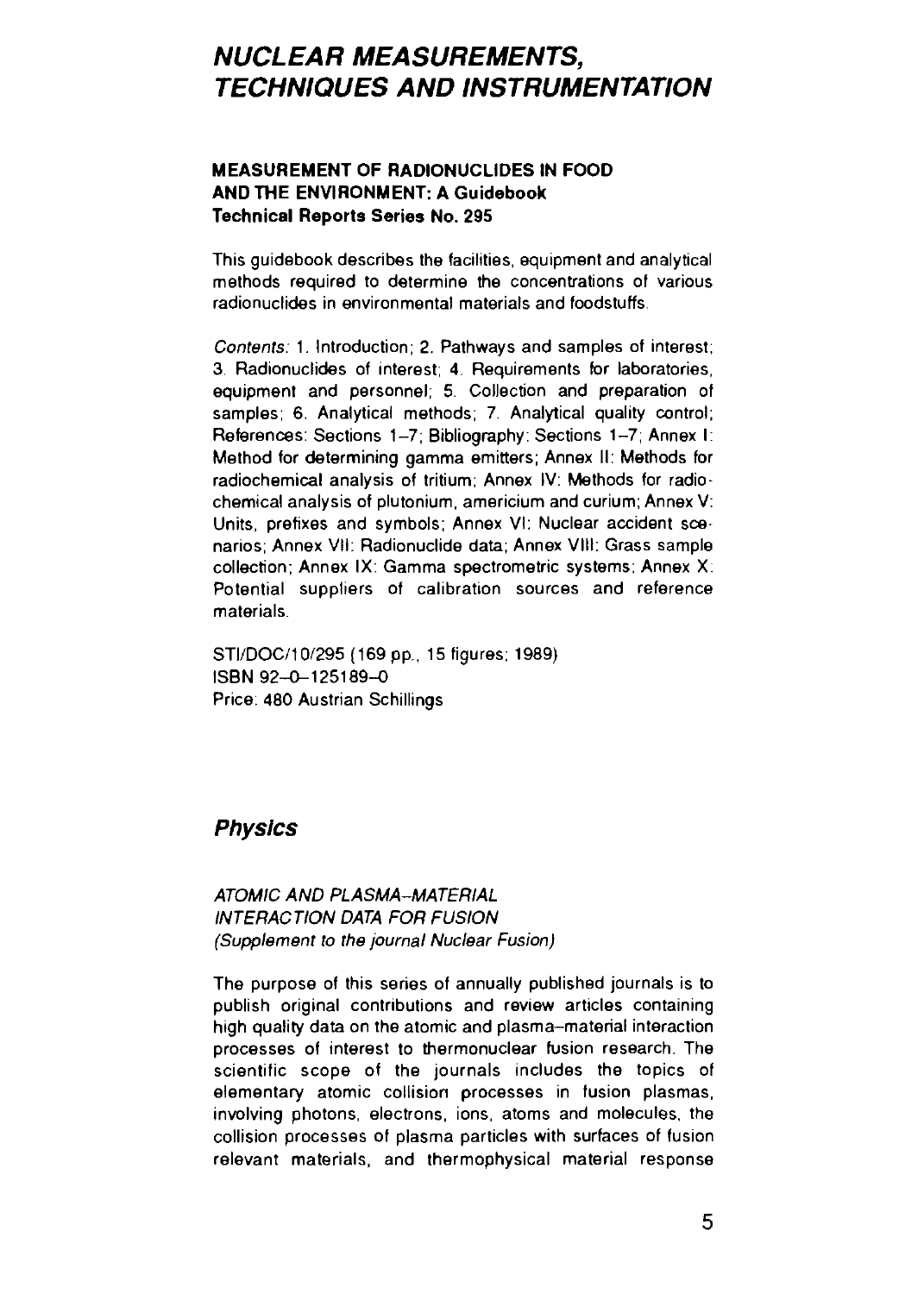# NUCLEAR MEASUREMENTS, TECHNIQUES AND INSTRUMENTATION

### MEASUREMENT OF RADIONUCLIDES IN FOOD AND THE ENVIRONMENT: A Guidebook
### Technical Reports Series No. 295

This guidebook describes the facilities, equipment and analytical methods required to determine the concentrations of various radionuclides in environmental materials and foodstuffs.

*Contents:* 1. Introduction; 2. Pathways and samples of interest; 3. Radionuclides of interest; 4. Requirements for laboratories, equipment and personnel; 5. Collection and preparation of samples; 6. Analytical methods; 7. Analytical quality control; References: Sections 1–7; Bibliography: Sections 1–7; Annex I: Method for determining gamma emitters; Annex II: Methods for radiochemical analysis of tritium; Annex IV: Methods for radiochemical analysis of plutonium, americium and curium; Annex V: Units, prefixes and symbols; Annex VI: Nuclear accident scenarios; Annex VII: Radionuclide data; Annex VIII: Grass sample collection; Annex IX: Gamma spectrometric systems; Annex X: Potential suppliers of calibration sources and reference materials.

STI/DOC/10/295 (169 pp., 15 figures; 1989)
ISBN 92–0–125189–0
Price: 480 Austrian Schillings

## Physics

*ATOMIC AND PLASMA–MATERIAL INTERACTION DATA FOR FUSION*
*(Supplement to the journal Nuclear Fusion)*

The purpose of this series of annually published journals is to publish original contributions and review articles containing high quality data on the atomic and plasma–material interaction processes of interest to thermonuclear fusion research. The scientific scope of the journals includes the topics of elementary atomic collision processes in fusion plasmas, involving photons, electrons, ions, atoms and molecules, the collision processes of plasma particles with surfaces of fusion relevant materials, and thermophysical material response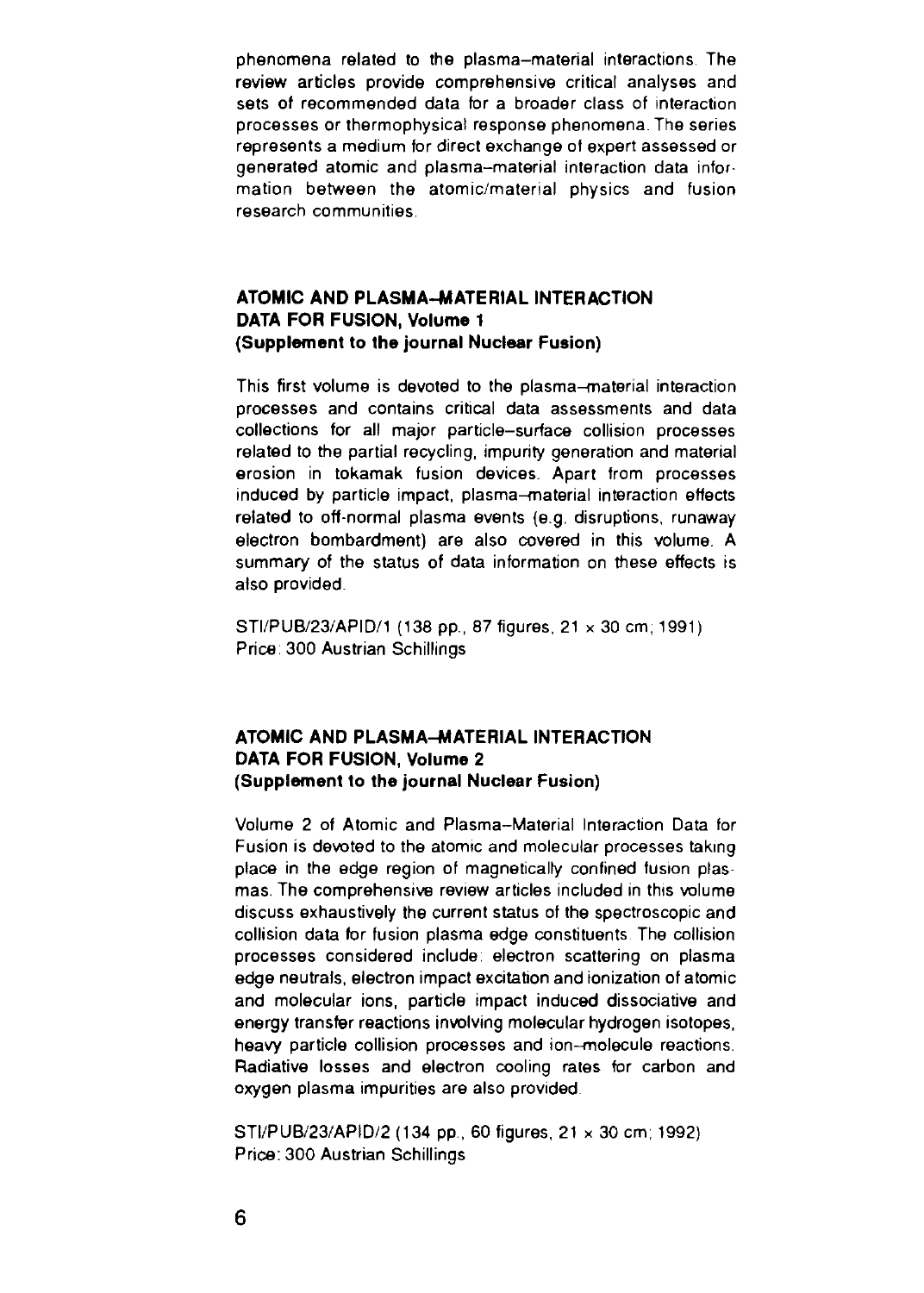phenomena related to the plasma–material interactions. The review articles provide comprehensive critical analyses and sets of recommended data for a broader class of interaction processes or thermophysical response phenomena. The series represents a medium for direct exchange of expert assessed or generated atomic and plasma–material interaction data information between the atomic/material physics and fusion research communities.

### ATOMIC AND PLASMA–MATERIAL INTERACTION DATA FOR FUSION, Volume 1 (Supplement to the journal Nuclear Fusion)

This first volume is devoted to the plasma–material interaction processes and contains critical data assessments and data collections for all major particle–surface collision processes related to the partial recycling, impurity generation and material erosion in tokamak fusion devices. Apart from processes induced by particle impact, plasma–material interaction effects related to off-normal plasma events (e.g. disruptions, runaway electron bombardment) are also covered in this volume. A summary of the status of data information on these effects is also provided.

STI/PUB/23/APID/1 (138 pp., 87 figures, 21 × 30 cm; 1991)
Price: 300 Austrian Schillings

### ATOMIC AND PLASMA–MATERIAL INTERACTION DATA FOR FUSION, Volume 2 (Supplement to the journal Nuclear Fusion)

Volume 2 of Atomic and Plasma–Material Interaction Data for Fusion is devoted to the atomic and molecular processes taking place in the edge region of magnetically confined fusion plasmas. The comprehensive review articles included in this volume discuss exhaustively the current status of the spectroscopic and collision data for fusion plasma edge constituents. The collision processes considered include: electron scattering on plasma edge neutrals, electron impact excitation and ionization of atomic and molecular ions, particle impact induced dissociative and energy transfer reactions involving molecular hydrogen isotopes, heavy particle collision processes and ion–molecule reactions. Radiative losses and electron cooling rates for carbon and oxygen plasma impurities are also provided.

STI/PUB/23/APID/2 (134 pp., 60 figures, 21 × 30 cm; 1992)
Price: 300 Austrian Schillings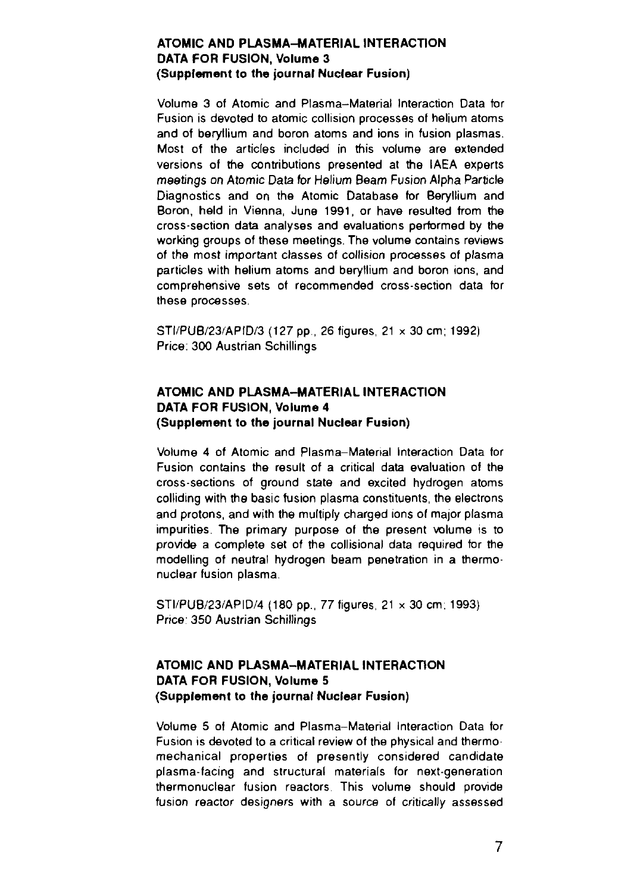## ATOMIC AND PLASMA–MATERIAL INTERACTION DATA FOR FUSION, Volume 3
**(Supplement to the journal Nuclear Fusion)**

Volume 3 of Atomic and Plasma–Material Interaction Data for Fusion is devoted to atomic collision processes of helium atoms and of beryllium and boron atoms and ions in fusion plasmas. Most of the articles included in this volume are extended versions of the contributions presented at the IAEA experts meetings on Atomic Data for Helium Beam Fusion Alpha Particle Diagnostics and on the Atomic Database for Beryllium and Boron, held in Vienna, June 1991, or have resulted from the cross-section data analyses and evaluations performed by the working groups of these meetings. The volume contains reviews of the most important classes of collision processes of plasma particles with helium atoms and beryllium and boron ions, and comprehensive sets of recommended cross-section data for these processes.

STI/PUB/23/APID/3 (127 pp., 26 figures, 21 × 30 cm; 1992)
Price: 300 Austrian Schillings

## ATOMIC AND PLASMA–MATERIAL INTERACTION DATA FOR FUSION, Volume 4
**(Supplement to the journal Nuclear Fusion)**

Volume 4 of Atomic and Plasma–Material Interaction Data for Fusion contains the result of a critical data evaluation of the cross-sections of ground state and excited hydrogen atoms colliding with the basic fusion plasma constituents, the electrons and protons, and with the multiply charged ions of major plasma impurities. The primary purpose of the present volume is to provide a complete set of the collisional data required for the modelling of neutral hydrogen beam penetration in a thermonuclear fusion plasma.

STI/PUB/23/APID/4 (180 pp., 77 figures, 21 × 30 cm; 1993)
Price: 350 Austrian Schillings

## ATOMIC AND PLASMA–MATERIAL INTERACTION DATA FOR FUSION, Volume 5
**(Supplement to the journal Nuclear Fusion)**

Volume 5 of Atomic and Plasma–Material Interaction Data for Fusion is devoted to a critical review of the physical and thermomechanical properties of presently considered candidate plasma-facing and structural materials for next-generation thermonuclear fusion reactors. This volume should provide fusion reactor designers with a source of critically assessed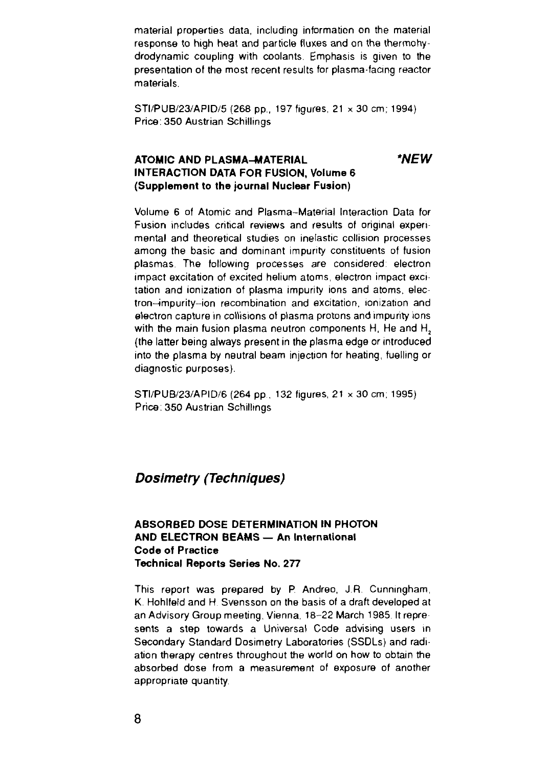material properties data, including information on the material response to high heat and particle fluxes and on the thermohydrodynamic coupling with coolants. Emphasis is given to the presentation of the most recent results for plasma-facing reactor materials.

STI/PUB/23/APID/5 (268 pp., 197 figures, 21 × 30 cm; 1994)
Price: 350 Austrian Schillings

**ATOMIC AND PLASMA–MATERIAL INTERACTION DATA FOR FUSION, Volume 6 (Supplement to the journal Nuclear Fusion)** ***NEW**

Volume 6 of Atomic and Plasma–Material Interaction Data for Fusion includes critical reviews and results of original experimental and theoretical studies on inelastic collision processes among the basic and dominant impurity constituents of fusion plasmas. The following processes are considered: electron impact excitation of excited helium atoms, electron impact excitation and ionization of plasma impurity ions and atoms, electron–impurity–ion recombination and excitation, ionization and electron capture in collisions of plasma protons and impurity ions with the main fusion plasma neutron components H, He and $H_2$ (the latter being always present in the plasma edge or introduced into the plasma by neutral beam injection for heating, fuelling or diagnostic purposes).

STI/PUB/23/APID/6 (264 pp., 132 figures, 21 × 30 cm; 1995)
Price: 350 Austrian Schillings

## *Dosimetry (Techniques)*

**ABSORBED DOSE DETERMINATION IN PHOTON AND ELECTRON BEAMS — An International Code of Practice**
**Technical Reports Series No. 277**

This report was prepared by P. Andreo, J.R. Cunningham, K. Hohlfeld and H. Svensson on the basis of a draft developed at an Advisory Group meeting, Vienna, 18–22 March 1985. It represents a step towards a Universal Code advising users in Secondary Standard Dosimetry Laboratories (SSDLs) and radiation therapy centres throughout the world on how to obtain the absorbed dose from a measurement of exposure of another appropriate quantity.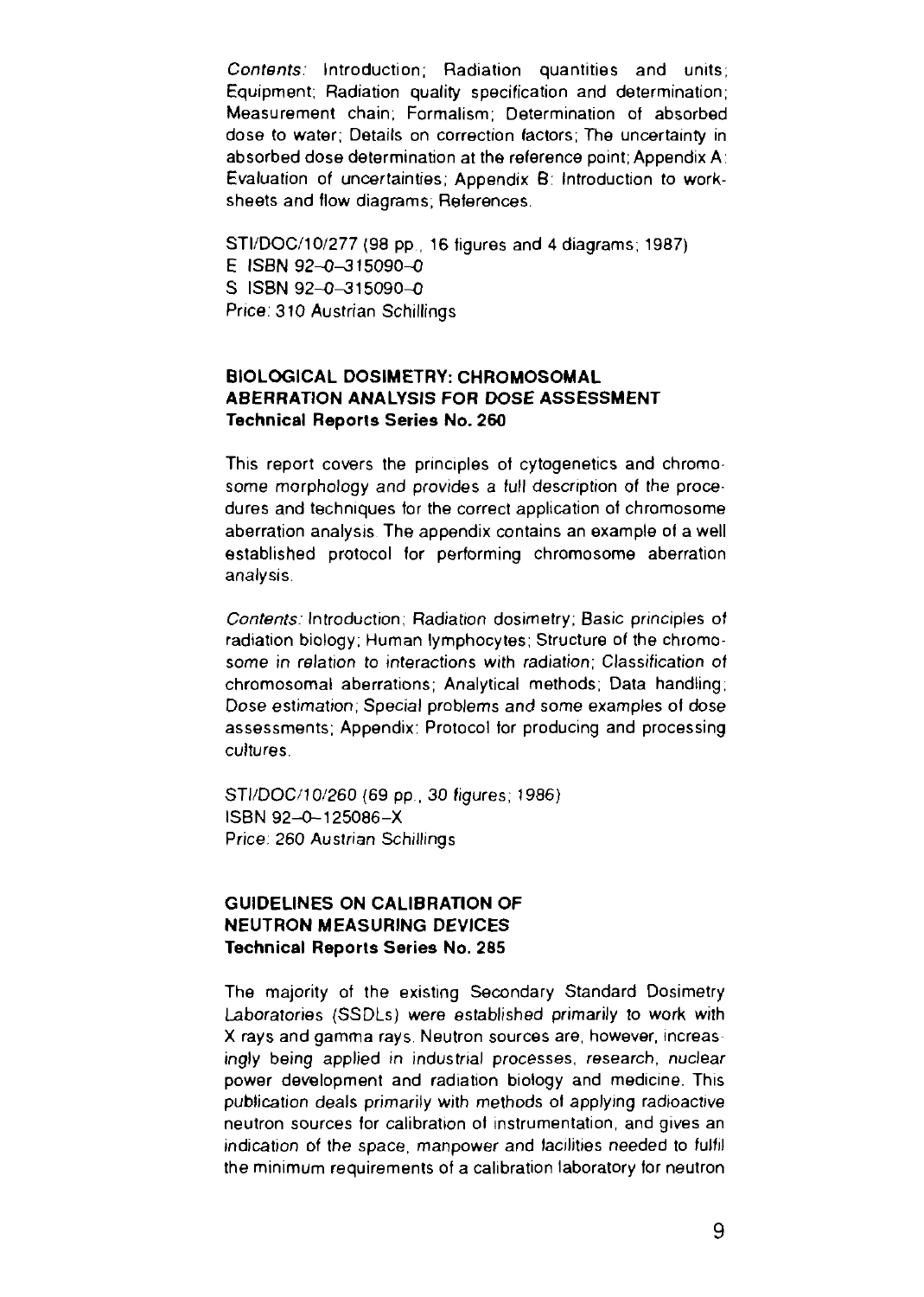*Contents:* Introduction; Radiation quantities and units; Equipment; Radiation quality specification and determination; Measurement chain; Formalism; Determination of absorbed dose to water; Details on correction factors; The uncertainty in absorbed dose determination at the reference point; Appendix A: Evaluation of uncertainties; Appendix B: Introduction to worksheets and flow diagrams; References.

STI/DOC/10/277 (98 pp., 16 figures and 4 diagrams; 1987)
E ISBN 92-0-315090-0
S ISBN 92-0-315090-0
Price: 310 Austrian Schillings

### BIOLOGICAL DOSIMETRY: CHROMOSOMAL ABERRATION ANALYSIS FOR DOSE ASSESSMENT
**Technical Reports Series No. 260**

This report covers the principles of cytogenetics and chromosome morphology and provides a full description of the procedures and techniques for the correct application of chromosome aberration analysis. The appendix contains an example of a well established protocol for performing chromosome aberration analysis.

*Contents:* Introduction; Radiation dosimetry; Basic principles of radiation biology; Human lymphocytes; Structure of the chromosome in relation to interactions with radiation; Classification of chromosomal aberrations; Analytical methods; Data handling; Dose estimation; Special problems and some examples of dose assessments; Appendix: Protocol for producing and processing cultures.

STI/DOC/10/260 (69 pp., 30 figures; 1986)
ISBN 92-0-125086-X
Price: 260 Austrian Schillings

### GUIDELINES ON CALIBRATION OF NEUTRON MEASURING DEVICES
**Technical Reports Series No. 285**

The majority of the existing Secondary Standard Dosimetry Laboratories (SSDLs) were established primarily to work with X rays and gamma rays. Neutron sources are, however, increasingly being applied in industrial processes, research, nuclear power development and radiation biology and medicine. This publication deals primarily with methods of applying radioactive neutron sources for calibration of instrumentation, and gives an indication of the space, manpower and facilities needed to fulfil the minimum requirements of a calibration laboratory for neutron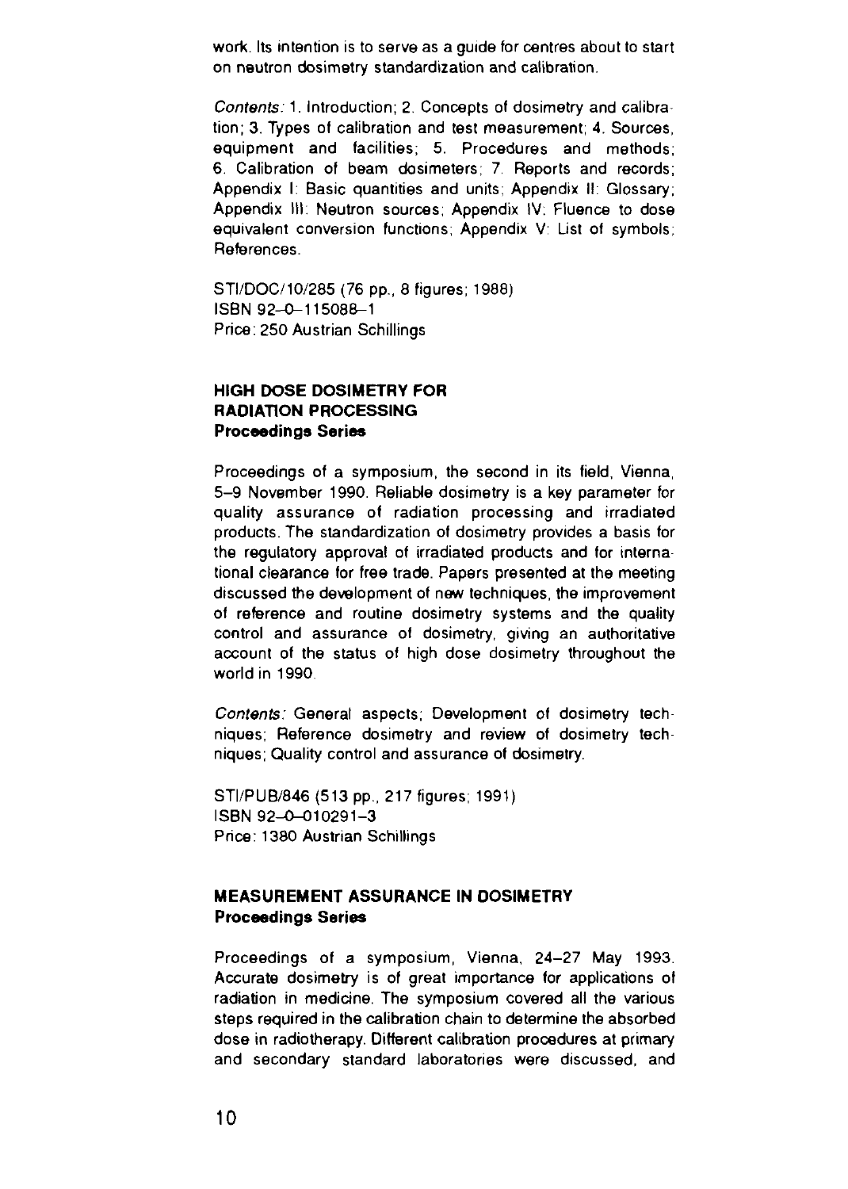work. Its intention is to serve as a guide for centres about to start on neutron dosimetry standardization and calibration.

*Contents:* 1. Introduction; 2. Concepts of dosimetry and calibration; 3. Types of calibration and test measurement; 4. Sources, equipment and facilities; 5. Procedures and methods; 6. Calibration of beam dosimeters; 7. Reports and records; Appendix I: Basic quantities and units; Appendix II: Glossary; Appendix III: Neutron sources; Appendix IV: Fluence to dose equivalent conversion functions; Appendix V: List of symbols; References.

STI/DOC/10/285 (76 pp., 8 figures; 1988)
ISBN 92-0-115088-1
Price: 250 Austrian Schillings

### HIGH DOSE DOSIMETRY FOR RADIATION PROCESSING
**Proceedings Series**

Proceedings of a symposium, the second in its field, Vienna, 5–9 November 1990. Reliable dosimetry is a key parameter for quality assurance of radiation processing and irradiated products. The standardization of dosimetry provides a basis for the regulatory approval of irradiated products and for international clearance for free trade. Papers presented at the meeting discussed the development of new techniques, the improvement of reference and routine dosimetry systems and the quality control and assurance of dosimetry, giving an authoritative account of the status of high dose dosimetry throughout the world in 1990.

*Contents:* General aspects; Development of dosimetry techniques; Reference dosimetry and review of dosimetry techniques; Quality control and assurance of dosimetry.

STI/PUB/846 (513 pp., 217 figures; 1991)
ISBN 92-0-010291-3
Price: 1380 Austrian Schillings

### MEASUREMENT ASSURANCE IN DOSIMETRY
**Proceedings Series**

Proceedings of a symposium, Vienna, 24–27 May 1993. Accurate dosimetry is of great importance for applications of radiation in medicine. The symposium covered all the various steps required in the calibration chain to determine the absorbed dose in radiotherapy. Different calibration procedures at primary and secondary standard laboratories were discussed, and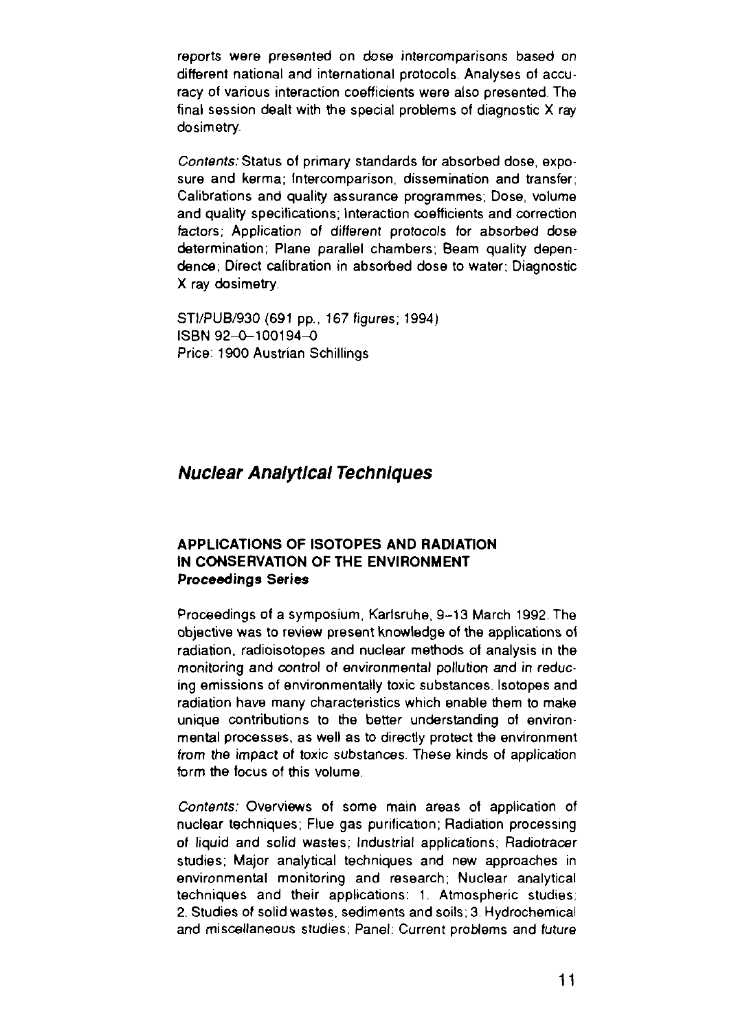reports were presented on dose intercomparisons based on different national and international protocols. Analyses of accuracy of various interaction coefficients were also presented. The final session dealt with the special problems of diagnostic X ray dosimetry.

*Contents:* Status of primary standards for absorbed dose, exposure and kerma; Intercomparison, dissemination and transfer; Calibrations and quality assurance programmes; Dose, volume and quality specifications; Interaction coefficients and correction factors; Application of different protocols for absorbed dose determination; Plane parallel chambers; Beam quality dependence; Direct calibration in absorbed dose to water; Diagnostic X ray dosimetry.

STI/PUB/930 (691 pp., 167 figures; 1994)
ISBN 92–0–100194–0
Price: 1900 Austrian Schillings

## *Nuclear Analytical Techniques*

### APPLICATIONS OF ISOTOPES AND RADIATION IN CONSERVATION OF THE ENVIRONMENT
**Proceedings Series**

Proceedings of a symposium, Karlsruhe, 9–13 March 1992. The objective was to review present knowledge of the applications of radiation, radioisotopes and nuclear methods of analysis in the monitoring and control of environmental pollution and in reducing emissions of environmentally toxic substances. Isotopes and radiation have many characteristics which enable them to make unique contributions to the better understanding of environmental processes, as well as to directly protect the environment from the impact of toxic substances. These kinds of application form the focus of this volume.

*Contents:* Overviews of some main areas of application of nuclear techniques; Flue gas purification; Radiation processing of liquid and solid wastes; Industrial applications; Radiotracer studies; Major analytical techniques and new approaches in environmental monitoring and research; Nuclear analytical techniques and their applications: 1. Atmospheric studies; 2. Studies of solid wastes, sediments and soils; 3. Hydrochemical and miscellaneous studies; Panel: Current problems and future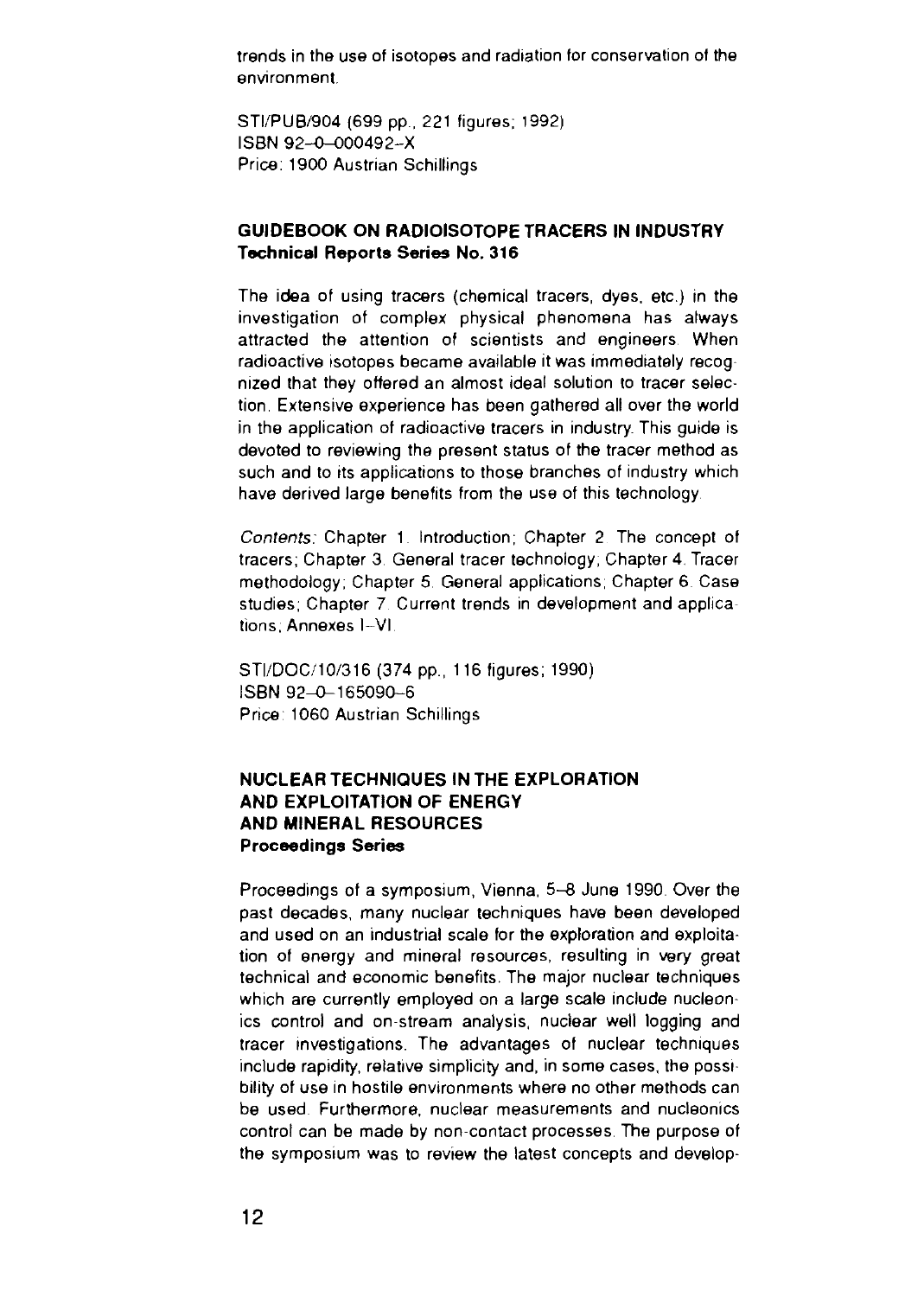trends in the use of isotopes and radiation for conservation of the environment.

STI/PUB/904 (699 pp., 221 figures; 1992)
ISBN 92-0-000492-X
Price: 1900 Austrian Schillings

### GUIDEBOOK ON RADIOISOTOPE TRACERS IN INDUSTRY
**Technical Reports Series No. 316**

The idea of using tracers (chemical tracers, dyes, etc.) in the investigation of complex physical phenomena has always attracted the attention of scientists and engineers. When radioactive isotopes became available it was immediately recognized that they offered an almost ideal solution to tracer selection. Extensive experience has been gathered all over the world in the application of radioactive tracers in industry. This guide is devoted to reviewing the present status of the tracer method as such and to its applications to those branches of industry which have derived large benefits from the use of this technology.

*Contents:* Chapter 1. Introduction; Chapter 2. The concept of tracers; Chapter 3. General tracer technology; Chapter 4. Tracer methodology; Chapter 5. General applications; Chapter 6. Case studies; Chapter 7. Current trends in development and applications; Annexes I–VI.

STI/DOC/10/316 (374 pp., 116 figures; 1990)
ISBN 92-0-165090-6
Price: 1060 Austrian Schillings

### NUCLEAR TECHNIQUES IN THE EXPLORATION AND EXPLOITATION OF ENERGY AND MINERAL RESOURCES
**Proceedings Series**

Proceedings of a symposium, Vienna, 5–8 June 1990. Over the past decades, many nuclear techniques have been developed and used on an industrial scale for the exploration and exploitation of energy and mineral resources, resulting in very great technical and economic benefits. The major nuclear techniques which are currently employed on a large scale include nucleonics control and on-stream analysis, nuclear well logging and tracer investigations. The advantages of nuclear techniques include rapidity, relative simplicity and, in some cases, the possibility of use in hostile environments where no other methods can be used. Furthermore, nuclear measurements and nucleonics control can be made by non-contact processes. The purpose of the symposium was to review the latest concepts and develop-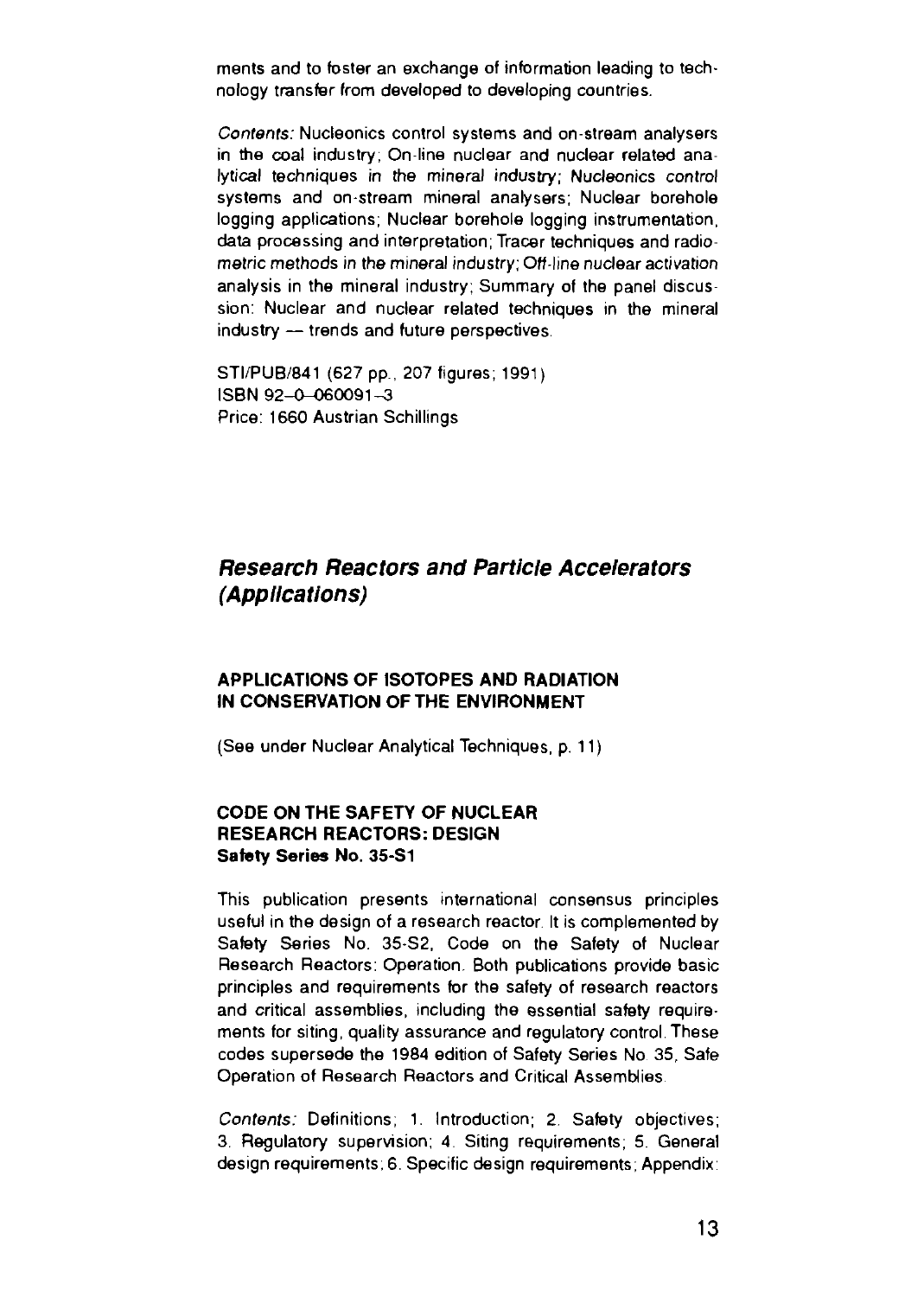ments and to foster an exchange of information leading to technology transfer from developed to developing countries.

*Contents:* Nucleonics control systems and on-stream analysers in the coal industry; On-line nuclear and nuclear related analytical techniques in the mineral industry; Nucleonics control systems and on-stream mineral analysers; Nuclear borehole logging applications; Nuclear borehole logging instrumentation, data processing and interpretation; Tracer techniques and radiometric methods in the mineral industry; Off-line nuclear activation analysis in the mineral industry; Summary of the panel discussion: Nuclear and nuclear related techniques in the mineral industry — trends and future perspectives.

STI/PUB/841 (627 pp., 207 figures; 1991)
ISBN 92-0-060091-3
Price: 1660 Austrian Schillings

## *Research Reactors and Particle Accelerators (Applications)*

### APPLICATIONS OF ISOTOPES AND RADIATION IN CONSERVATION OF THE ENVIRONMENT

(See under Nuclear Analytical Techniques, p. 11)

### CODE ON THE SAFETY OF NUCLEAR RESEARCH REACTORS: DESIGN
**Safety Series No. 35-S1**

This publication presents international consensus principles useful in the design of a research reactor. It is complemented by Safety Series No. 35-S2, Code on the Safety of Nuclear Research Reactors: Operation. Both publications provide basic principles and requirements for the safety of research reactors and critical assemblies, including the essential safety requirements for siting, quality assurance and regulatory control. These codes supersede the 1984 edition of Safety Series No. 35, Safe Operation of Research Reactors and Critical Assemblies.

*Contents:* Definitions; 1. Introduction; 2. Safety objectives; 3. Regulatory supervision; 4. Siting requirements; 5. General design requirements; 6. Specific design requirements; Appendix: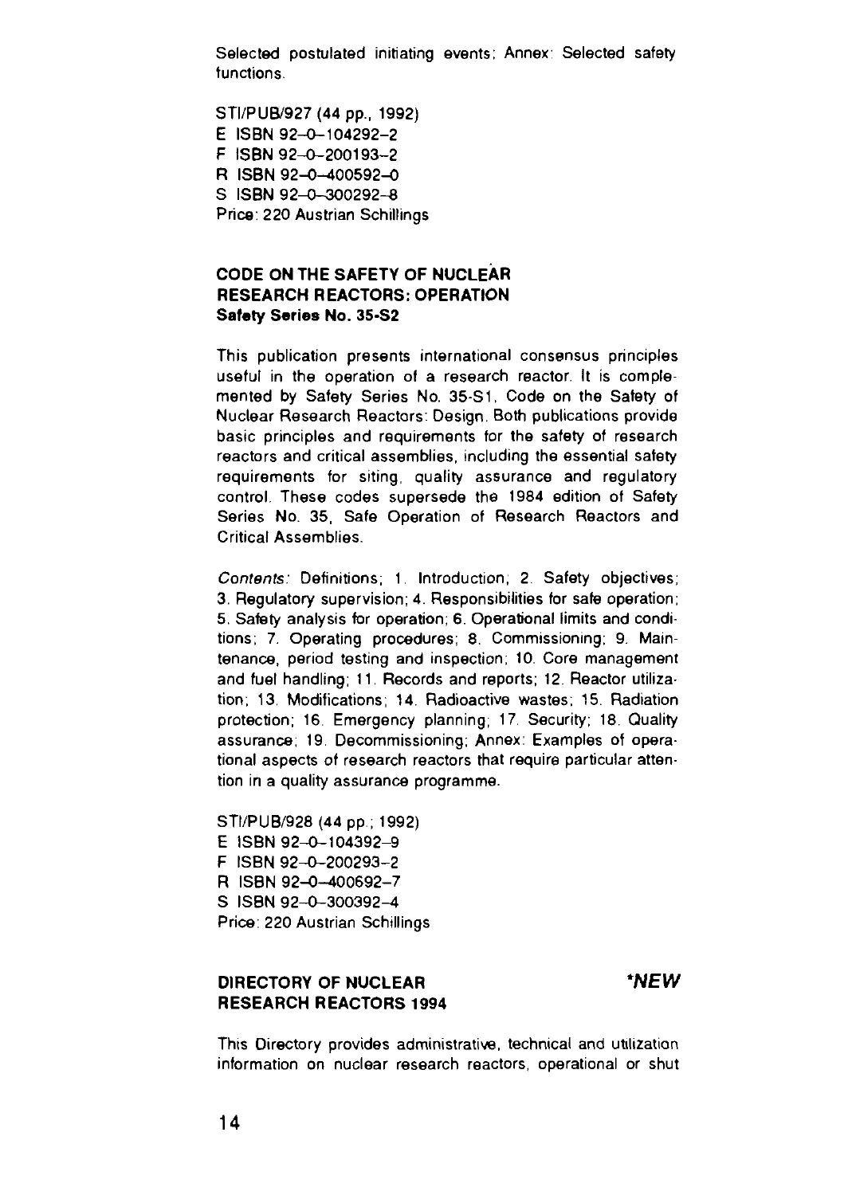Selected postulated initiating events; Annex: Selected safety functions.

STI/PUB/927 (44 pp., 1992)
E ISBN 92–0–104292–2
F ISBN 92–0–200193–2
R ISBN 92–0–400592–0
S ISBN 92–0–300292–8
Price: 220 Austrian Schillings

**CODE ON THE SAFETY OF NUCLEAR RESEARCH REACTORS: OPERATION**
**Safety Series No. 35-S2**

This publication presents international consensus principles useful in the operation of a research reactor. It is complemented by Safety Series No. 35-S1, Code on the Safety of Nuclear Research Reactors: Design. Both publications provide basic principles and requirements for the safety of research reactors and critical assemblies, including the essential safety requirements for siting, quality assurance and regulatory control. These codes supersede the 1984 edition of Safety Series No. 35, Safe Operation of Research Reactors and Critical Assemblies.

*Contents:* Definitions; 1. Introduction; 2. Safety objectives; 3. Regulatory supervision; 4. Responsibilities for safe operation; 5. Safety analysis for operation; 6. Operational limits and conditions; 7. Operating procedures; 8. Commissioning; 9. Maintenance, period testing and inspection; 10. Core management and fuel handling; 11. Records and reports; 12. Reactor utilization; 13. Modifications; 14. Radioactive wastes; 15. Radiation protection; 16. Emergency planning; 17. Security; 18. Quality assurance; 19. Decommissioning; Annex: Examples of operational aspects of research reactors that require particular attention in a quality assurance programme.

STI/PUB/928 (44 pp.; 1992)
E ISBN 92–0–104392–9
F ISBN 92–0–200293–2
R ISBN 92–0–400692–7
S ISBN 92–0–300392–4
Price: 220 Austrian Schillings

**DIRECTORY OF NUCLEAR RESEARCH REACTORS 1994** ***NEW***

This Directory provides administrative, technical and utilization information on nuclear research reactors, operational or shut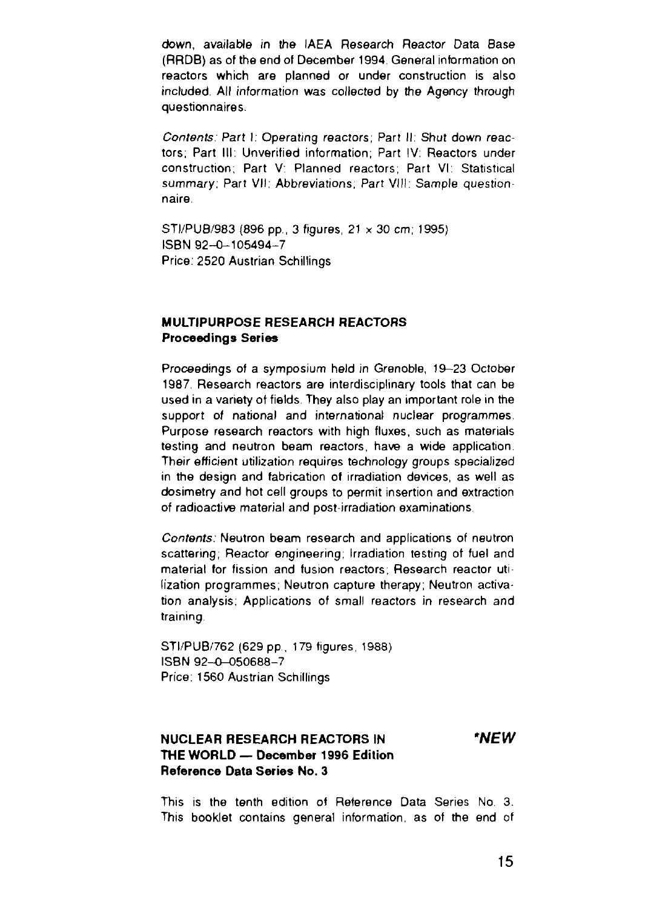down, available in the IAEA Research Reactor Data Base (RRDB) as of the end of December 1994. General information on reactors which are planned or under construction is also included. All information was collected by the Agency through questionnaires.

*Contents:* Part I: Operating reactors; Part II: Shut down reactors; Part III: Unverified information; Part IV: Reactors under construction; Part V: Planned reactors; Part VI: Statistical summary; Part VII: Abbreviations; Part VIII: Sample questionnaire.

STI/PUB/983 (896 pp., 3 figures, 21 × 30 cm; 1995)
ISBN 92-0-105494-7
Price: 2520 Austrian Schillings

**MULTIPURPOSE RESEARCH REACTORS**
**Proceedings Series**

Proceedings of a symposium held in Grenoble, 19–23 October 1987. Research reactors are interdisciplinary tools that can be used in a variety of fields. They also play an important role in the support of national and international nuclear programmes. Purpose research reactors with high fluxes, such as materials testing and neutron beam reactors, have a wide application. Their efficient utilization requires technology groups specialized in the design and fabrication of irradiation devices, as well as dosimetry and hot cell groups to permit insertion and extraction of radioactive material and post-irradiation examinations.

*Contents:* Neutron beam research and applications of neutron scattering; Reactor engineering; Irradiation testing of fuel and material for fission and fusion reactors; Research reactor utilization programmes; Neutron capture therapy; Neutron activation analysis; Applications of small reactors in research and training.

STI/PUB/762 (629 pp., 179 figures, 1988)
ISBN 92-0-050688-7
Price: 1560 Austrian Schillings

**NUCLEAR RESEARCH REACTORS IN THE WORLD — December 1996 Edition** ***NEW**
**Reference Data Series No. 3**

This is the tenth edition of Reference Data Series No. 3. This booklet contains general information, as of the end of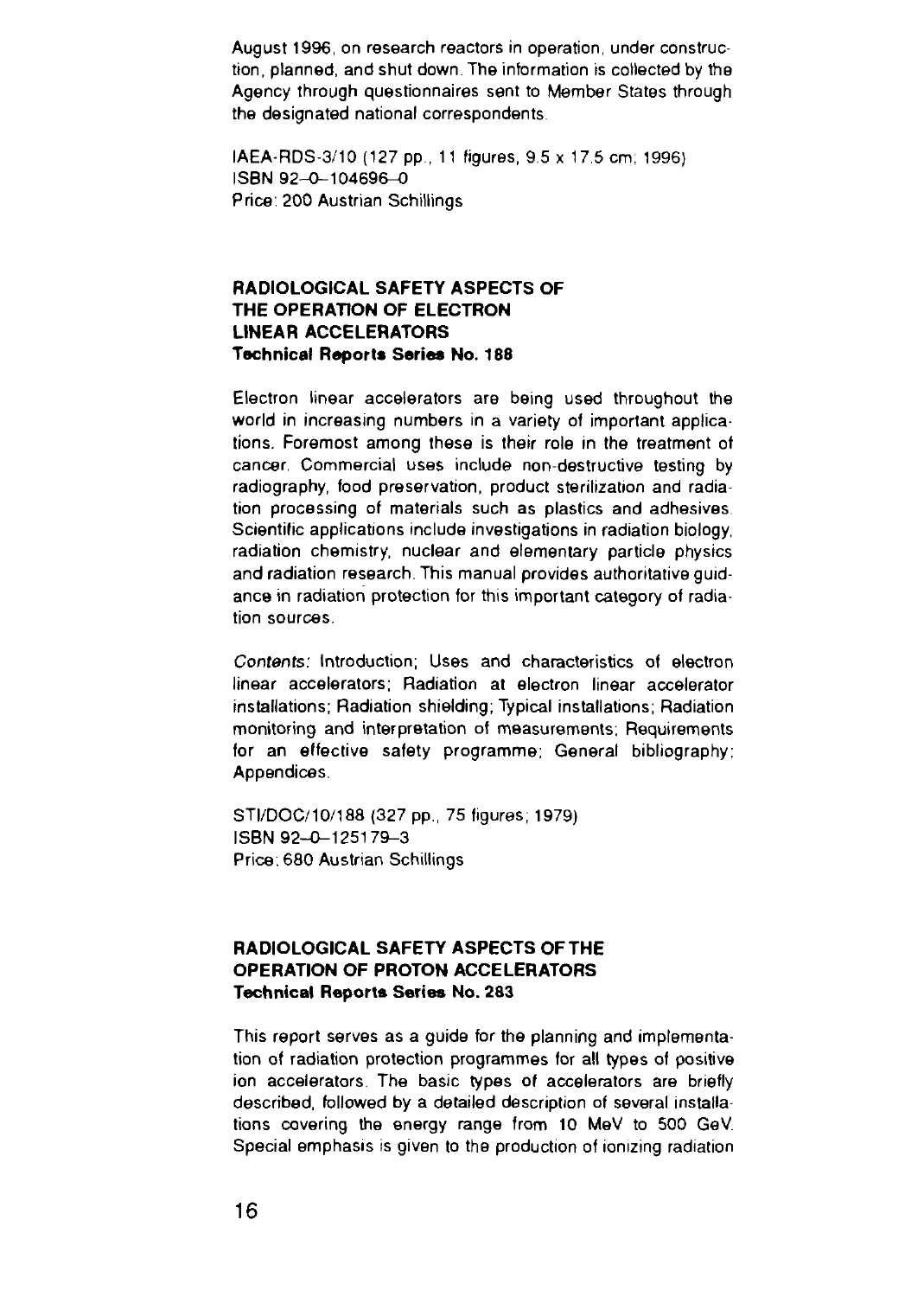August 1996, on research reactors in operation, under construction, planned, and shut down. The information is collected by the Agency through questionnaires sent to Member States through the designated national correspondents.

IAEA-RDS-3/10 (127 pp., 11 figures, 9.5 x 17.5 cm; 1996)
ISBN 92-0-104696-0
Price: 200 Austrian Schillings

## RADIOLOGICAL SAFETY ASPECTS OF THE OPERATION OF ELECTRON LINEAR ACCELERATORS

**Technical Reports Series No. 188**

Electron linear accelerators are being used throughout the world in increasing numbers in a variety of important applications. Foremost among these is their role in the treatment of cancer. Commercial uses include non-destructive testing by radiography, food preservation, product sterilization and radiation processing of materials such as plastics and adhesives. Scientific applications include investigations in radiation biology, radiation chemistry, nuclear and elementary particle physics and radiation research. This manual provides authoritative guidance in radiation protection for this important category of radiation sources.

*Contents:* Introduction; Uses and characteristics of electron linear accelerators; Radiation at electron linear accelerator installations; Radiation shielding; Typical installations; Radiation monitoring and interpretation of measurements; Requirements for an effective safety programme; General bibliography; Appendices.

STI/DOC/10/188 (327 pp., 75 figures; 1979)
ISBN 92-0-125179-3
Price: 680 Austrian Schillings

## RADIOLOGICAL SAFETY ASPECTS OF THE OPERATION OF PROTON ACCELERATORS

**Technical Reports Series No. 283**

This report serves as a guide for the planning and implementation of radiation protection programmes for all types of positive ion accelerators. The basic types of accelerators are briefly described, followed by a detailed description of several installations covering the energy range from 10 MeV to 500 GeV. Special emphasis is given to the production of ionizing radiation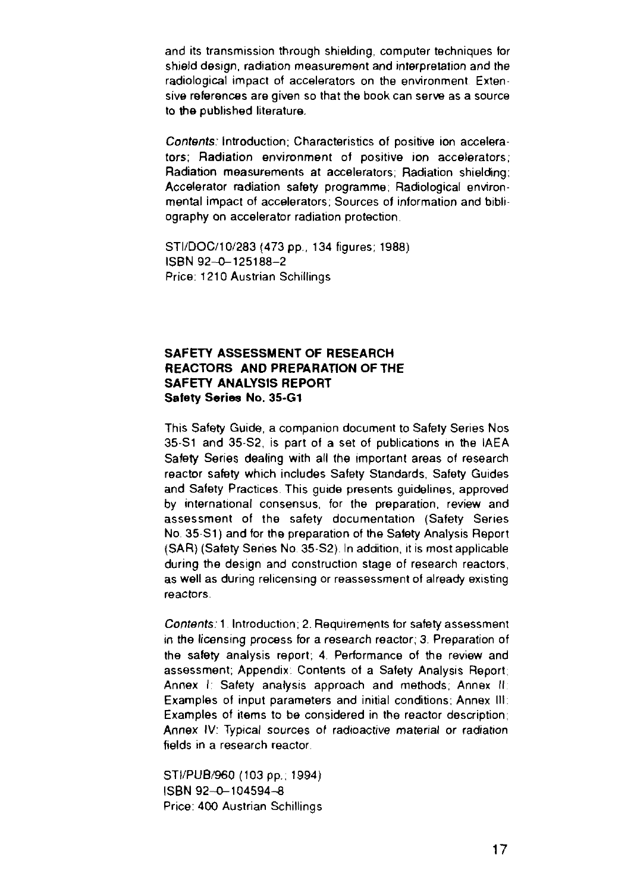and its transmission through shielding, computer techniques for shield design, radiation measurement and interpretation and the radiological impact of accelerators on the environment. Extensive references are given so that the book can serve as a source to the published literature.

*Contents:* Introduction; Characteristics of positive ion accelerators; Radiation environment of positive ion accelerators; Radiation measurements at accelerators; Radiation shielding; Accelerator radiation safety programme; Radiological environmental impact of accelerators; Sources of information and bibliography on accelerator radiation protection.

STI/DOC/10/283 (473 pp., 134 figures; 1988)
ISBN 92-0-125188-2
Price: 1210 Austrian Schillings

**SAFETY ASSESSMENT OF RESEARCH REACTORS AND PREPARATION OF THE SAFETY ANALYSIS REPORT**
**Safety Series No. 35-G1**

This Safety Guide, a companion document to Safety Series Nos 35-S1 and 35-S2, is part of a set of publications in the IAEA Safety Series dealing with all the important areas of research reactor safety which includes Safety Standards, Safety Guides and Safety Practices. This guide presents guidelines, approved by international consensus, for the preparation, review and assessment of the safety documentation (Safety Series No. 35-S1) and for the preparation of the Safety Analysis Report (SAR) (Safety Series No. 35-S2). In addition, it is most applicable during the design and construction stage of research reactors, as well as during relicensing or reassessment of already existing reactors.

*Contents:* 1. Introduction; 2. Requirements for safety assessment in the licensing process for a research reactor; 3. Preparation of the safety analysis report; 4. Performance of the review and assessment; Appendix: Contents of a Safety Analysis Report; Annex I: Safety analysis approach and methods; Annex II: Examples of input parameters and initial conditions; Annex III: Examples of items to be considered in the reactor description; Annex IV: Typical sources of radioactive material or radiation fields in a research reactor.

STI/PUB/960 (103 pp.; 1994)
ISBN 92-0-104594-8
Price: 400 Austrian Schillings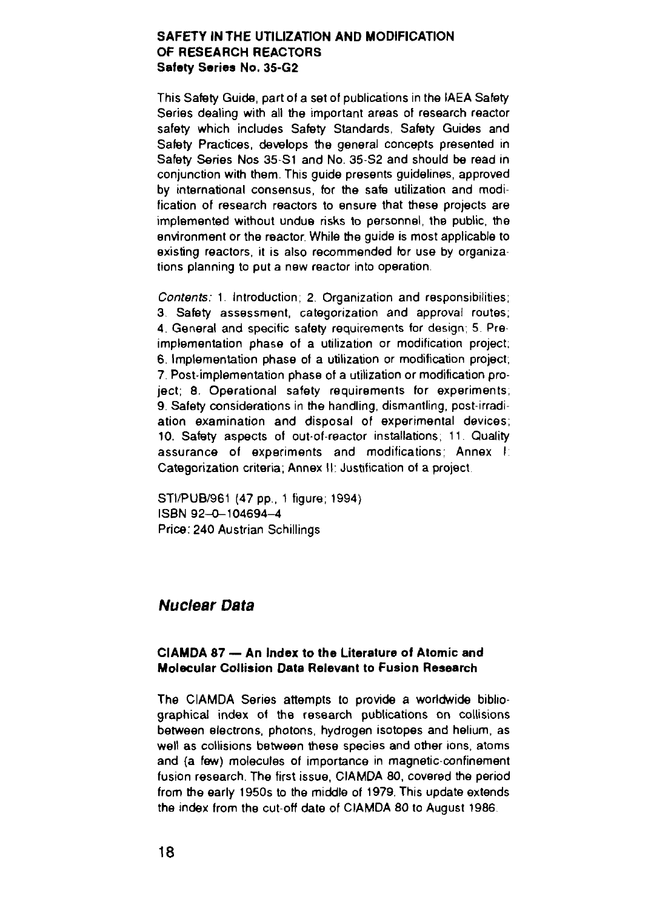**SAFETY IN THE UTILIZATION AND MODIFICATION OF RESEARCH REACTORS**
**Safety Series No. 35-G2**

This Safety Guide, part of a set of publications in the IAEA Safety Series dealing with all the important areas of research reactor safety which includes Safety Standards, Safety Guides and Safety Practices, develops the general concepts presented in Safety Series Nos 35-S1 and No. 35-S2 and should be read in conjunction with them. This guide presents guidelines, approved by international consensus, for the safe utilization and modification of research reactors to ensure that these projects are implemented without undue risks to personnel, the public, the environment or the reactor. While the guide is most applicable to existing reactors, it is also recommended for use by organizations planning to put a new reactor into operation.

*Contents:* 1. Introduction; 2. Organization and responsibilities; 3. Safety assessment, categorization and approval routes; 4. General and specific safety requirements for design; 5. Pre-implementation phase of a utilization or modification project; 6. Implementation phase of a utilization or modification project; 7. Post-implementation phase of a utilization or modification project; 8. Operational safety requirements for experiments; 9. Safety considerations in the handling, dismantling, post-irradiation examination and disposal of experimental devices; 10. Safety aspects of out-of-reactor installations; 11. Quality assurance of experiments and modifications; Annex I: Categorization criteria; Annex II: Justification of a project.

STI/PUB/961 (47 pp., 1 figure; 1994)
ISBN 92-0-104694-4
Price: 240 Austrian Schillings

## *Nuclear Data*

**CIAMDA 87 — An Index to the Literature of Atomic and Molecular Collision Data Relevant to Fusion Research**

The CIAMDA Series attempts to provide a worldwide bibliographical index of the research publications on collisions between electrons, photons, hydrogen isotopes and helium, as well as collisions between these species and other ions, atoms and (a few) molecules of importance in magnetic-confinement fusion research. The first issue, CIAMDA 80, covered the period from the early 1950s to the middle of 1979. This update extends the index from the cut-off date of CIAMDA 80 to August 1986.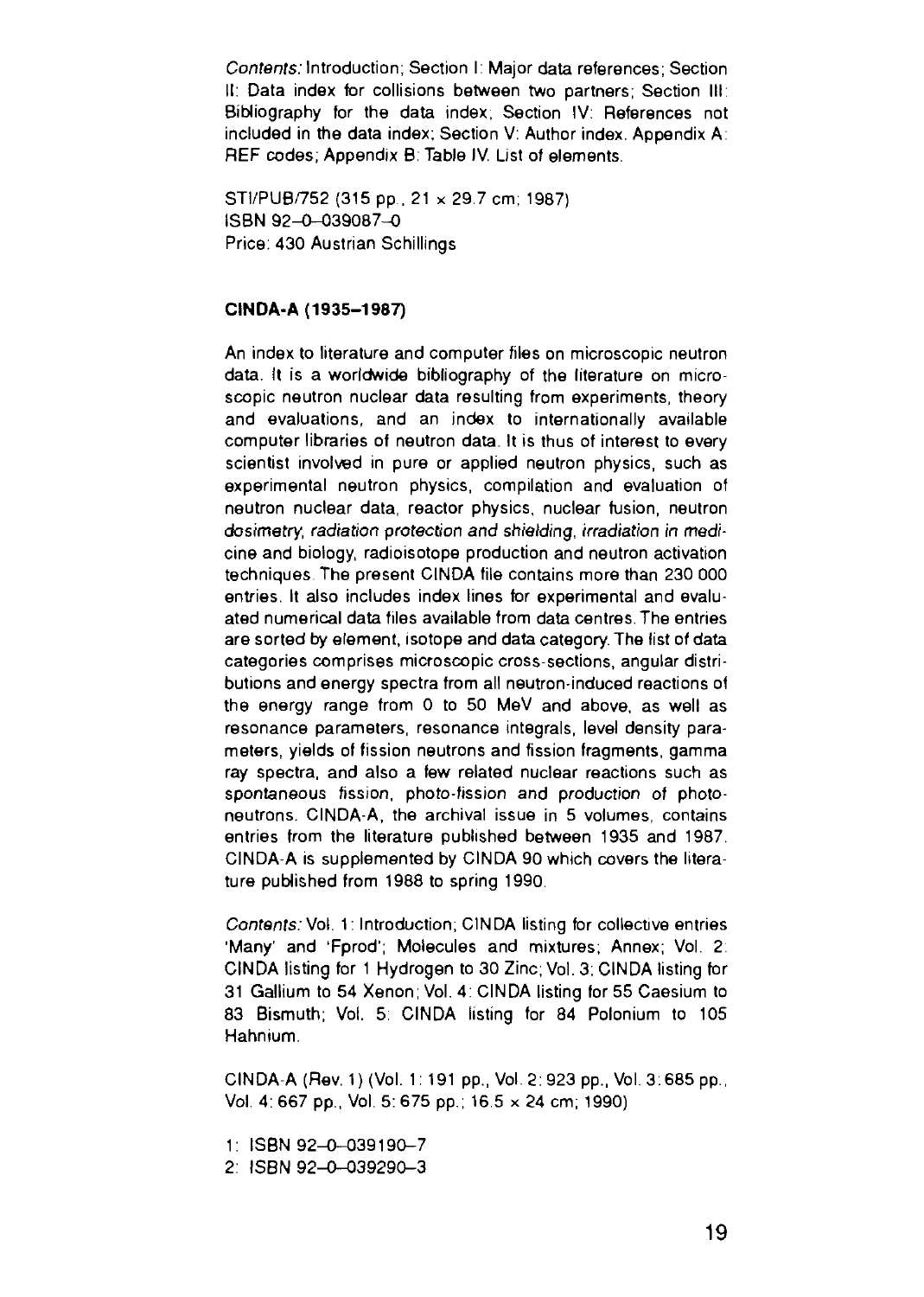*Contents:* Introduction; Section I: Major data references; Section II: Data index for collisions between two partners; Section III: Bibliography for the data index; Section IV: References not included in the data index; Section V: Author index. Appendix A: REF codes; Appendix B: Table IV. List of elements.

STI/PUB/752 (315 pp., 21 × 29.7 cm; 1987)
ISBN 92–0–039087–0
Price: 430 Austrian Schillings

**CINDA-A (1935–1987)**

An index to literature and computer files on microscopic neutron data. It is a worldwide bibliography of the literature on microscopic neutron nuclear data resulting from experiments, theory and evaluations, and an index to internationally available computer libraries of neutron data. It is thus of interest to every scientist involved in pure or applied neutron physics, such as experimental neutron physics, compilation and evaluation of neutron nuclear data, reactor physics, nuclear fusion, neutron dosimetry, radiation protection and shielding, irradiation in medicine and biology, radioisotope production and neutron activation techniques. The present CINDA file contains more than 230 000 entries. It also includes index lines for experimental and evaluated numerical data files available from data centres. The entries are sorted by element, isotope and data category. The list of data categories comprises microscopic cross-sections, angular distributions and energy spectra from all neutron-induced reactions of the energy range from 0 to 50 MeV and above, as well as resonance parameters, resonance integrals, level density parameters, yields of fission neutrons and fission fragments, gamma ray spectra, and also a few related nuclear reactions such as spontaneous fission, photo-fission and production of photoneutrons. CINDA-A, the archival issue in 5 volumes, contains entries from the literature published between 1935 and 1987. CINDA-A is supplemented by CINDA 90 which covers the literature published from 1988 to spring 1990.

*Contents:* Vol. 1: Introduction; CINDA listing for collective entries 'Many' and 'Fprod'; Molecules and mixtures; Annex; Vol. 2: CINDA listing for 1 Hydrogen to 30 Zinc; Vol. 3: CINDA listing for 31 Gallium to 54 Xenon; Vol. 4: CINDA listing for 55 Caesium to 83 Bismuth; Vol. 5: CINDA listing for 84 Polonium to 105 Hahnium.

CINDA-A (Rev. 1) (Vol. 1: 191 pp., Vol. 2: 923 pp., Vol. 3: 685 pp., Vol. 4: 667 pp., Vol. 5: 675 pp.; 16.5 × 24 cm; 1990)

1: ISBN 92–0–039190–7
2: ISBN 92–0–039290–3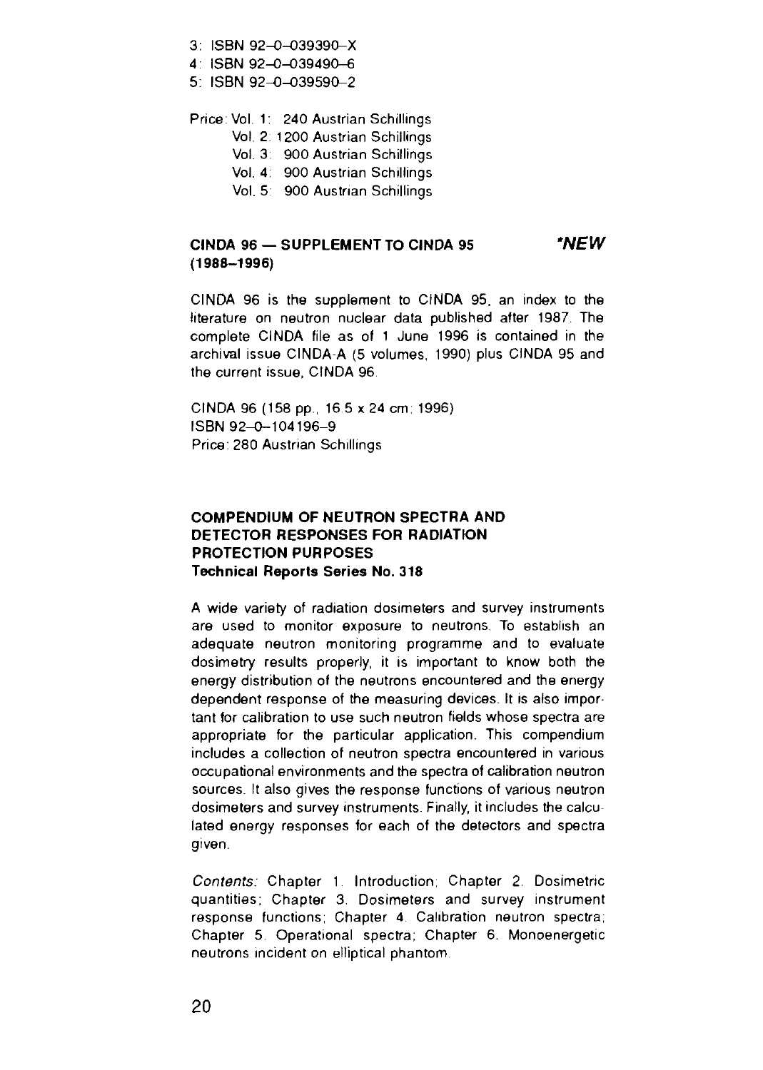3: ISBN 92-0-039390-X
4: ISBN 92-0-039490-6
5: ISBN 92-0-039590-2

Price: Vol. 1: 240 Austrian Schillings
Vol. 2: 1200 Austrian Schillings
Vol. 3: 900 Austrian Schillings
Vol. 4: 900 Austrian Schillings
Vol. 5: 900 Austrian Schillings

### CINDA 96 — SUPPLEMENT TO CINDA 95 (1988–1996) *\*NEW*

CINDA 96 is the supplement to CINDA 95, an index to the literature on neutron nuclear data published after 1987. The complete CINDA file as of 1 June 1996 is contained in the archival issue CINDA-A (5 volumes, 1990) plus CINDA 95 and the current issue, CINDA 96.

CINDA 96 (158 pp., 16.5 x 24 cm; 1996)
ISBN 92-0-104196-9
Price: 280 Austrian Schillings

### COMPENDIUM OF NEUTRON SPECTRA AND DETECTOR RESPONSES FOR RADIATION PROTECTION PURPOSES
**Technical Reports Series No. 318**

A wide variety of radiation dosimeters and survey instruments are used to monitor exposure to neutrons. To establish an adequate neutron monitoring programme and to evaluate dosimetry results properly, it is important to know both the energy distribution of the neutrons encountered and the energy dependent response of the measuring devices. It is also important for calibration to use such neutron fields whose spectra are appropriate for the particular application. This compendium includes a collection of neutron spectra encountered in various occupational environments and the spectra of calibration neutron sources. It also gives the response functions of various neutron dosimeters and survey instruments. Finally, it includes the calculated energy responses for each of the detectors and spectra given.

*Contents:* Chapter 1. Introduction; Chapter 2. Dosimetric quantities; Chapter 3. Dosimeters and survey instrument response functions; Chapter 4. Calibration neutron spectra; Chapter 5. Operational spectra; Chapter 6. Monoenergetic neutrons incident on elliptical phantom.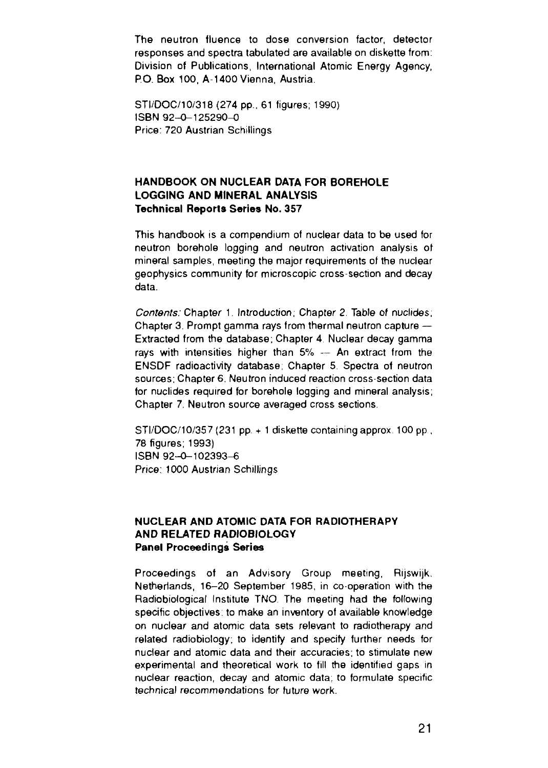The neutron fluence to dose conversion factor, detector responses and spectra tabulated are available on diskette from: Division of Publications, International Atomic Energy Agency, P.O. Box 100, A-1400 Vienna, Austria.

STI/DOC/10/318 (274 pp., 61 figures; 1990)
ISBN 92–0–125290–0
Price: 720 Austrian Schillings

### HANDBOOK ON NUCLEAR DATA FOR BOREHOLE LOGGING AND MINERAL ANALYSIS
**Technical Reports Series No. 357**

This handbook is a compendium of nuclear data to be used for neutron borehole logging and neutron activation analysis of mineral samples, meeting the major requirements of the nuclear geophysics community for microscopic cross-section and decay data.

*Contents:* Chapter 1. Introduction; Chapter 2. Table of nuclides; Chapter 3. Prompt gamma rays from thermal neutron capture — Extracted from the database; Chapter 4. Nuclear decay gamma rays with intensities higher than 5% — An extract from the ENSDF radioactivity database; Chapter 5. Spectra of neutron sources; Chapter 6. Neutron induced reaction cross-section data for nuclides required for borehole logging and mineral analysis; Chapter 7. Neutron source averaged cross sections.

STI/DOC/10/357 (231 pp. + 1 diskette containing approx. 100 pp., 78 figures; 1993)
ISBN 92–0–102393–6
Price: 1000 Austrian Schillings

### NUCLEAR AND ATOMIC DATA FOR RADIOTHERAPY AND RELATED RADIOBIOLOGY
**Panel Proceedings Series**

Proceedings of an Advisory Group meeting, Rijswijk, Netherlands, 16–20 September 1985, in co-operation with the Radiobiological Institute TNO. The meeting had the following specific objectives: to make an inventory of available knowledge on nuclear and atomic data sets relevant to radiotherapy and related radiobiology; to identify and specify further needs for nuclear and atomic data and their accuracies; to stimulate new experimental and theoretical work to fill the identified gaps in nuclear reaction, decay and atomic data; to formulate specific technical recommendations for future work.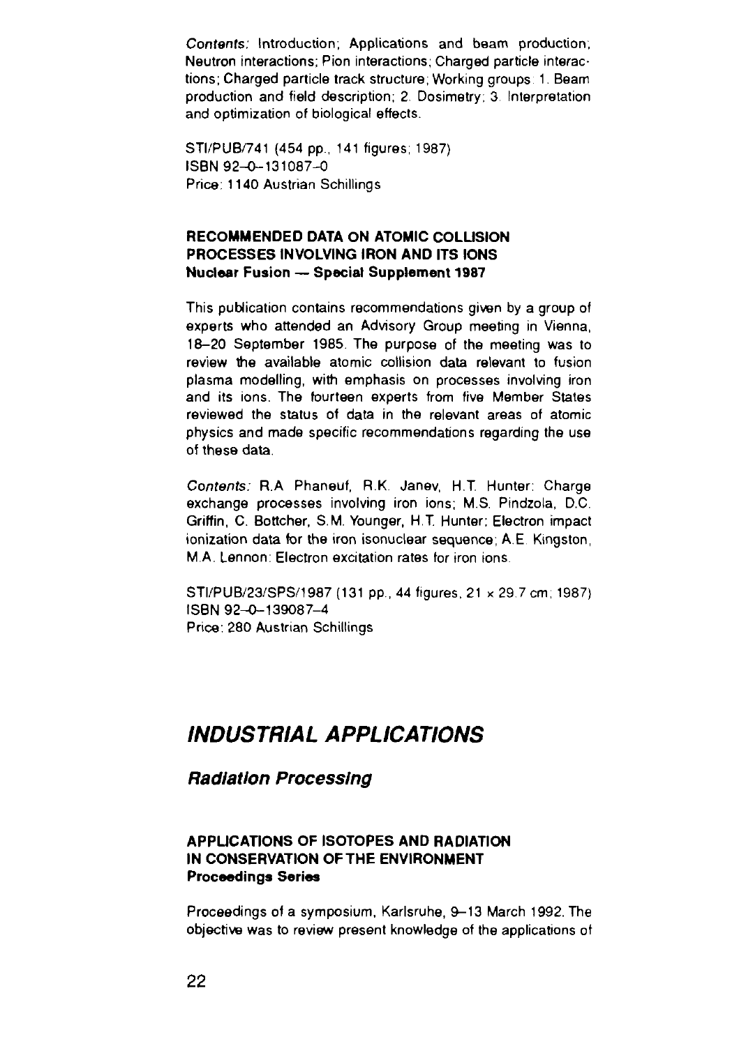*Contents:* Introduction; Applications and beam production; Neutron interactions; Pion interactions; Charged particle interactions; Charged particle track structure; Working groups: 1. Beam production and field description; 2. Dosimetry; 3. Interpretation and optimization of biological effects.

STI/PUB/741 (454 pp., 141 figures; 1987)
ISBN 92-0-131087-0
Price: 1140 Austrian Schillings

**RECOMMENDED DATA ON ATOMIC COLLISION PROCESSES INVOLVING IRON AND ITS IONS**
**Nuclear Fusion — Special Supplement 1987**

This publication contains recommendations given by a group of experts who attended an Advisory Group meeting in Vienna, 18–20 September 1985. The purpose of the meeting was to review the available atomic collision data relevant to fusion plasma modelling, with emphasis on processes involving iron and its ions. The fourteen experts from five Member States reviewed the status of data in the relevant areas of atomic physics and made specific recommendations regarding the use of these data.

*Contents:* R.A. Phaneuf, R.K. Janev, H.T. Hunter: Charge exchange processes involving iron ions; M.S. Pindzola, D.C. Griffin, C. Bottcher, S.M. Younger, H.T. Hunter: Electron impact ionization data for the iron isonuclear sequence; A.E. Kingston, M.A. Lennon: Electron excitation rates for iron ions.

STI/PUB/23/SPS/1987 (131 pp., 44 figures, 21 × 29.7 cm; 1987)
ISBN 92-0-139087-4
Price: 280 Austrian Schillings

# *INDUSTRIAL APPLICATIONS*

## *Radiation Processing*

**APPLICATIONS OF ISOTOPES AND RADIATION IN CONSERVATION OF THE ENVIRONMENT**
**Proceedings Series**

Proceedings of a symposium, Karlsruhe, 9–13 March 1992. The objective was to review present knowledge of the applications of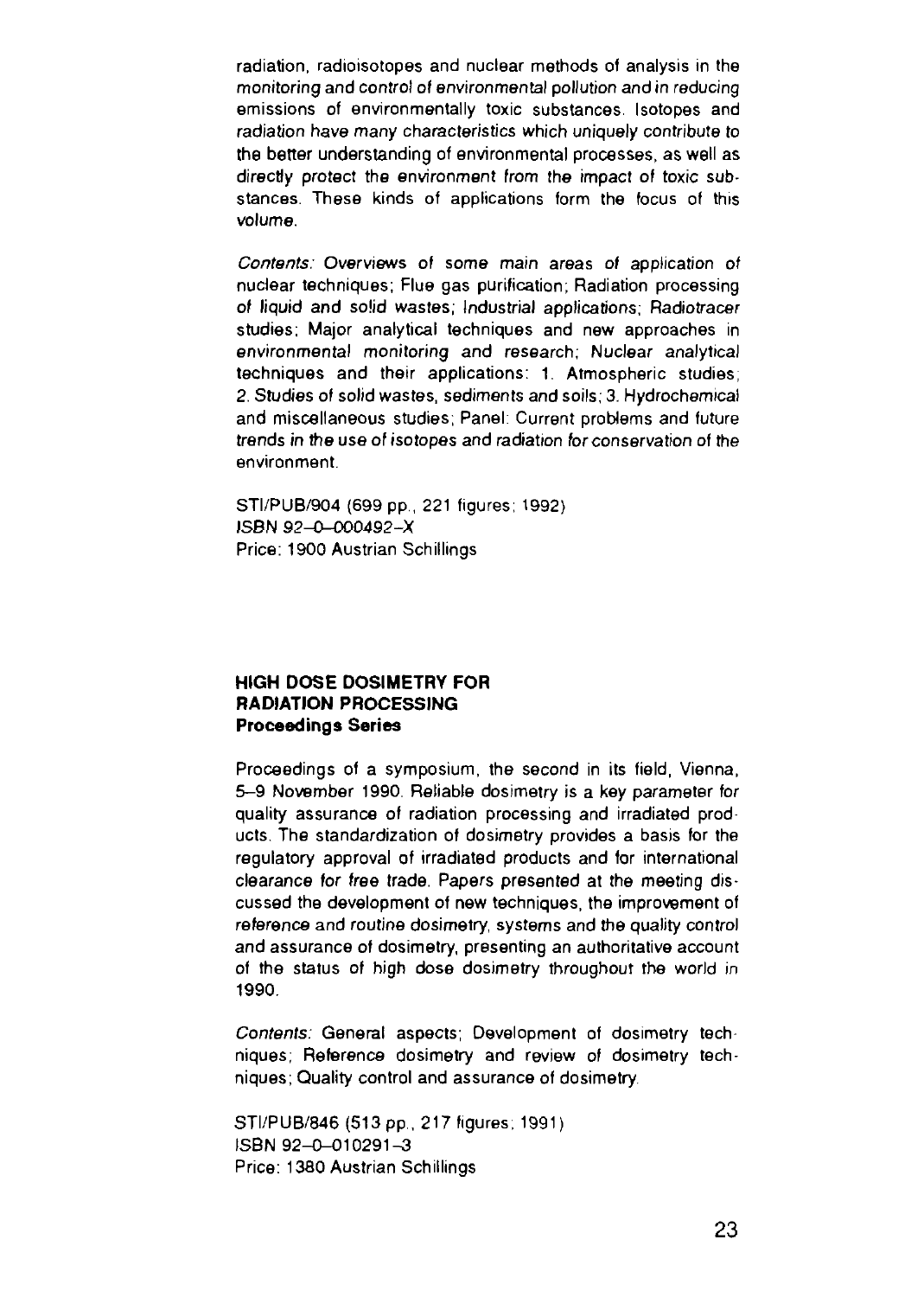radiation, radioisotopes and nuclear methods of analysis in the monitoring and control of environmental pollution and in reducing emissions of environmentally toxic substances. Isotopes and radiation have many characteristics which uniquely contribute to the better understanding of environmental processes, as well as directly protect the environment from the impact of toxic substances. These kinds of applications form the focus of this volume.

*Contents:* Overviews of some main areas of application of nuclear techniques; Flue gas purification; Radiation processing of liquid and solid wastes; Industrial applications; Radiotracer studies; Major analytical techniques and new approaches in environmental monitoring and research; Nuclear analytical techniques and their applications: 1. Atmospheric studies; 2. Studies of solid wastes, sediments and soils; 3. Hydrochemical and miscellaneous studies; Panel: Current problems and future trends in the use of isotopes and radiation for conservation of the environment.

STI/PUB/904 (699 pp., 221 figures; 1992)
ISBN 92–0–000492–X
Price: 1900 Austrian Schillings

**HIGH DOSE DOSIMETRY FOR RADIATION PROCESSING**
**Proceedings Series**

Proceedings of a symposium, the second in its field, Vienna, 5–9 November 1990. Reliable dosimetry is a key parameter for quality assurance of radiation processing and irradiated products. The standardization of dosimetry provides a basis for the regulatory approval of irradiated products and for international clearance for free trade. Papers presented at the meeting discussed the development of new techniques, the improvement of reference and routine dosimetry, systems and the quality control and assurance of dosimetry, presenting an authoritative account of the status of high dose dosimetry throughout the world in 1990.

*Contents:* General aspects; Development of dosimetry techniques; Reference dosimetry and review of dosimetry techniques; Quality control and assurance of dosimetry.

STI/PUB/846 (513 pp., 217 figures; 1991)
ISBN 92–0–010291–3
Price: 1380 Austrian Schillings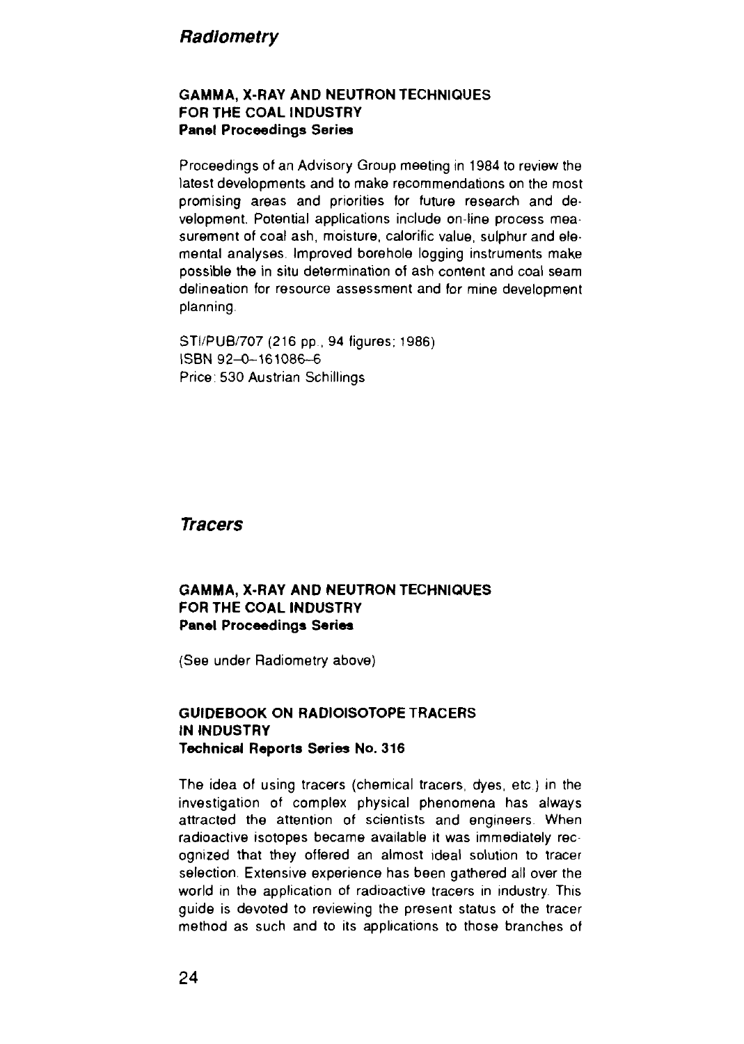## *Radiometry*

### GAMMA, X-RAY AND NEUTRON TECHNIQUES FOR THE COAL INDUSTRY
**Panel Proceedings Series**

Proceedings of an Advisory Group meeting in 1984 to review the latest developments and to make recommendations on the most promising areas and priorities for future research and development. Potential applications include on-line process measurement of coal ash, moisture, calorific value, sulphur and elemental analyses. Improved borehole logging instruments make possible the in situ determination of ash content and coal seam delineation for resource assessment and for mine development planning.

STI/PUB/707 (216 pp., 94 figures; 1986)
ISBN 92–0–161086–6
Price: 530 Austrian Schillings

## *Tracers*

### GAMMA, X-RAY AND NEUTRON TECHNIQUES FOR THE COAL INDUSTRY
**Panel Proceedings Series**

(See under Radiometry above)

### GUIDEBOOK ON RADIOISOTOPE TRACERS IN INDUSTRY
**Technical Reports Series No. 316**

The idea of using tracers (chemical tracers, dyes, etc.) in the investigation of complex physical phenomena has always attracted the attention of scientists and engineers. When radioactive isotopes became available it was immediately recognized that they offered an almost ideal solution to tracer selection. Extensive experience has been gathered all over the world in the application of radioactive tracers in industry. This guide is devoted to reviewing the present status of the tracer method as such and to its applications to those branches of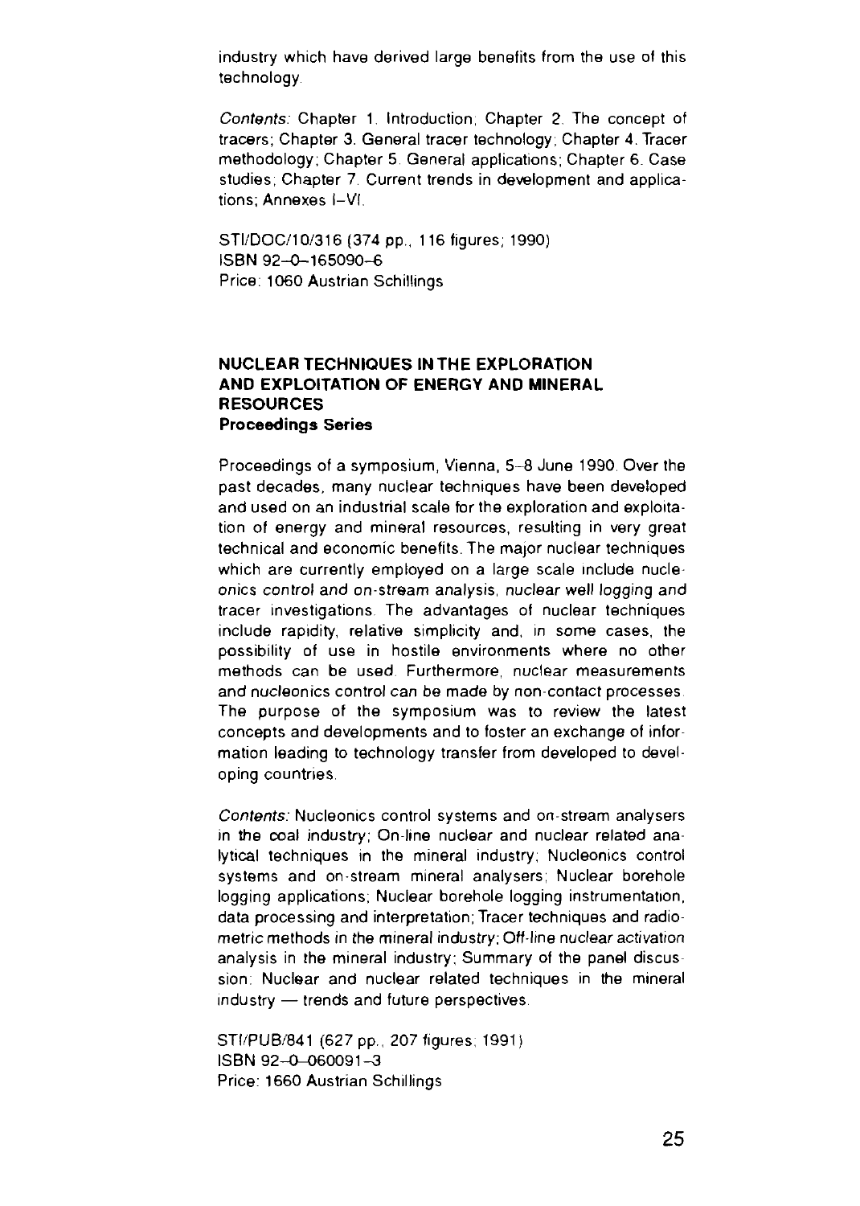industry which have derived large benefits from the use of this technology.

*Contents:* Chapter 1. Introduction; Chapter 2. The concept of tracers; Chapter 3. General tracer technology; Chapter 4. Tracer methodology; Chapter 5. General applications; Chapter 6. Case studies; Chapter 7. Current trends in development and applications; Annexes I–VI.

STI/DOC/10/316 (374 pp., 116 figures; 1990)
ISBN 92–0–165090–6
Price: 1060 Austrian Schillings

**NUCLEAR TECHNIQUES IN THE EXPLORATION AND EXPLOITATION OF ENERGY AND MINERAL RESOURCES**
**Proceedings Series**

Proceedings of a symposium, Vienna, 5–8 June 1990. Over the past decades, many nuclear techniques have been developed and used on an industrial scale for the exploration and exploitation of energy and mineral resources, resulting in very great technical and economic benefits. The major nuclear techniques which are currently employed on a large scale include nucleonics control and on-stream analysis, nuclear well logging and tracer investigations. The advantages of nuclear techniques include rapidity, relative simplicity and, in some cases, the possibility of use in hostile environments where no other methods can be used. Furthermore, nuclear measurements and nucleonics control can be made by non-contact processes. The purpose of the symposium was to review the latest concepts and developments and to foster an exchange of information leading to technology transfer from developed to developing countries.

*Contents:* Nucleonics control systems and on-stream analysers in the coal industry; On-line nuclear and nuclear related analytical techniques in the mineral industry; Nucleonics control systems and on-stream mineral analysers; Nuclear borehole logging applications; Nuclear borehole logging instrumentation, data processing and interpretation; Tracer techniques and radiometric methods in the mineral industry; Off-line nuclear activation analysis in the mineral industry; Summary of the panel discussion: Nuclear and nuclear related techniques in the mineral industry — trends and future perspectives.

STI/PUB/841 (627 pp., 207 figures; 1991)
ISBN 92–0–060091–3
Price: 1660 Austrian Schillings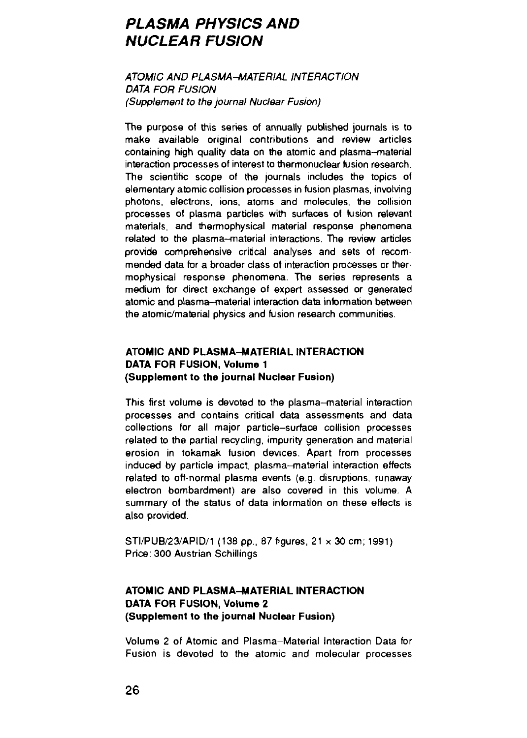# PLASMA PHYSICS AND NUCLEAR FUSION

*ATOMIC AND PLASMA–MATERIAL INTERACTION DATA FOR FUSION*
*(Supplement to the journal Nuclear Fusion)*

The purpose of this series of annually published journals is to make available original contributions and review articles containing high quality data on the atomic and plasma–material interaction processes of interest to thermonuclear fusion research. The scientific scope of the journals includes the topics of elementary atomic collision processes in fusion plasmas, involving photons, electrons, ions, atoms and molecules, the collision processes of plasma particles with surfaces of fusion relevant materials, and thermophysical material response phenomena related to the plasma–material interactions. The review articles provide comprehensive critical analyses and sets of recommended data for a broader class of interaction processes or thermophysical response phenomena. The series represents a medium for direct exchange of expert assessed or generated atomic and plasma–material interaction data information between the atomic/material physics and fusion research communities.

**ATOMIC AND PLASMA–MATERIAL INTERACTION DATA FOR FUSION, Volume 1**
**(Supplement to the journal Nuclear Fusion)**

This first volume is devoted to the plasma–material interaction processes and contains critical data assessments and data collections for all major particle–surface collision processes related to the partial recycling, impurity generation and material erosion in tokamak fusion devices. Apart from processes induced by particle impact, plasma–material interaction effects related to off-normal plasma events (e.g. disruptions, runaway electron bombardment) are also covered in this volume. A summary of the status of data information on these effects is also provided.

STI/PUB/23/APID/1 (138 pp., 87 figures, 21 × 30 cm; 1991)
Price: 300 Austrian Schillings

**ATOMIC AND PLASMA–MATERIAL INTERACTION DATA FOR FUSION, Volume 2**
**(Supplement to the journal Nuclear Fusion)**

Volume 2 of Atomic and Plasma–Material Interaction Data for Fusion is devoted to the atomic and molecular processes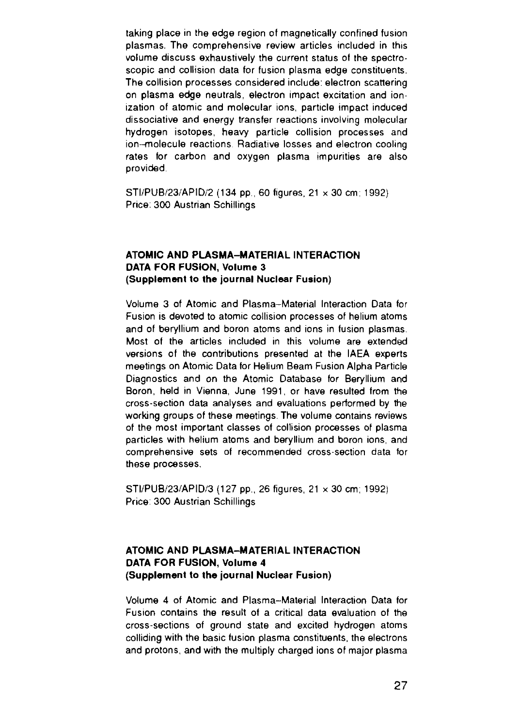taking place in the edge region of magnetically confined fusion plasmas. The comprehensive review articles included in this volume discuss exhaustively the current status of the spectroscopic and collision data for fusion plasma edge constituents. The collision processes considered include: electron scattering on plasma edge neutrals, electron impact excitation and ionization of atomic and molecular ions, particle impact induced dissociative and energy transfer reactions involving molecular hydrogen isotopes, heavy particle collision processes and ion–molecule reactions. Radiative losses and electron cooling rates for carbon and oxygen plasma impurities are also provided.

STI/PUB/23/APID/2 (134 pp., 60 figures, 21 × 30 cm; 1992)
Price: 300 Austrian Schillings

### ATOMIC AND PLASMA–MATERIAL INTERACTION DATA FOR FUSION, Volume 3 (Supplement to the journal Nuclear Fusion)

Volume 3 of Atomic and Plasma–Material Interaction Data for Fusion is devoted to atomic collision processes of helium atoms and of beryllium and boron atoms and ions in fusion plasmas. Most of the articles included in this volume are extended versions of the contributions presented at the IAEA experts meetings on Atomic Data for Helium Beam Fusion Alpha Particle Diagnostics and on the Atomic Database for Beryllium and Boron, held in Vienna, June 1991, or have resulted from the cross-section data analyses and evaluations performed by the working groups of these meetings. The volume contains reviews of the most important classes of collision processes of plasma particles with helium atoms and beryllium and boron ions, and comprehensive sets of recommended cross-section data for these processes.

STI/PUB/23/APID/3 (127 pp., 26 figures, 21 × 30 cm; 1992)
Price: 300 Austrian Schillings

### ATOMIC AND PLASMA–MATERIAL INTERACTION DATA FOR FUSION, Volume 4 (Supplement to the journal Nuclear Fusion)

Volume 4 of Atomic and Plasma–Material Interaction Data for Fusion contains the result of a critical data evaluation of the cross-sections of ground state and excited hydrogen atoms colliding with the basic fusion plasma constituents, the electrons and protons, and with the multiply charged ions of major plasma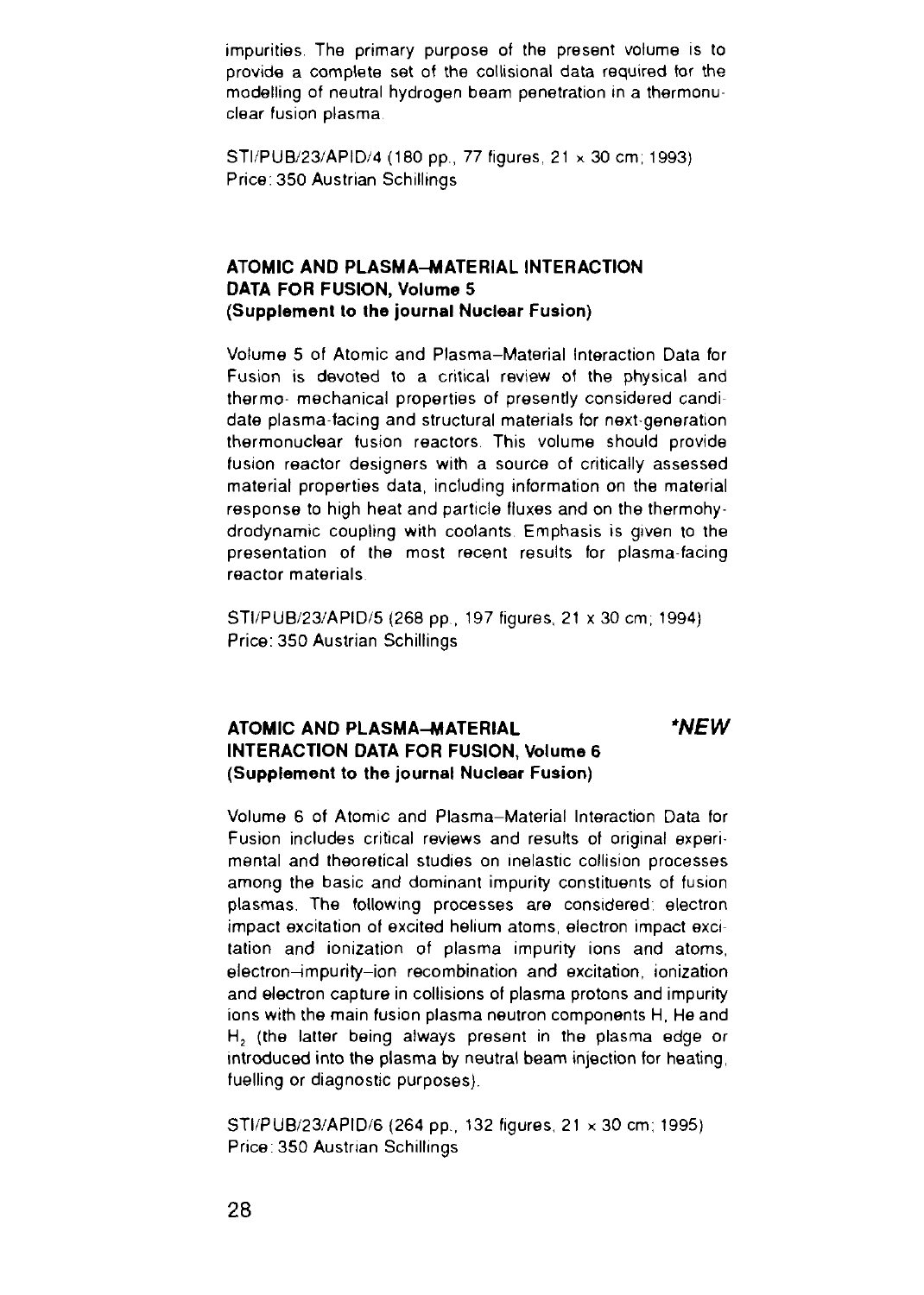impurities. The primary purpose of the present volume is to provide a complete set of the collisional data required for the modelling of neutral hydrogen beam penetration in a thermonuclear fusion plasma.

STI/PUB/23/APID/4 (180 pp., 77 figures, 21 × 30 cm; 1993)
Price: 350 Austrian Schillings

**ATOMIC AND PLASMA–MATERIAL INTERACTION DATA FOR FUSION, Volume 5**
**(Supplement to the journal Nuclear Fusion)**

Volume 5 of Atomic and Plasma–Material Interaction Data for Fusion is devoted to a critical review of the physical and thermo-mechanical properties of presently considered candidate plasma-facing and structural materials for next-generation thermonuclear fusion reactors. This volume should provide fusion reactor designers with a source of critically assessed material properties data, including information on the material response to high heat and particle fluxes and on the thermohydrodynamic coupling with coolants. Emphasis is given to the presentation of the most recent results for plasma-facing reactor materials.

STI/PUB/23/APID/5 (268 pp., 197 figures, 21 x 30 cm; 1994)
Price: 350 Austrian Schillings

**ATOMIC AND PLASMA–MATERIAL INTERACTION DATA FOR FUSION, Volume 6** ***NEW**
**(Supplement to the journal Nuclear Fusion)**

Volume 6 of Atomic and Plasma–Material Interaction Data for Fusion includes critical reviews and results of original experimental and theoretical studies on inelastic collision processes among the basic and dominant impurity constituents of fusion plasmas. The following processes are considered: electron impact excitation of excited helium atoms, electron impact excitation and ionization of plasma impurity ions and atoms, electron–impurity–ion recombination and excitation, ionization and electron capture in collisions of plasma protons and impurity ions with the main fusion plasma neutron components H, He and $H_2$ (the latter being always present in the plasma edge or introduced into the plasma by neutral beam injection for heating, fuelling or diagnostic purposes).

STI/PUB/23/APID/6 (264 pp., 132 figures, 21 × 30 cm; 1995)
Price: 350 Austrian Schillings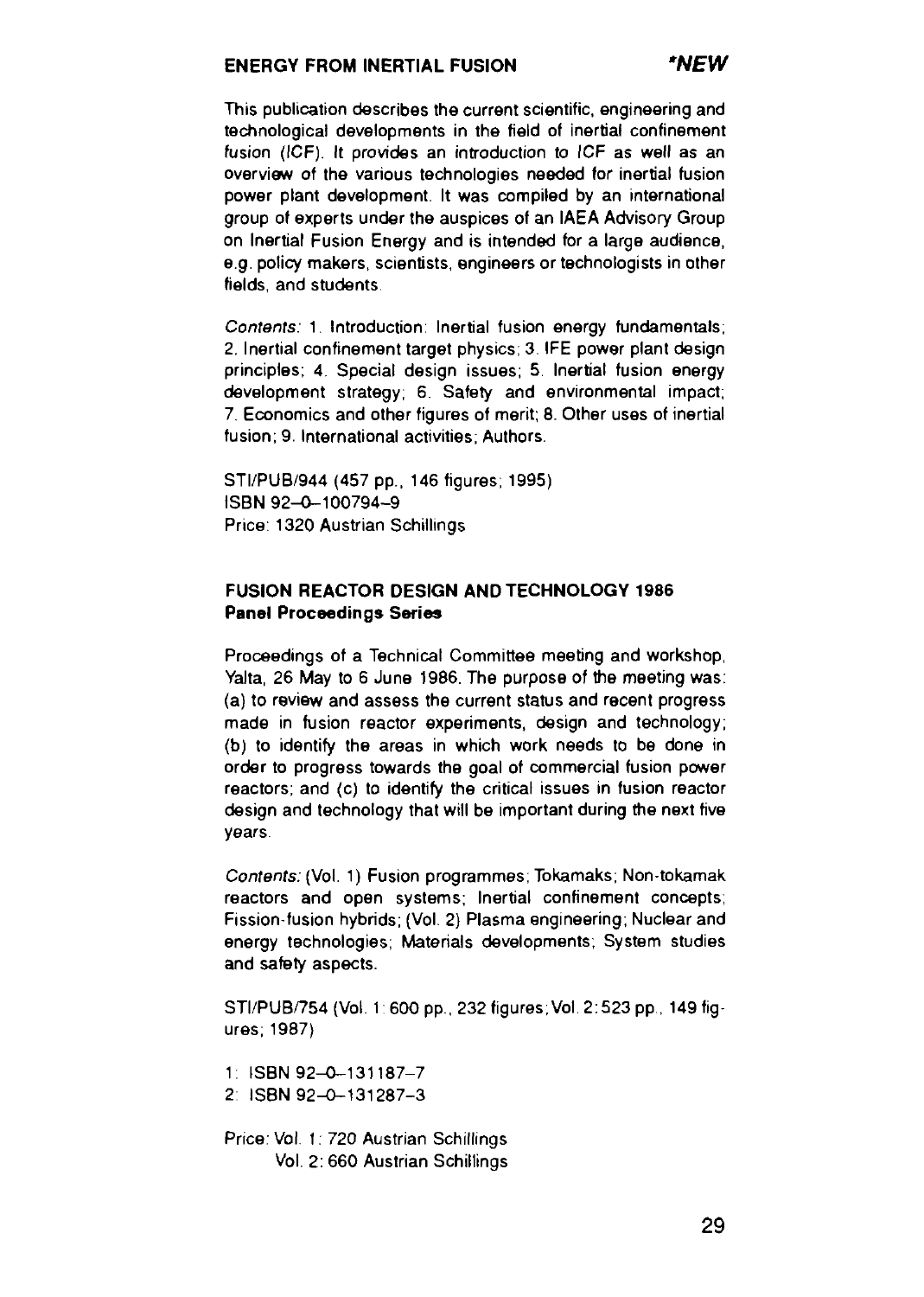## ENERGY FROM INERTIAL FUSION *NEW

This publication describes the current scientific, engineering and technological developments in the field of inertial confinement fusion (ICF). It provides an introduction to ICF as well as an overview of the various technologies needed for inertial fusion power plant development. It was compiled by an international group of experts under the auspices of an IAEA Advisory Group on Inertial Fusion Energy and is intended for a large audience, e.g. policy makers, scientists, engineers or technologists in other fields, and students.

*Contents:* 1. Introduction: Inertial fusion energy fundamentals; 2. Inertial confinement target physics; 3. IFE power plant design principles; 4. Special design issues; 5. Inertial fusion energy development strategy; 6. Safety and environmental impact; 7. Economics and other figures of merit; 8. Other uses of inertial fusion; 9. International activities; Authors.

STI/PUB/944 (457 pp., 146 figures; 1995)
ISBN 92-0-100794-9
Price: 1320 Austrian Schillings

## FUSION REACTOR DESIGN AND TECHNOLOGY 1986
**Panel Proceedings Series**

Proceedings of a Technical Committee meeting and workshop, Yalta, 26 May to 6 June 1986. The purpose of the meeting was: (a) to review and assess the current status and recent progress made in fusion reactor experiments, design and technology; (b) to identify the areas in which work needs to be done in order to progress towards the goal of commercial fusion power reactors; and (c) to identify the critical issues in fusion reactor design and technology that will be important during the next five years.

*Contents:* (Vol. 1) Fusion programmes; Tokamaks; Non-tokamak reactors and open systems; Inertial confinement concepts; Fission-fusion hybrids; (Vol. 2) Plasma engineering; Nuclear and energy technologies; Materials developments; System studies and safety aspects.

STI/PUB/754 (Vol. 1: 600 pp., 232 figures; Vol. 2: 523 pp., 149 figures; 1987)

1: ISBN 92-0-131187-7
2: ISBN 92-0-131287-3

Price: Vol. 1: 720 Austrian Schillings
Vol. 2: 660 Austrian Schillings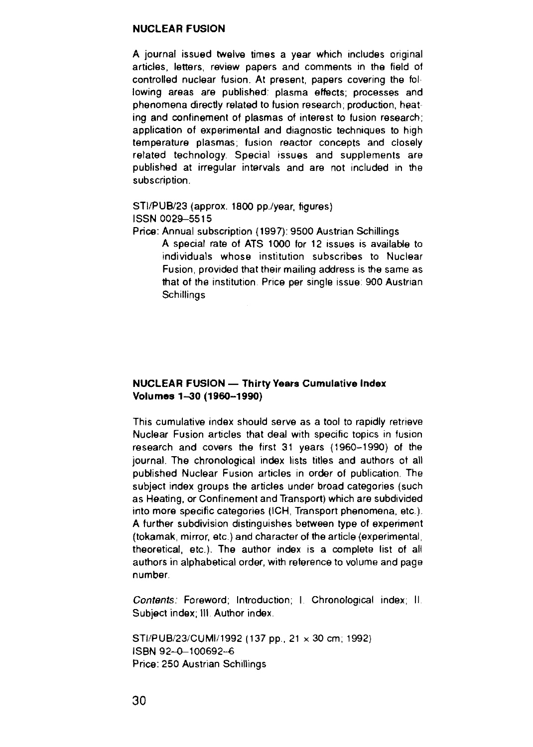## NUCLEAR FUSION

A journal issued twelve times a year which includes original articles, letters, review papers and comments in the field of controlled nuclear fusion. At present, papers covering the following areas are published: plasma effects; processes and phenomena directly related to fusion research; production, heating and confinement of plasmas of interest to fusion research; application of experimental and diagnostic techniques to high temperature plasmas; fusion reactor concepts and closely related technology. Special issues and supplements are published at irregular intervals and are not included in the subscription.

STI/PUB/23 (approx. 1800 pp./year, figures)
ISSN 0029–5515
Price: Annual subscription (1997): 9500 Austrian Schillings
A special rate of ATS 1000 for 12 issues is available to individuals whose institution subscribes to Nuclear Fusion, provided that their mailing address is the same as that of the institution. Price per single issue: 900 Austrian Schillings

## NUCLEAR FUSION — Thirty Years Cumulative Index Volumes 1–30 (1960–1990)

This cumulative index should serve as a tool to rapidly retrieve Nuclear Fusion articles that deal with specific topics in fusion research and covers the first 31 years (1960–1990) of the journal. The chronological index lists titles and authors of all published Nuclear Fusion articles in order of publication. The subject index groups the articles under broad categories (such as Heating, or Confinement and Transport) which are subdivided into more specific categories (ICH, Transport phenomena, etc.). A further subdivision distinguishes between type of experiment (tokamak, mirror, etc.) and character of the article (experimental, theoretical, etc.). The author index is a complete list of all authors in alphabetical order, with reference to volume and page number.

*Contents:* Foreword; Introduction; I. Chronological index; II. Subject index; III. Author index.

STI/PUB/23/CUMI/1992 (137 pp., 21 × 30 cm; 1992)
ISBN 92–0–100692–6
Price: 250 Austrian Schillings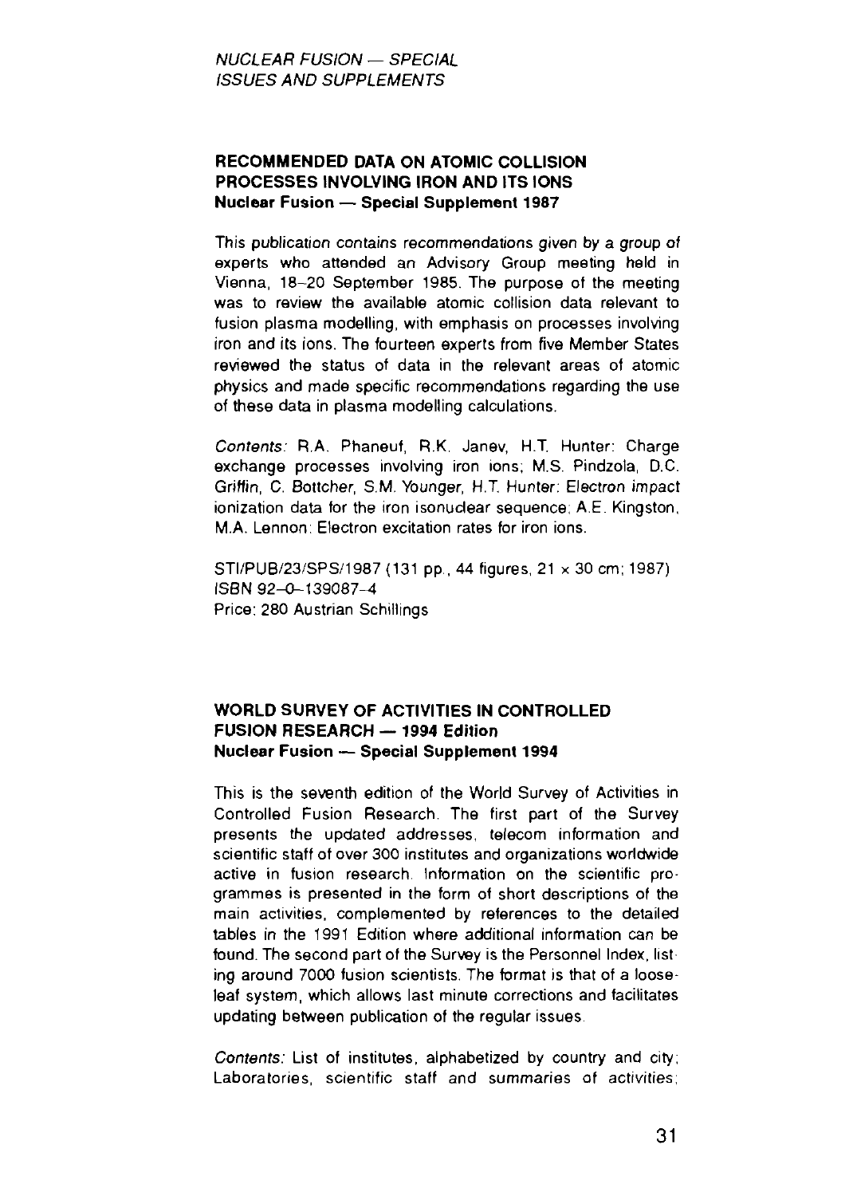*NUCLEAR FUSION — SPECIAL ISSUES AND SUPPLEMENTS*

## RECOMMENDED DATA ON ATOMIC COLLISION PROCESSES INVOLVING IRON AND ITS IONS

**Nuclear Fusion — Special Supplement 1987**

This publication contains recommendations given by a group of experts who attended an Advisory Group meeting held in Vienna, 18–20 September 1985. The purpose of the meeting was to review the available atomic collision data relevant to fusion plasma modelling, with emphasis on processes involving iron and its ions. The fourteen experts from five Member States reviewed the status of data in the relevant areas of atomic physics and made specific recommendations regarding the use of these data in plasma modelling calculations.

*Contents:* R.A. Phaneuf, R.K. Janev, H.T. Hunter: Charge exchange processes involving iron ions; M.S. Pindzola, D.C. Griffin, C. Bottcher, S.M. Younger, H.T. Hunter: Electron impact ionization data for the iron isonuclear sequence; A.E. Kingston, M.A. Lennon: Electron excitation rates for iron ions.

STI/PUB/23/SPS/1987 (131 pp., 44 figures, 21 × 30 cm; 1987)
ISBN 92-0-139087-4
Price: 280 Austrian Schillings

## WORLD SURVEY OF ACTIVITIES IN CONTROLLED FUSION RESEARCH — 1994 Edition

**Nuclear Fusion — Special Supplement 1994**

This is the seventh edition of the World Survey of Activities in Controlled Fusion Research. The first part of the Survey presents the updated addresses, telecom information and scientific staff of over 300 institutes and organizations worldwide active in fusion research. Information on the scientific programmes is presented in the form of short descriptions of the main activities, complemented by references to the detailed tables in the 1991 Edition where additional information can be found. The second part of the Survey is the Personnel Index, listing around 7000 fusion scientists. The format is that of a looseleaf system, which allows last minute corrections and facilitates updating between publication of the regular issues.

*Contents:* List of institutes, alphabetized by country and city; Laboratories, scientific staff and summaries of activities;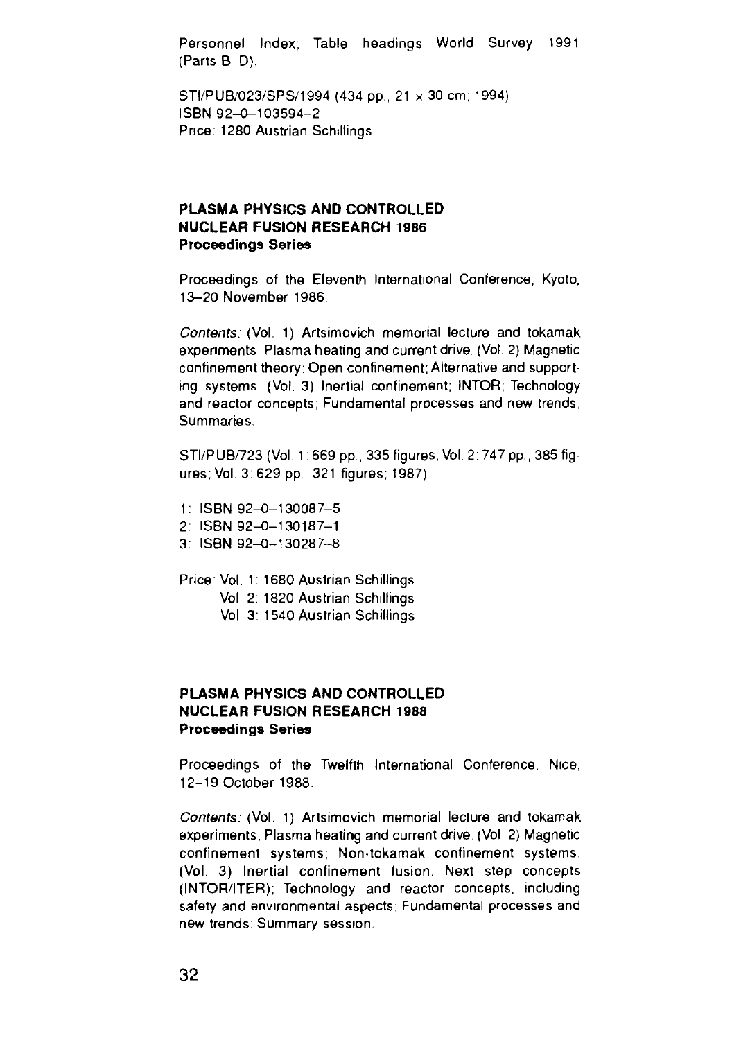Personnel Index; Table headings World Survey 1991 (Parts B–D).

STI/PUB/023/SPS/1994 (434 pp., 21 × 30 cm; 1994)
ISBN 92–0–103594–2
Price: 1280 Austrian Schillings

## PLASMA PHYSICS AND CONTROLLED NUCLEAR FUSION RESEARCH 1986

**Proceedings Series**

Proceedings of the Eleventh International Conference, Kyoto, 13–20 November 1986.

*Contents:* (Vol. 1) Artsimovich memorial lecture and tokamak experiments; Plasma heating and current drive. (Vol. 2) Magnetic confinement theory; Open confinement; Alternative and supporting systems. (Vol. 3) Inertial confinement; INTOR; Technology and reactor concepts; Fundamental processes and new trends; Summaries.

STI/PUB/723 (Vol. 1: 669 pp., 335 figures; Vol. 2: 747 pp., 385 figures; Vol. 3: 629 pp., 321 figures; 1987)

1: ISBN 92–0–130087–5
2: ISBN 92–0–130187–1
3: ISBN 92–0–130287–8

Price: Vol. 1: 1680 Austrian Schillings
Vol. 2: 1820 Austrian Schillings
Vol. 3: 1540 Austrian Schillings

## PLASMA PHYSICS AND CONTROLLED NUCLEAR FUSION RESEARCH 1988

**Proceedings Series**

Proceedings of the Twelfth International Conference, Nice, 12–19 October 1988.

*Contents:* (Vol. 1) Artsimovich memorial lecture and tokamak experiments; Plasma heating and current drive. (Vol. 2) Magnetic confinement systems; Non-tokamak confinement systems. (Vol. 3) Inertial confinement fusion; Next step concepts (INTOR/ITER); Technology and reactor concepts, including safety and environmental aspects; Fundamental processes and new trends; Summary session.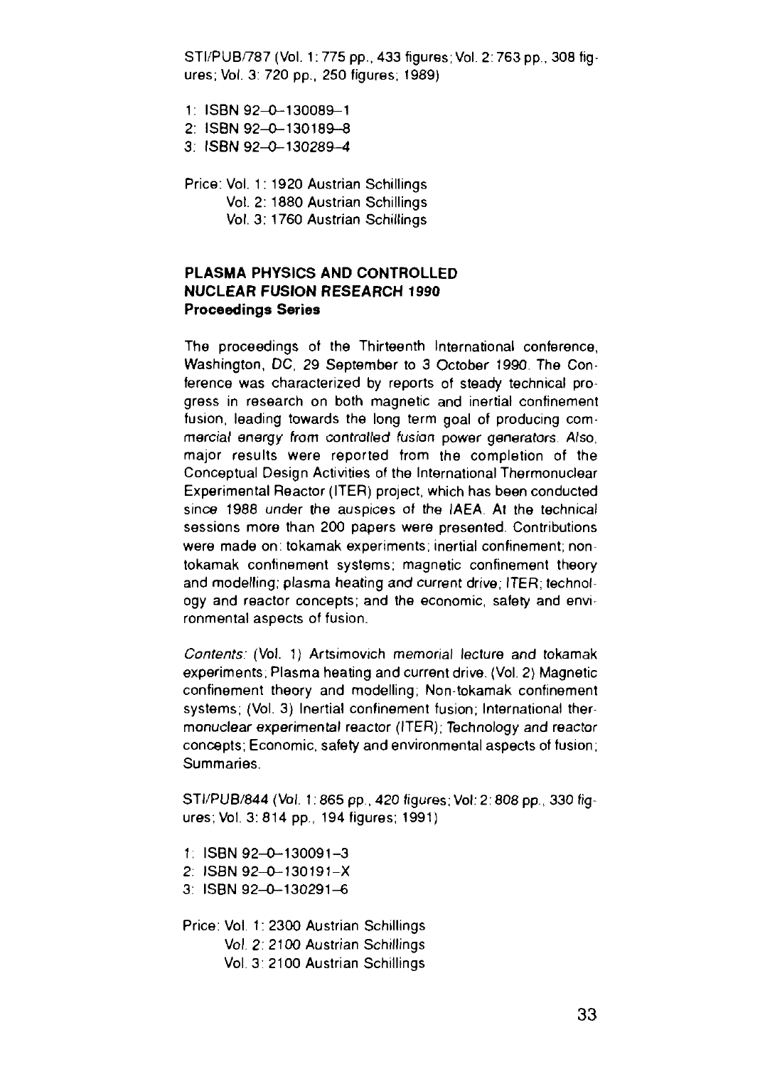STI/PUB/787 (Vol. 1: 775 pp., 433 figures; Vol. 2: 763 pp., 308 figures; Vol. 3: 720 pp., 250 figures; 1989)

1: ISBN 92–0–130089–1
2: ISBN 92–0–130189–8
3: ISBN 92–0–130289–4

Price: Vol. 1: 1920 Austrian Schillings
Vol. 2: 1880 Austrian Schillings
Vol. 3: 1760 Austrian Schillings

### PLASMA PHYSICS AND CONTROLLED NUCLEAR FUSION RESEARCH 1990
**Proceedings Series**

The proceedings of the Thirteenth International conference, Washington, DC, 29 September to 3 October 1990. The Conference was characterized by reports of steady technical progress in research on both magnetic and inertial confinement fusion, leading towards the long term goal of producing commercial energy from controlled fusion power generators. Also, major results were reported from the completion of the Conceptual Design Activities of the International Thermonuclear Experimental Reactor (ITER) project, which has been conducted since 1988 under the auspices of the IAEA. At the technical sessions more than 200 papers were presented. Contributions were made on: tokamak experiments; inertial confinement; non-tokamak confinement systems; magnetic confinement theory and modelling; plasma heating and current drive; ITER; technology and reactor concepts; and the economic, safety and environmental aspects of fusion.

*Contents:* (Vol. 1) Artsimovich memorial lecture and tokamak experiments; Plasma heating and current drive. (Vol. 2) Magnetic confinement theory and modelling; Non-tokamak confinement systems; (Vol. 3) Inertial confinement fusion; International thermonuclear experimental reactor (ITER); Technology and reactor concepts; Economic, safety and environmental aspects of fusion; Summaries.

STI/PUB/844 (Vol. 1: 865 pp., 420 figures; Vol: 2: 808 pp., 330 figures; Vol. 3: 814 pp., 194 figures; 1991)

1: ISBN 92–0–130091–3
2: ISBN 92–0–130191–X
3: ISBN 92–0–130291–6

Price: Vol. 1: 2300 Austrian Schillings
Vol. 2: 2100 Austrian Schillings
Vol. 3: 2100 Austrian Schillings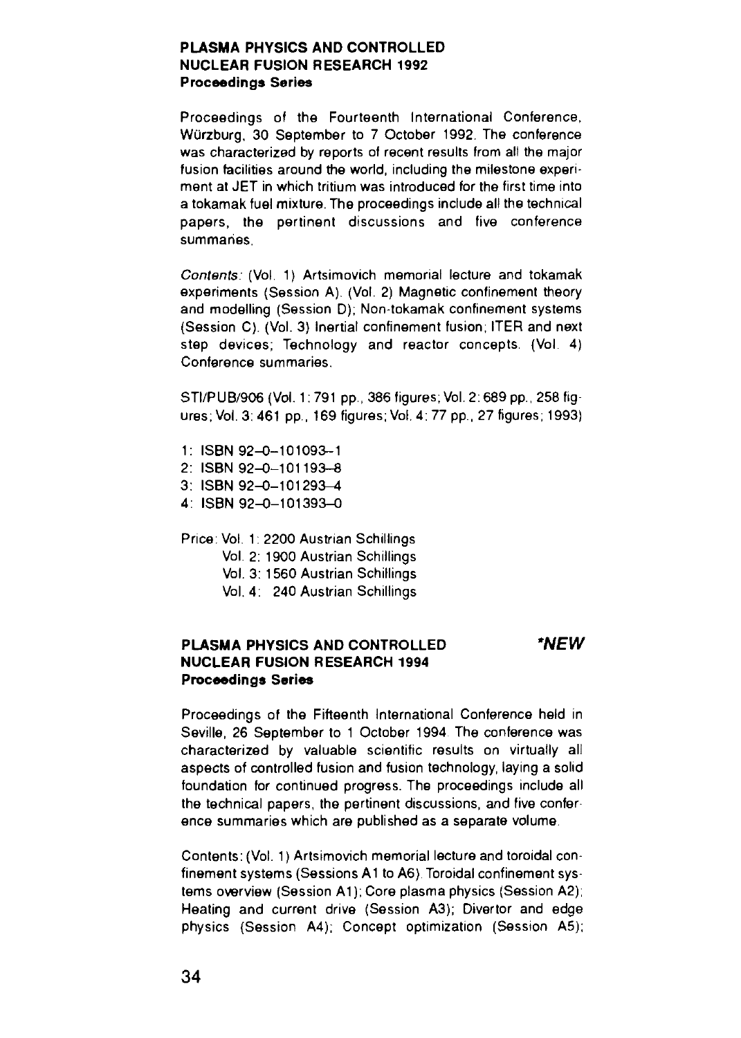**PLASMA PHYSICS AND CONTROLLED NUCLEAR FUSION RESEARCH 1992**
**Proceedings Series**

Proceedings of the Fourteenth International Conference, Würzburg, 30 September to 7 October 1992. The conference was characterized by reports of recent results from all the major fusion facilities around the world, including the milestone experiment at JET in which tritium was introduced for the first time into a tokamak fuel mixture. The proceedings include all the technical papers, the pertinent discussions and five conference summaries.

*Contents:* (Vol. 1) Artsimovich memorial lecture and tokamak experiments (Session A). (Vol. 2) Magnetic confinement theory and modelling (Session D); Non-tokamak confinement systems (Session C). (Vol. 3) Inertial confinement fusion; ITER and next step devices; Technology and reactor concepts. (Vol. 4) Conference summaries.

STI/PUB/906 (Vol. 1: 791 pp., 386 figures; Vol. 2: 689 pp., 258 figures; Vol. 3: 461 pp., 169 figures; Vol. 4: 77 pp., 27 figures; 1993)

1: ISBN 92-0-101093-1
2: ISBN 92-0-101193-8
3: ISBN 92-0-101293-4
4: ISBN 92-0-101393-0

Price: Vol. 1: 2200 Austrian Schillings
Vol. 2: 1900 Austrian Schillings
Vol. 3: 1560 Austrian Schillings
Vol. 4: 240 Austrian Schillings

**PLASMA PHYSICS AND CONTROLLED NUCLEAR FUSION RESEARCH 1994** ***NEW**
**Proceedings Series**

Proceedings of the Fifteenth International Conference held in Seville, 26 September to 1 October 1994. The conference was characterized by valuable scientific results on virtually all aspects of controlled fusion and fusion technology, laying a solid foundation for continued progress. The proceedings include all the technical papers, the pertinent discussions, and five conference summaries which are published as a separate volume.

Contents: (Vol. 1) Artsimovich memorial lecture and toroidal confinement systems (Sessions A1 to A6). Toroidal confinement systems overview (Session A1); Core plasma physics (Session A2); Heating and current drive (Session A3); Divertor and edge physics (Session A4); Concept optimization (Session A5);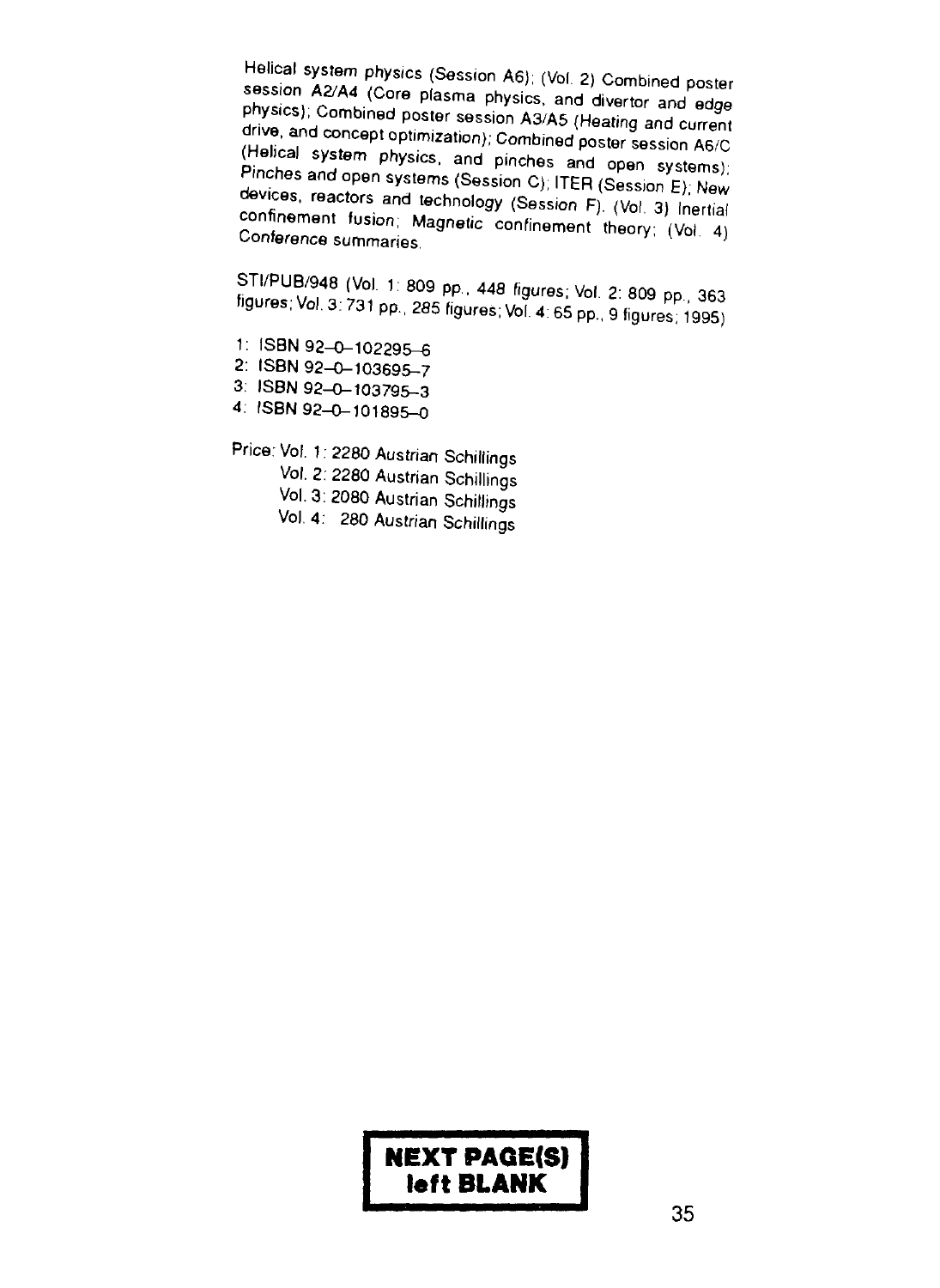Helical system physics (Session A6); (Vol. 2) Combined poster session A2/A4 (Core plasma physics, and divertor and edge physics); Combined poster session A3/A5 (Heating and current drive, and concept optimization); Combined poster session A6/C (Helical system physics, and pinches and open systems); Pinches and open systems (Session C); ITER (Session E); New devices, reactors and technology (Session F). (Vol. 3) Inertial confinement fusion; Magnetic confinement theory; (Vol. 4) Conference summaries.

STI/PUB/948 (Vol. 1: 809 pp., 448 figures; Vol. 2: 809 pp., 363 figures; Vol. 3: 731 pp., 285 figures; Vol. 4: 65 pp., 9 figures; 1995)

1: ISBN 92-0-102295-6
2: ISBN 92-0-103695-7
3: ISBN 92-0-103795-3
4: ISBN 92-0-101895-0

Price: Vol. 1: 2280 Austrian Schillings
Vol. 2: 2280 Austrian Schillings
Vol. 3: 2080 Austrian Schillings
Vol. 4: 280 Austrian Schillings

**NEXT PAGE(S) left BLANK**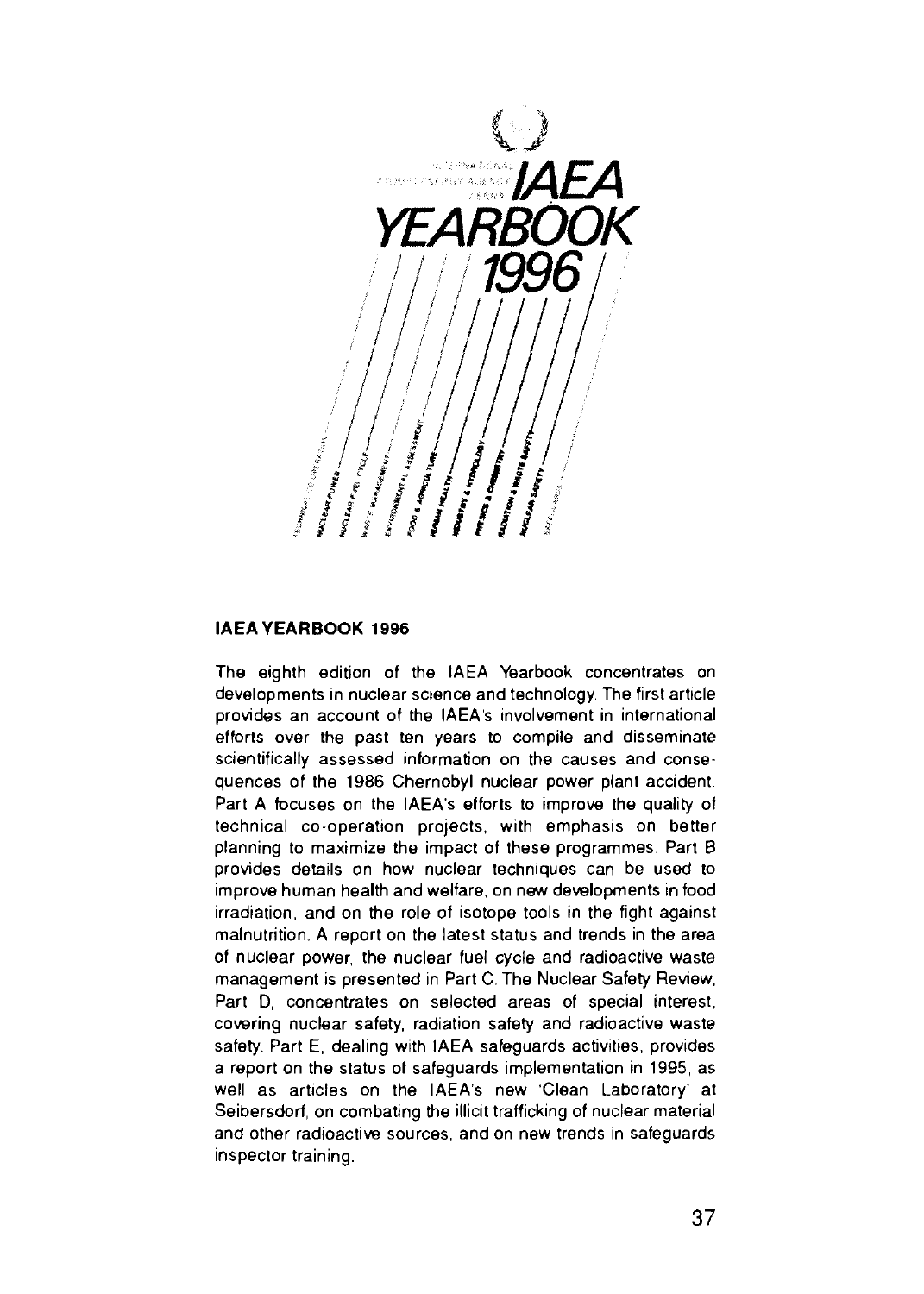**IAEA YEARBOOK 1996**

The eighth edition of the IAEA Yearbook concentrates on developments in nuclear science and technology. The first article provides an account of the IAEA's involvement in international efforts over the past ten years to compile and disseminate scientifically assessed information on the causes and consequences of the 1986 Chernobyl nuclear power plant accident. Part A focuses on the IAEA's efforts to improve the quality of technical co-operation projects, with emphasis on better planning to maximize the impact of these programmes. Part B provides details on how nuclear techniques can be used to improve human health and welfare, on new developments in food irradiation, and on the role of isotope tools in the fight against malnutrition. A report on the latest status and trends in the area of nuclear power, the nuclear fuel cycle and radioactive waste management is presented in Part C. The Nuclear Safety Review, Part D, concentrates on selected areas of special interest, covering nuclear safety, radiation safety and radioactive waste safety. Part E, dealing with IAEA safeguards activities, provides a report on the status of safeguards implementation in 1995, as well as articles on the IAEA's new 'Clean Laboratory' at Seibersdorf, on combating the illicit trafficking of nuclear material and other radioactive sources, and on new trends in safeguards inspector training.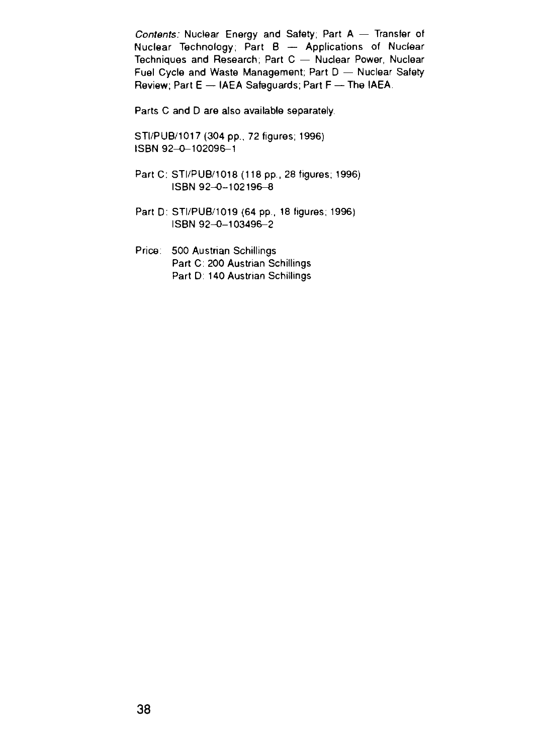*Contents:* Nuclear Energy and Safety; Part A — Transfer of Nuclear Technology; Part B — Applications of Nuclear Techniques and Research; Part C — Nuclear Power, Nuclear Fuel Cycle and Waste Management; Part D — Nuclear Safety Review; Part E — IAEA Safeguards; Part F — The IAEA.

Parts C and D are also available separately.

STI/PUB/1017 (304 pp., 72 figures; 1996)
ISBN 92–0–102096–1

Part C: STI/PUB/1018 (118 pp., 28 figures; 1996)
ISBN 92–0–102196–8

Part D: STI/PUB/1019 (64 pp., 18 figures; 1996)
ISBN 92–0–103496–2

Price: 500 Austrian Schillings
Part C: 200 Austrian Schillings
Part D: 140 Austrian Schillings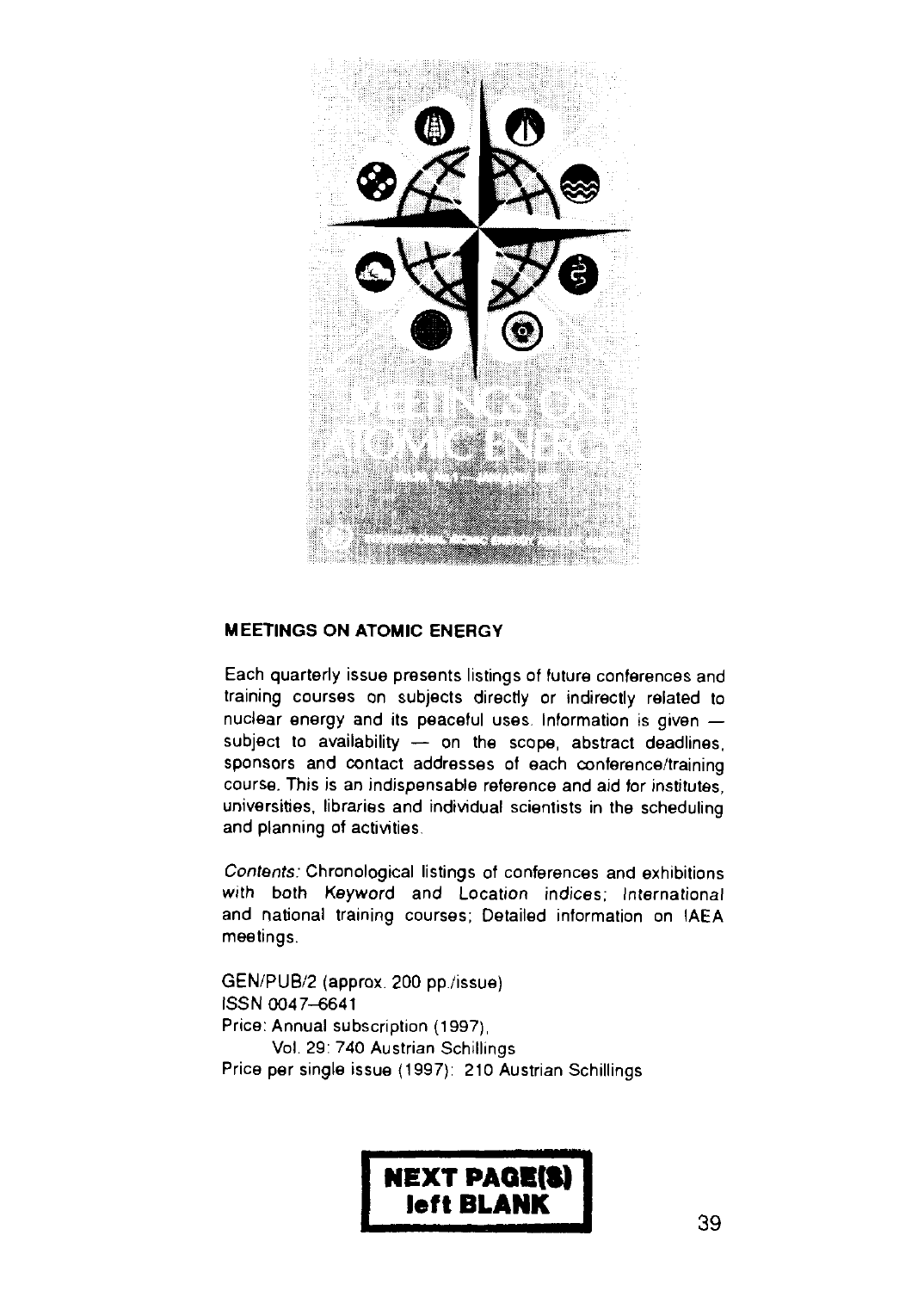**MEETINGS ON ATOMIC ENERGY**

Each quarterly issue presents listings of future conferences and training courses on subjects directly or indirectly related to nuclear energy and its peaceful uses. Information is given — subject to availability — on the scope, abstract deadlines, sponsors and contact addresses of each conference/training course. This is an indispensable reference and aid for institutes, universities, libraries and individual scientists in the scheduling and planning of activities.

*Contents:* Chronological listings of conferences and exhibitions with both *Keyword* and *Location indices; International* and national training courses; Detailed information on IAEA meetings.

GEN/PUB/2 (approx. 200 pp./issue)
ISSN 0047-6641
Price: Annual subscription (1997),
Vol. 29: 740 Austrian Schillings
Price per single issue (1997): 210 Austrian Schillings

**NEXT PAGE(S) left BLANK**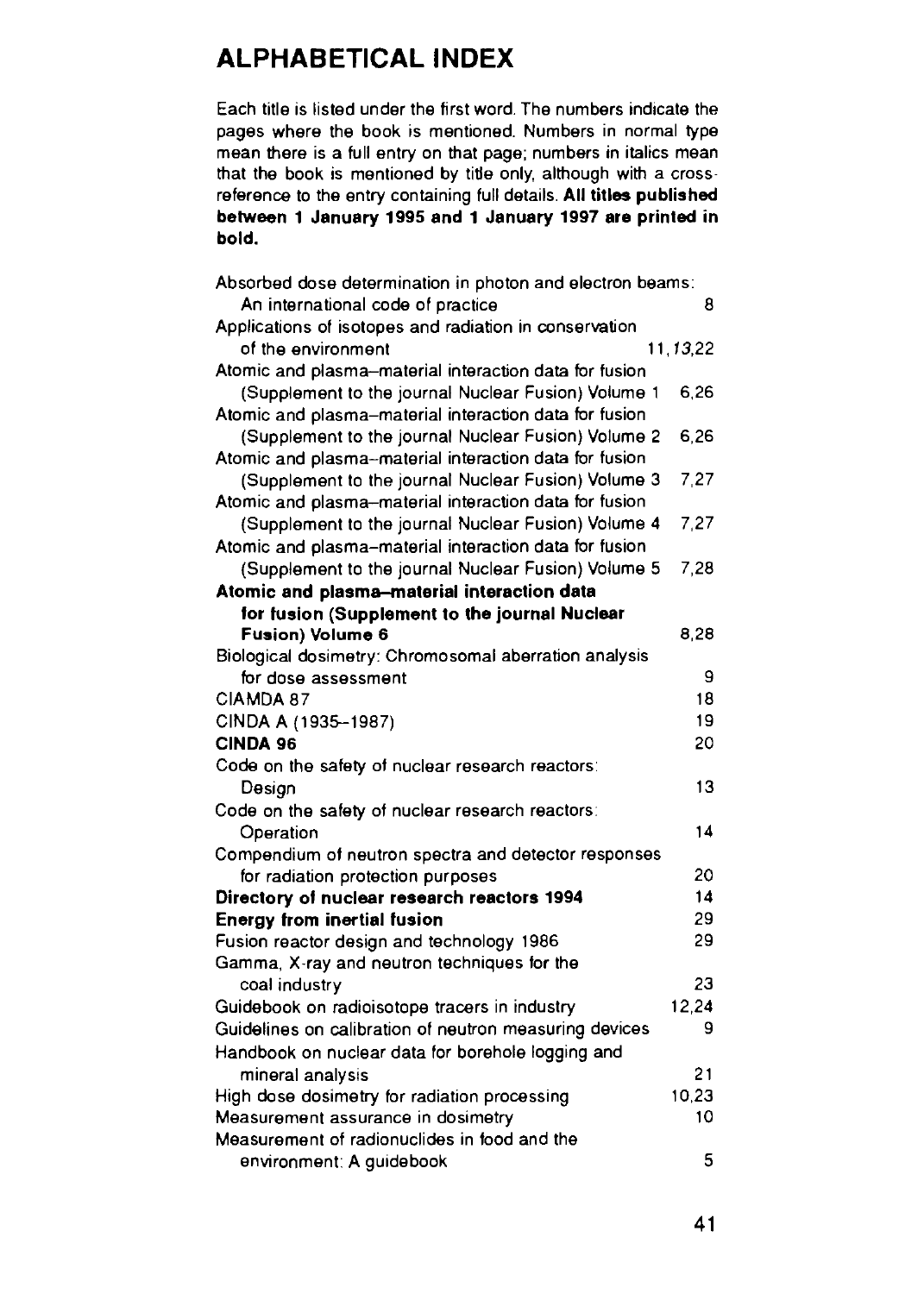# ALPHABETICAL INDEX

Each title is listed under the first word. The numbers indicate the pages where the book is mentioned. Numbers in normal type mean there is a full entry on that page; numbers in italics mean that the book is mentioned by title only, although with a cross-reference to the entry containing full details. **All titles published between 1 January 1995 and 1 January 1997 are printed in bold.**

| Title | Pages |
|---|---|
| Absorbed dose determination in photon and electron beams: An international code of practice | 8 |
| Applications of isotopes and radiation in conservation of the environment | 11, *13*, 22 |
| Atomic and plasma–material interaction data for fusion (Supplement to the journal Nuclear Fusion) Volume 1 | 6, 26 |
| Atomic and plasma–material interaction data for fusion (Supplement to the journal Nuclear Fusion) Volume 2 | 6, 26 |
| Atomic and plasma–material interaction data for fusion (Supplement to the journal Nuclear Fusion) Volume 3 | 7, 27 |
| Atomic and plasma–material interaction data for fusion (Supplement to the journal Nuclear Fusion) Volume 4 | 7, 27 |
| Atomic and plasma–material interaction data for fusion (Supplement to the journal Nuclear Fusion) Volume 5 | 7, 28 |
| **Atomic and plasma–material interaction data for fusion (Supplement to the journal Nuclear Fusion) Volume 6** | 8, 28 |
| Biological dosimetry: Chromosomal aberration analysis for dose assessment | 9 |
| CIAMDA 87 | 18 |
| CINDA A (1935–1987) | 19 |
| **CINDA 96** | 20 |
| Code on the safety of nuclear research reactors: Design | 13 |
| Code on the safety of nuclear research reactors: Operation | 14 |
| Compendium of neutron spectra and detector responses for radiation protection purposes | 20 |
| **Directory of nuclear research reactors 1994** | 14 |
| **Energy from inertial fusion** | 29 |
| Fusion reactor design and technology 1986 | 29 |
| Gamma, X-ray and neutron techniques for the coal industry | 23 |
| Guidebook on radioisotope tracers in industry | 12, 24 |
| Guidelines on calibration of neutron measuring devices | 9 |
| Handbook on nuclear data for borehole logging and mineral analysis | 21 |
| High dose dosimetry for radiation processing | 10, 23 |
| Measurement assurance in dosimetry | 10 |
| Measurement of radionuclides in food and the environment: A guidebook | 5 |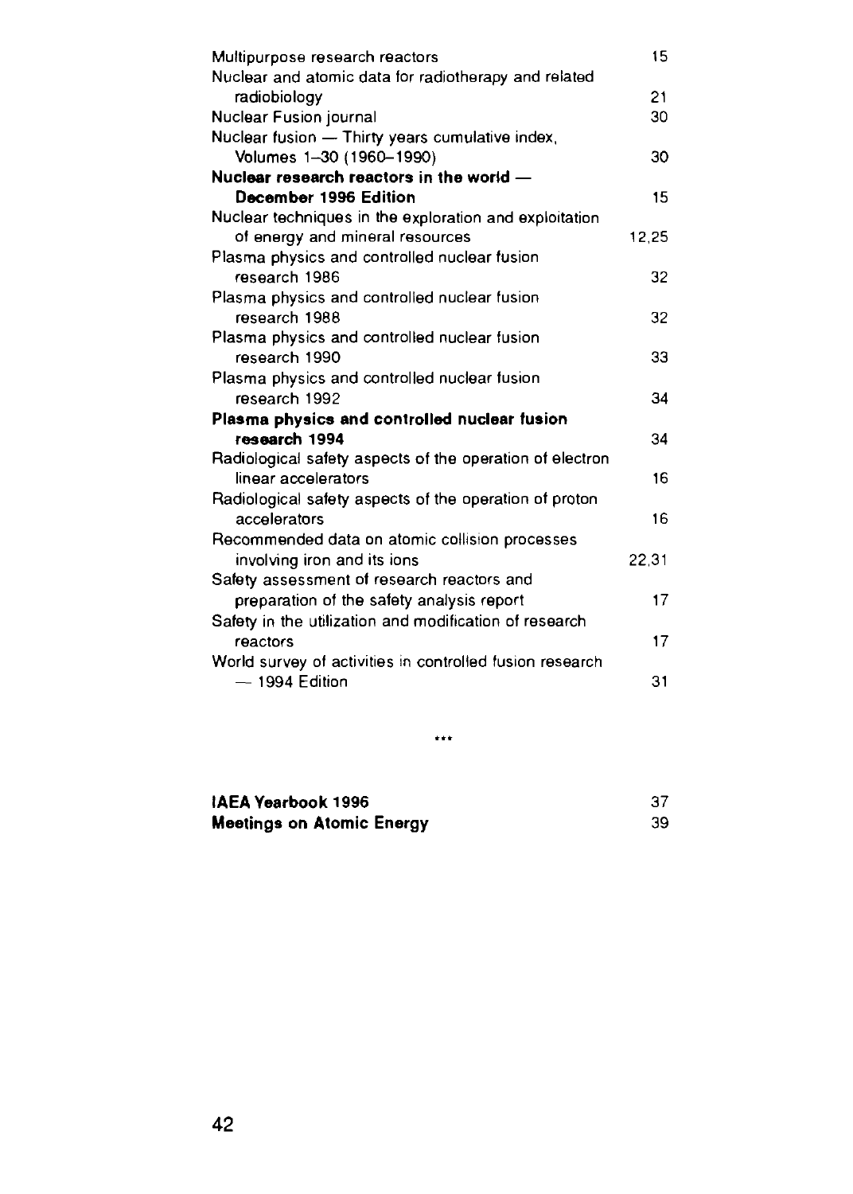Multipurpose research reactors 15

Nuclear and atomic data for radiotherapy and related radiobiology 21

Nuclear Fusion journal 30

Nuclear fusion — Thirty years cumulative index, Volumes 1–30 (1960–1990) 30

**Nuclear research reactors in the world — December 1996 Edition** 15

Nuclear techniques in the exploration and exploitation of energy and mineral resources 12,25

Plasma physics and controlled nuclear fusion research 1986 32

Plasma physics and controlled nuclear fusion research 1988 32

Plasma physics and controlled nuclear fusion research 1990 33

Plasma physics and controlled nuclear fusion research 1992 34

**Plasma physics and controlled nuclear fusion research 1994** 34

Radiological safety aspects of the operation of electron linear accelerators 16

Radiological safety aspects of the operation of proton accelerators 16

Recommended data on atomic collision processes involving iron and its ions 22,31

Safety assessment of research reactors and preparation of the safety analysis report 17

Safety in the utilization and modification of research reactors 17

World survey of activities in controlled fusion research — 1994 Edition 31

***

**IAEA Yearbook 1996** 37

**Meetings on Atomic Energy** 39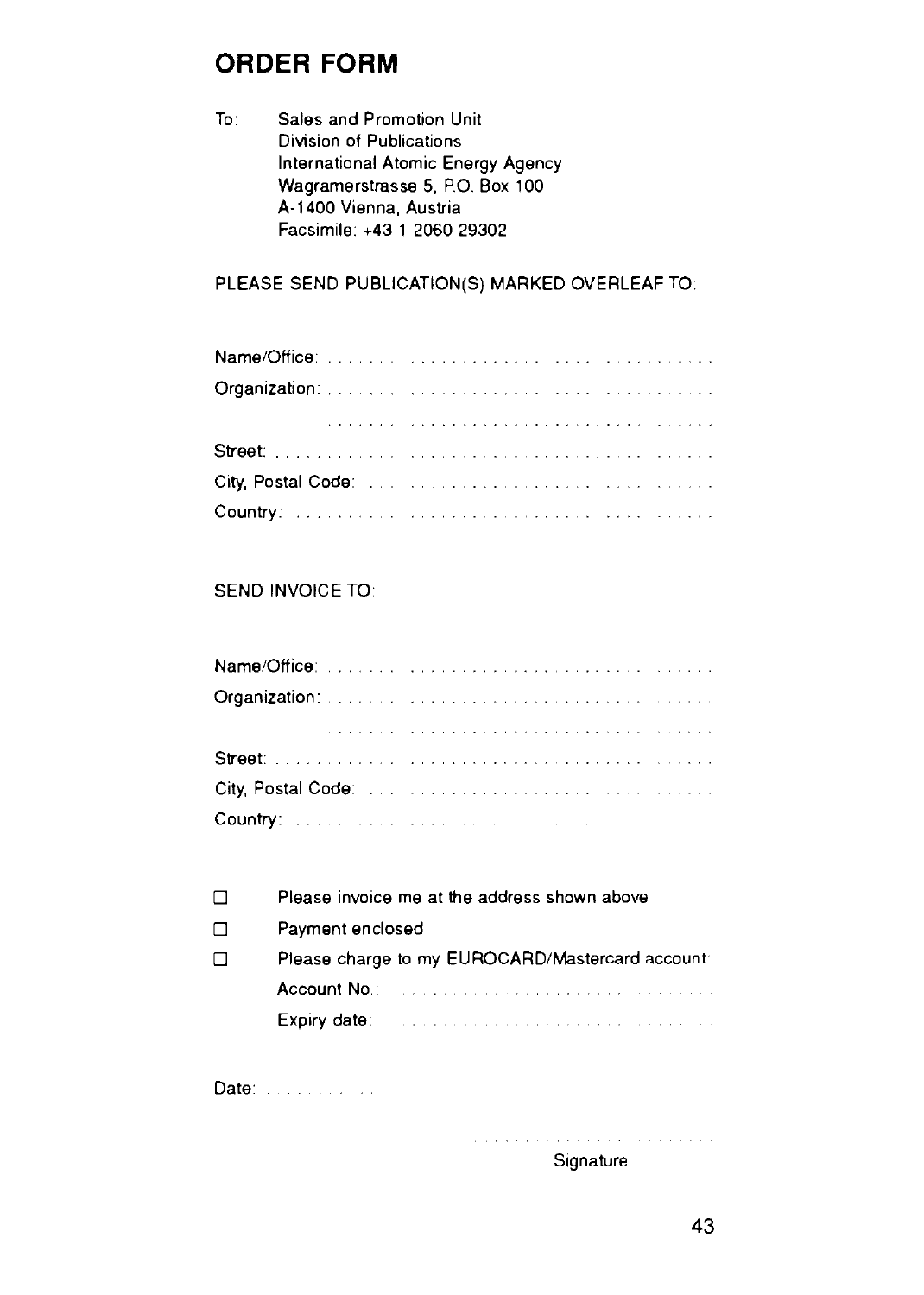# ORDER FORM

To: Sales and Promotion Unit
Division of Publications
International Atomic Energy Agency
Wagramerstrasse 5, P.O. Box 100
A-1400 Vienna, Austria
Facsimile: +43 1 2060 29302

PLEASE SEND PUBLICATION(S) MARKED OVERLEAF TO:

Name/Office: ......................................

Organization: ......................................

......................................

Street: ......................................

City, Postal Code: ......................................

Country: ......................................

SEND INVOICE TO:

Name/Office: ......................................

Organization: ......................................

......................................

Street: ......................................

City, Postal Code: ......................................

Country: ......................................

☐ Please invoice me at the address shown above

☐ Payment enclosed

☐ Please charge to my EUROCARD/Mastercard account:

Account No.: ......................................

Expiry date: ......................................

Date: ............

......................................
Signature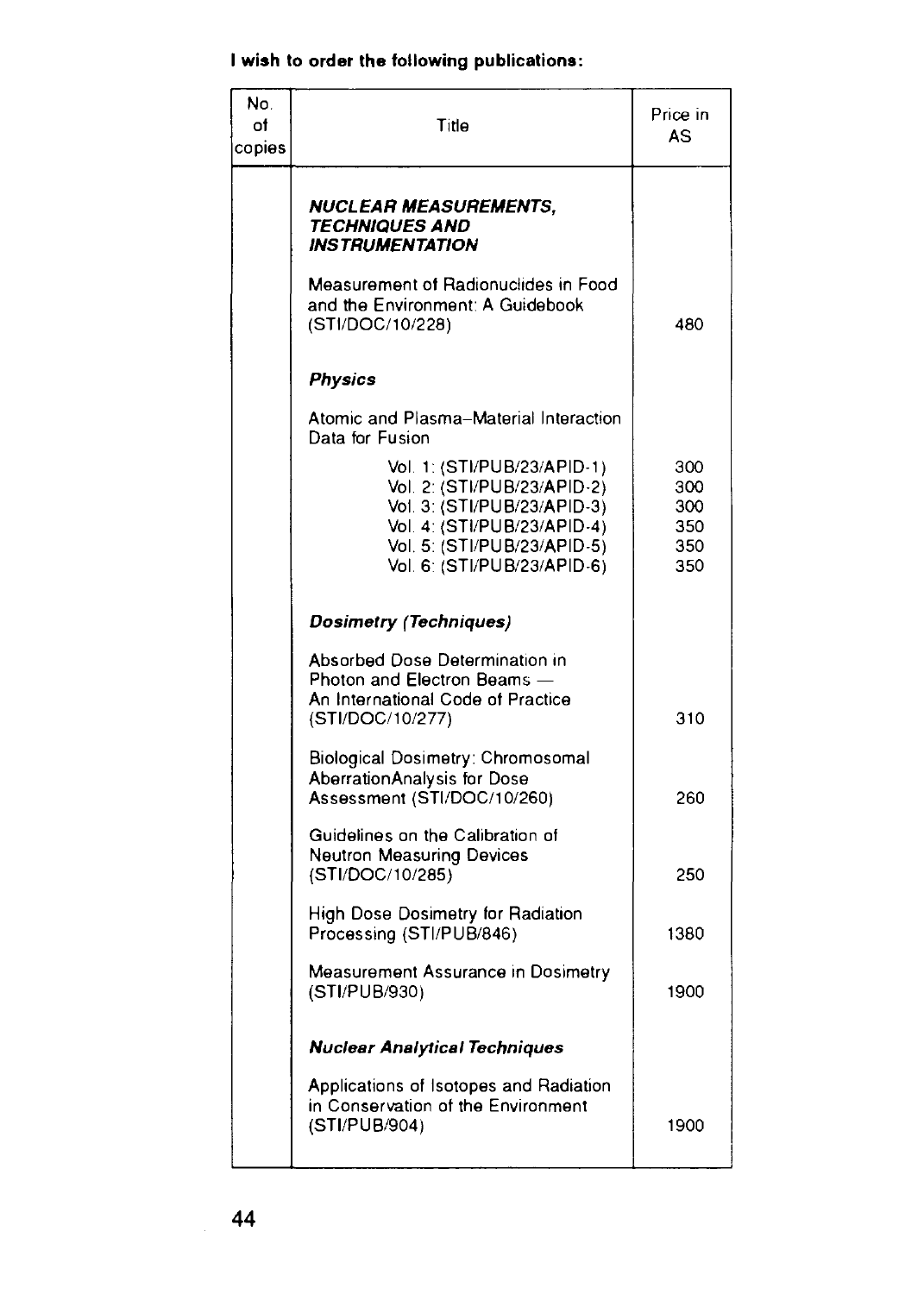**I wish to order the following publications:**

| No. of copies | Title | Price in AS |
|---|---|---|
| | ***NUCLEAR MEASUREMENTS, TECHNIQUES AND INSTRUMENTATION*** | |
| | Measurement of Radionuclides in Food and the Environment: A Guidebook (STI/DOC/10/228) | 480 |
| | ***Physics*** | |
| | Atomic and Plasma–Material Interaction Data for Fusion | |
| | Vol. 1: (STI/PUB/23/APID-1) | 300 |
| | Vol. 2: (STI/PUB/23/APID-2) | 300 |
| | Vol. 3: (STI/PUB/23/APID-3) | 300 |
| | Vol. 4: (STI/PUB/23/APID-4) | 350 |
| | Vol. 5: (STI/PUB/23/APID-5) | 350 |
| | Vol. 6: (STI/PUB/23/APID-6) | 350 |
| | ***Dosimetry (Techniques)*** | |
| | Absorbed Dose Determination in Photon and Electron Beams — An International Code of Practice (STI/DOC/10/277) | 310 |
| | Biological Dosimetry: Chromosomal AberrationAnalysis for Dose Assessment (STI/DOC/10/260) | 260 |
| | Guidelines on the Calibration of Neutron Measuring Devices (STI/DOC/10/285) | 250 |
| | High Dose Dosimetry for Radiation Processing (STI/PUB/846) | 1380 |
| | Measurement Assurance in Dosimetry (STI/PUB/930) | 1900 |
| | ***Nuclear Analytical Techniques*** | |
| | Applications of Isotopes and Radiation in Conservation of the Environment (STI/PUB/904) | 1900 |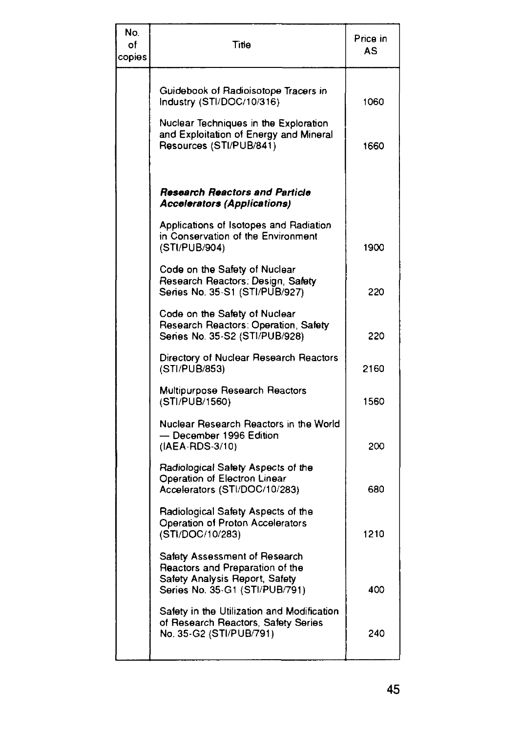| No. of copies | Title | Price in AS |
|---|---|---|
| | Guidebook of Radioisotope Tracers in Industry (STI/DOC/10/316) | 1060 |
| | Nuclear Techniques in the Exploration and Exploitation of Energy and Mineral Resources (STI/PUB/841) | 1660 |
| | ***Research Reactors and Particle Accelerators (Applications)*** | |
| | Applications of Isotopes and Radiation in Conservation of the Environment (STI/PUB/904) | 1900 |
| | Code on the Safety of Nuclear Research Reactors: Design, Safety Series No. 35-S1 (STI/PUB/927) | 220 |
| | Code on the Safety of Nuclear Research Reactors: Operation, Safety Series No. 35-S2 (STI/PUB/928) | 220 |
| | Directory of Nuclear Research Reactors (STI/PUB/853) | 2160 |
| | Multipurpose Research Reactors (STI/PUB/1560) | 1560 |
| | Nuclear Research Reactors in the World — December 1996 Edition (IAEA-RDS-3/10) | 200 |
| | Radiological Safety Aspects of the Operation of Electron Linear Accelerators (STI/DOC/10/283) | 680 |
| | Radiological Safety Aspects of the Operation of Proton Accelerators (STI/DOC/10/283) | 1210 |
| | Safety Assessment of Research Reactors and Preparation of the Safety Analysis Report, Safety Series No. 35-G1 (STI/PUB/791) | 400 |
| | Safety in the Utilization and Modification of Research Reactors, Safety Series No. 35-G2 (STI/PUB/791) | 240 |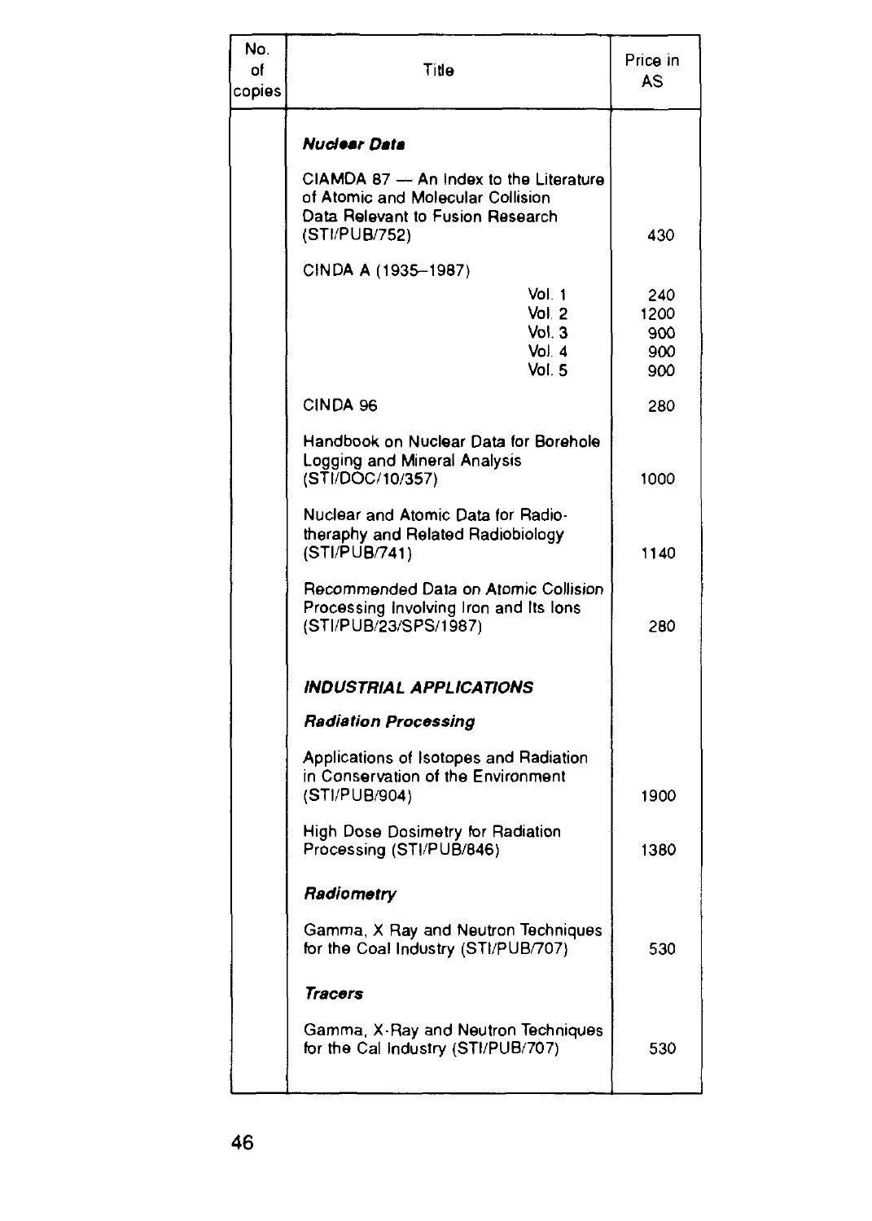| No. of copies | Title | Price in AS |
|---|---|---|
| | ***Nuclear Data*** | |
| | CIAMDA 87 — An Index to the Literature of Atomic and Molecular Collision Data Relevant to Fusion Research (STI/PUB/752) | 430 |
| | CINDA A (1935–1987) | |
| | Vol. 1 | 240 |
| | Vol. 2 | 1200 |
| | Vol. 3 | 900 |
| | Vol. 4 | 900 |
| | Vol. 5 | 900 |
| | CINDA 96 | 280 |
| | Handbook on Nuclear Data for Borehole Logging and Mineral Analysis (STI/DOC/10/357) | 1000 |
| | Nuclear and Atomic Data for Radiotheraphy and Related Radiobiology (STI/PUB/741) | 1140 |
| | Recommended Data on Atomic Collision Processing Involving Iron and Its Ions (STI/PUB/23/SPS/1987) | 280 |
| | ***INDUSTRIAL APPLICATIONS*** | |
| | ***Radiation Processing*** | |
| | Applications of Isotopes and Radiation in Conservation of the Environment (STI/PUB/904) | 1900 |
| | High Dose Dosimetry for Radiation Processing (STI/PUB/846) | 1380 |
| | ***Radiometry*** | |
| | Gamma, X Ray and Neutron Techniques for the Coal Industry (STI/PUB/707) | 530 |
| | ***Tracers*** | |
| | Gamma, X-Ray and Neutron Techniques for the Cal Industry (STI/PUB/707) | 530 |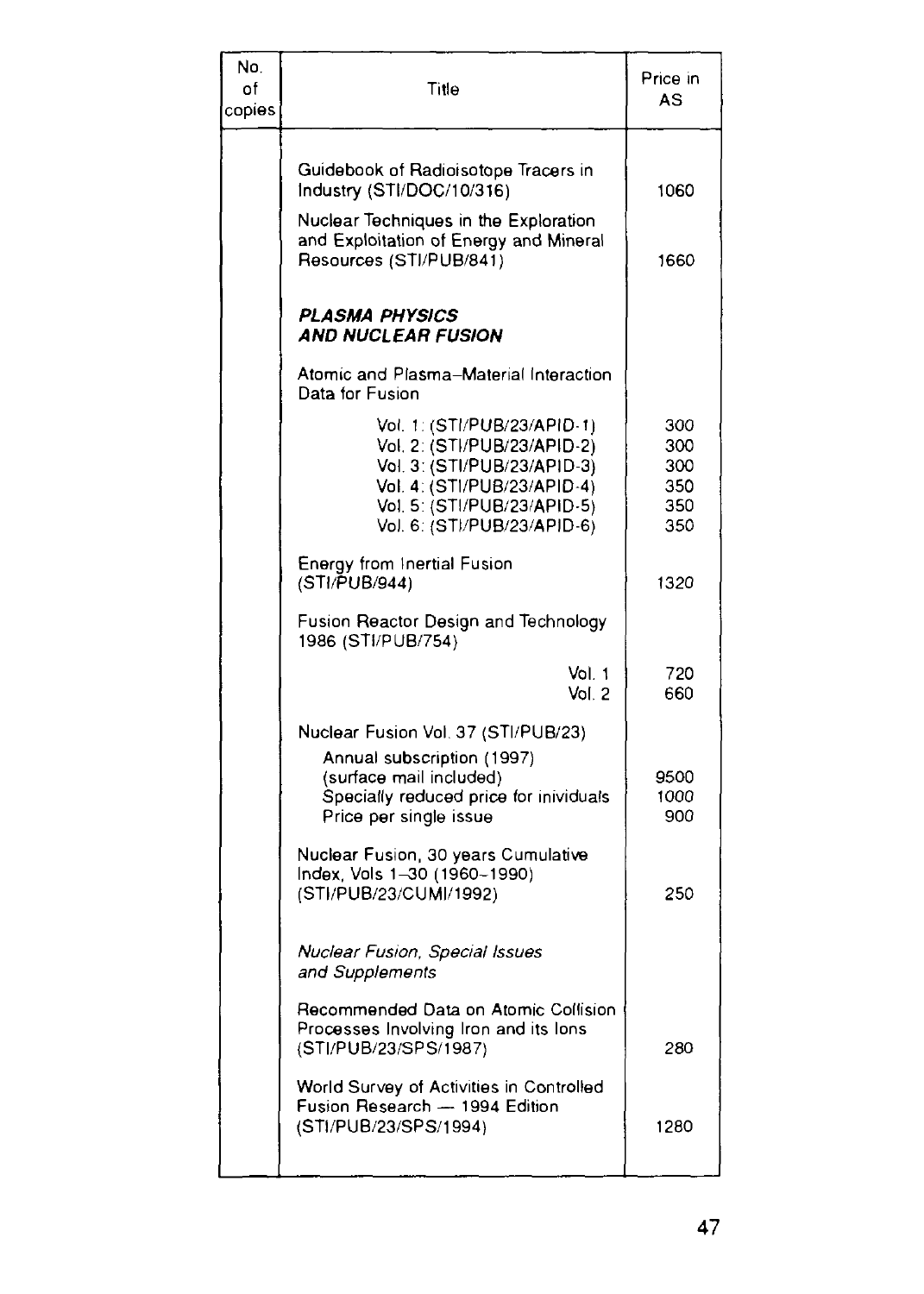| No. of copies | Title | Price in AS |
|---|---|---|
| | Guidebook of Radioisotope Tracers in Industry (STI/DOC/10/316) | 1060 |
| | Nuclear Techniques in the Exploration and Exploitation of Energy and Mineral Resources (STI/PUB/841) | 1660 |
| | ***PLASMA PHYSICS AND NUCLEAR FUSION*** | |
| | Atomic and Plasma–Material Interaction Data for Fusion | |
| | Vol. 1: (STI/PUB/23/APID-1) | 300 |
| | Vol. 2: (STI/PUB/23/APID-2) | 300 |
| | Vol. 3: (STI/PUB/23/APID-3) | 300 |
| | Vol. 4: (STI/PUB/23/APID-4) | 350 |
| | Vol. 5: (STI/PUB/23/APID-5) | 350 |
| | Vol. 6: (STI/PUB/23/APID-6) | 350 |
| | Energy from Inertial Fusion (STI/PUB/944) | 1320 |
| | Fusion Reactor Design and Technology 1986 (STI/PUB/754) | |
| | Vol. 1 | 720 |
| | Vol. 2 | 660 |
| | Nuclear Fusion Vol. 37 (STI/PUB/23) | |
| | Annual subscription (1997) (surface mail included) | 9500 |
| | Specially reduced price for inividuals | 1000 |
| | Price per single issue | 900 |
| | Nuclear Fusion, 30 years Cumulative Index, Vols 1–30 (1960–1990) (STI/PUB/23/CUMI/1992) | 250 |
| | *Nuclear Fusion, Special Issues and Supplements* | |
| | Recommended Data on Atomic Collision Processes Involving Iron and its Ions (STI/PUB/23/SPS/1987) | 280 |
| | World Survey of Activities in Controlled Fusion Research — 1994 Edition (STI/PUB/23/SPS/1994) | 1280 |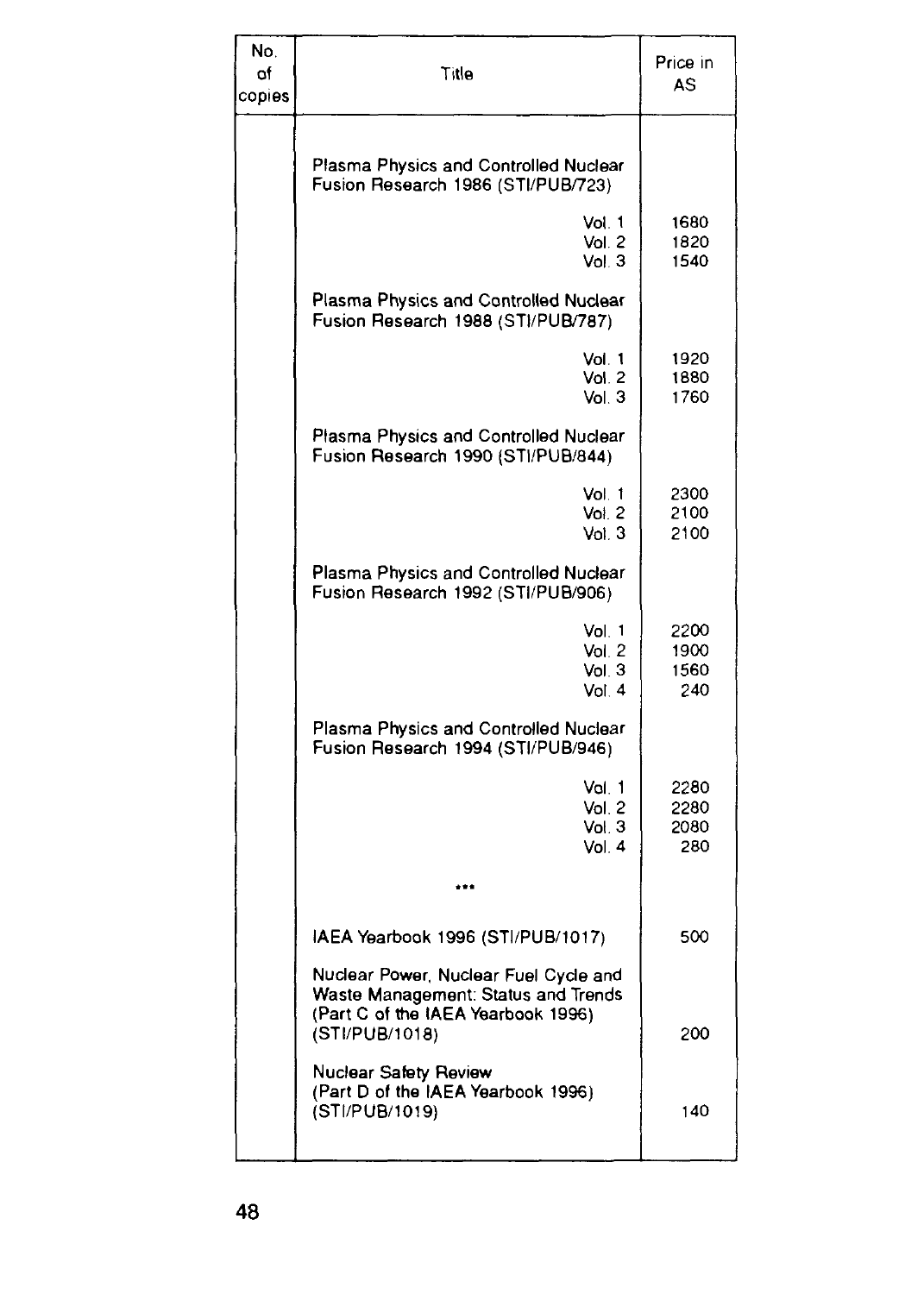| No. of copies | Title | Price in AS |
|---|---|---|
| | Plasma Physics and Controlled Nuclear Fusion Research 1986 (STI/PUB/723) | |
| | Vol. 1 | 1680 |
| | Vol. 2 | 1820 |
| | Vol. 3 | 1540 |
| | Plasma Physics and Controlled Nuclear Fusion Research 1988 (STI/PUB/787) | |
| | Vol. 1 | 1920 |
| | Vol. 2 | 1880 |
| | Vol. 3 | 1760 |
| | Plasma Physics and Controlled Nuclear Fusion Research 1990 (STI/PUB/844) | |
| | Vol. 1 | 2300 |
| | Vol. 2 | 2100 |
| | Vol. 3 | 2100 |
| | Plasma Physics and Controlled Nuclear Fusion Research 1992 (STI/PUB/906) | |
| | Vol. 1 | 2200 |
| | Vol. 2 | 1900 |
| | Vol. 3 | 1560 |
| | Vol. 4 | 240 |
| | Plasma Physics and Controlled Nuclear Fusion Research 1994 (STI/PUB/946) | |
| | Vol. 1 | 2280 |
| | Vol. 2 | 2280 |
| | Vol. 3 | 2080 |
| | Vol. 4 | 280 |
| | *** | |
| | IAEA Yearbook 1996 (STI/PUB/1017) | 500 |
| | Nuclear Power, Nuclear Fuel Cycle and Waste Management: Status and Trends (Part C of the IAEA Yearbook 1996) (STI/PUB/1018) | 200 |
| | Nuclear Safety Review (Part D of the IAEA Yearbook 1996) (STI/PUB/1019) | 140 |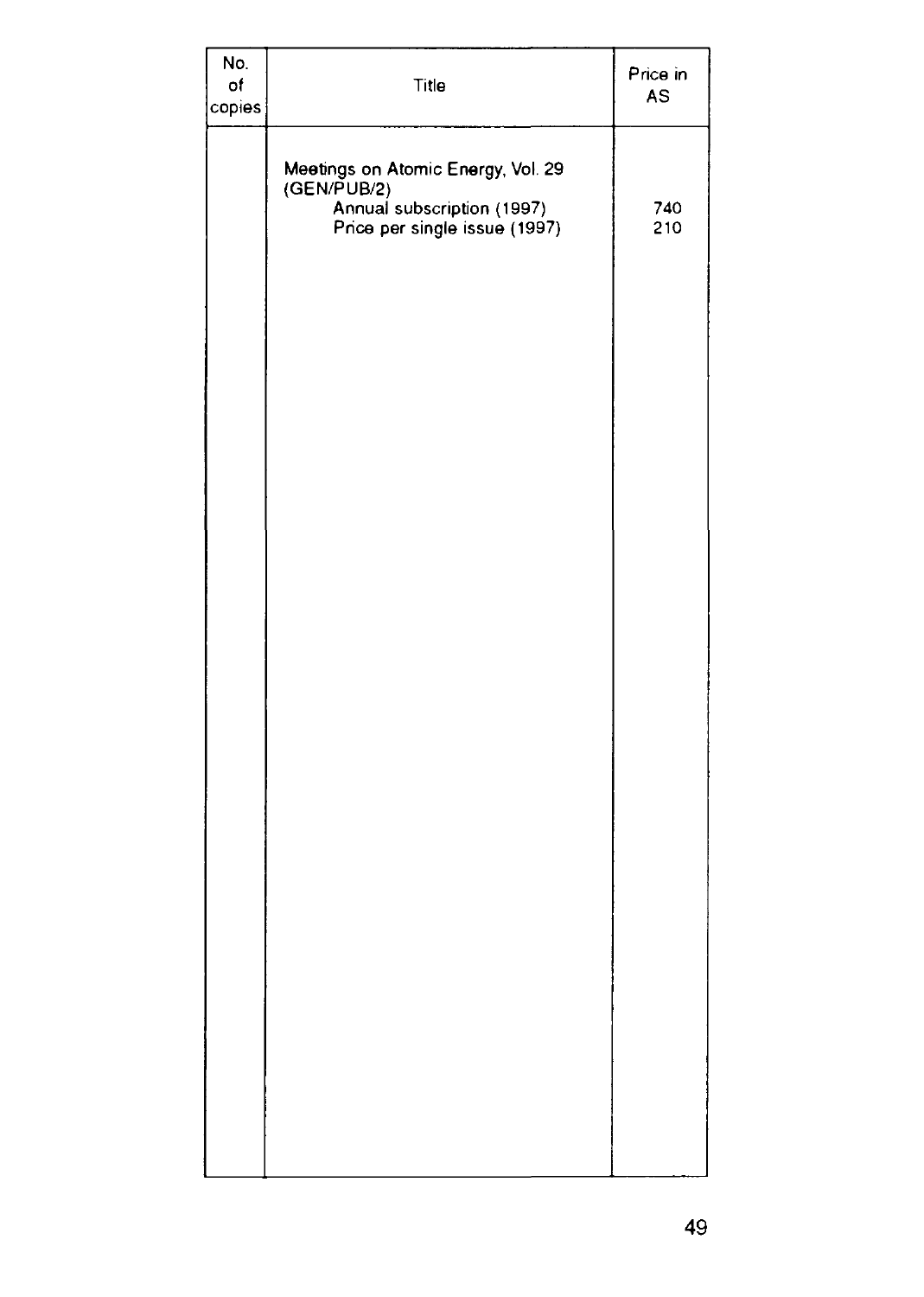| No. of copies | Title | Price in AS |
|---|---|---|
| | Meetings on Atomic Energy, Vol. 29 (GEN/PUB/2) | |
| | Annual subscription (1997) | 740 |
| | Price per single issue (1997) | 210 |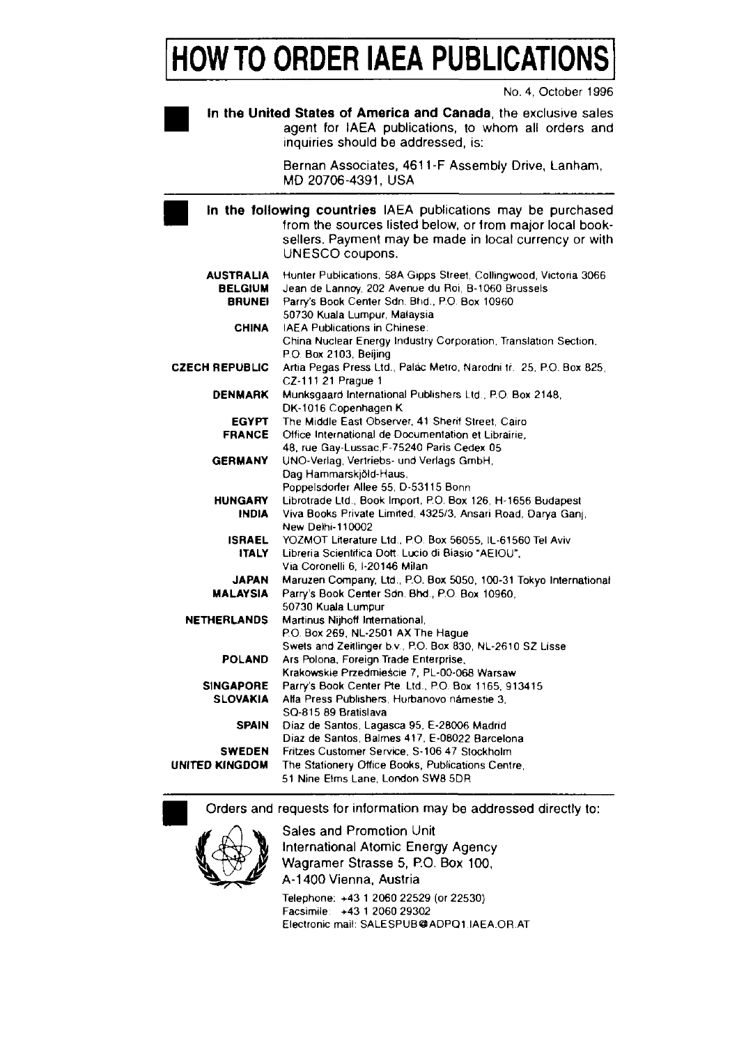# HOW TO ORDER IAEA PUBLICATIONS

No. 4, October 1996

**In the United States of America and Canada**, the exclusive sales agent for IAEA publications, to whom all orders and inquiries should be addressed, is:

Bernan Associates, 4611-F Assembly Drive, Lanham, MD 20706-4391, USA

---

**In the following countries** IAEA publications may be purchased from the sources listed below, or from major local booksellers. Payment may be made in local currency or with UNESCO coupons.

| | |
|---|---|
| **AUSTRALIA** | Hunter Publications, 58A Gipps Street, Collingwood, Victoria 3066 |
| **BELGIUM** | Jean de Lannoy, 202 Avenue du Roi, B-1060 Brussels |
| **BRUNEI** | Parry's Book Center Sdn. Bhd., P.O. Box 10960 50730 Kuala Lumpur, Malaysia |
| **CHINA** | IAEA Publications in Chinese: China Nuclear Energy Industry Corporation, Translation Section, P.O. Box 2103, Beijing |
| **CZECH REPUBLIC** | Artia Pegas Press Ltd., Palác Metro, Narodni tř. 25, P.O. Box 825, CZ-111 21 Prague 1 |
| **DENMARK** | Munksgaard International Publishers Ltd., P.O. Box 2148, DK-1016 Copenhagen K |
| **EGYPT** | The Middle East Observer, 41 Sherif Street, Cairo |
| **FRANCE** | Office International de Documentation et Librairie, 48, rue Gay-Lussac, F-75240 Paris Cedex 05 |
| **GERMANY** | UNO-Verlag, Vertriebs- und Verlags GmbH, Dag Hammarskjöld-Haus, Poppelsdorfer Allee 55, D-53115 Bonn |
| **HUNGARY** | Librotrade Ltd., Book Import, P.O. Box 126, H-1656 Budapest |
| **INDIA** | Viva Books Private Limited, 4325/3, Ansari Road, Darya Ganj, New Delhi-110002 |
| **ISRAEL** | YOZMOT Literature Ltd., P.O. Box 56055, IL-61560 Tel Aviv |
| **ITALY** | Libreria Scientifica Dott. Lucio di Biasio "AEIOU", Via Coronelli 6, I-20146 Milan |
| **JAPAN** | Maruzen Company, Ltd., P.O. Box 5050, 100-31 Tokyo International |
| **MALAYSIA** | Parry's Book Center Sdn. Bhd., P.O. Box 10960, 50730 Kuala Lumpur |
| **NETHERLANDS** | Martinus Nijhoff International, P.O. Box 269, NL-2501 AX The Hague<br>Swets and Zeitlinger b.v., P.O. Box 830, NL-2610 SZ Lisse |
| **POLAND** | Ars Polona, Foreign Trade Enterprise, Krakowskie Przedmieście 7, PL-00-068 Warsaw |
| **SINGAPORE** | Parry's Book Center Pte. Ltd., P.O. Box 1165, 913415 |
| **SLOVAKIA** | Alfa Press Publishers, Hurbanovo námestie 3, SQ-815 89 Bratislava |
| **SPAIN** | Diaz de Santos, Lagasca 95, E-28006 Madrid<br>Diaz de Santos, Balmes 417, E-08022 Barcelona |
| **SWEDEN** | Fritzes Customer Service, S-106 47 Stockholm |
| **UNITED KINGDOM** | The Stationery Office Books, Publications Centre, 51 Nine Elms Lane, London SW8 5DR |

---

Orders and requests for information may be addressed directly to:

Sales and Promotion Unit
International Atomic Energy Agency
Wagramer Strasse 5, P.O. Box 100,
A-1400 Vienna, Austria

Telephone: +43 1 2060 22529 (or 22530)
Facsimile: +43 1 2060 29302
Electronic mail: SALESPUB@ADPQ1.IAEA.OR.AT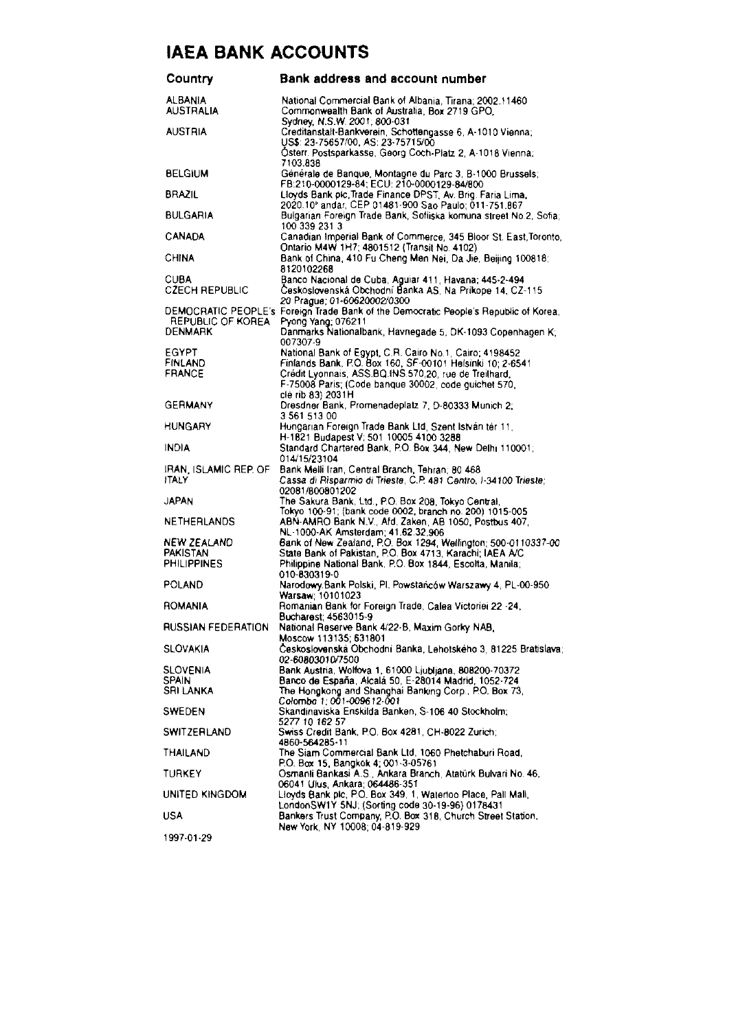# IAEA BANK ACCOUNTS

| Country | Bank address and account number |
| --- | --- |
| ALBANIA | National Commercial Bank of Albania, Tirana; 2002.11460 |
| AUSTRALIA | Commonwealth Bank of Australia, Box 2719 GPO, Sydney, N.S.W. 2001; 800-031 |
| AUSTRIA | Creditanstalt-Bankverein, Schottengasse 6, A-1010 Vienna; US$: 23-75657/00, AS: 23-75715/00<br>Österr. Postsparkasse, Georg Coch-Platz 2, A-1018 Vienna; 7103.838 |
| BELGIUM | Générale de Banque, Montagne du Parc 3, B-1000 Brussels; FB:210-0000129-84; ECU: 210-0000129-84/800 |
| BRAZIL | Lloyds Bank plc, Trade Finance DPST, Av. Brig. Faria Lima, 2020.10° andar, CEP 01481-900 Sao Paulo; 011-751.867 |
| BULGARIA | Bulgarian Foreign Trade Bank, Sofiiska komuna street No.2, Sofia; 100 339 231 3 |
| CANADA | Canadian Imperial Bank of Commerce, 345 Bloor St. East, Toronto, Ontario M4W 1H7; 4801512 (Transit No. 4102) |
| CHINA | Bank of China, 410 Fu Cheng Men Nei, Da Jie, Beijing 100818; 8120102268 |
| CUBA | Banco Nacional de Cuba, Aguiar 411, Havana; 445-2-494 |
| CZECH REPUBLIC | Československá Obchodní Banka AS, Na Příkope 14, CZ-115 20 Prague; 01-60620002/0300 |
| DEMOCRATIC PEOPLE'S REPUBLIC OF KOREA | Foreign Trade Bank of the Democratic People's Republic of Korea, Pyong Yang; 076211 |
| DENMARK | Danmarks Nationalbank, Havnegade 5, DK-1093 Copenhagen K; 007307-9 |
| EGYPT | National Bank of Egypt, C.R. Cairo No.1, Cairo; 4198452 |
| FINLAND | Finlands Bank, P.O. Box 160, SF-00101 Helsinki 10; 2-6541 |
| FRANCE | Crédit Lyonnais, ASS.BQ.INS 570.20, rue de Treilhard, F-75008 Paris; (Code banque 30002, code guichet 570, clé rib 83) 2031H |
| GERMANY | Dresdner Bank, Promenadeplatz 7, D-80333 Munich 2; 3 561 513 00 |
| HUNGARY | Hungarian Foreign Trade Bank Ltd, Szent István tér 11, H-1821 Budapest V; 501 10005 4100 3288 |
| INDIA | Standard Chartered Bank, P.O. Box 344, New Delhi 110001; 014/15/23104 |
| IRAN, ISLAMIC REP. OF | Bank Melli Iran, Central Branch, Tehran; 80 468 |
| ITALY | Cassa di Risparmio di Trieste, C.P. 481 Centro, I-34100 Trieste; 02081/800801202 |
| JAPAN | The Sakura Bank, Ltd., P.O. Box 208, Tokyo Central, Tokyo 100-91; (bank code 0002, branch no. 200) 1015-005 |
| NETHERLANDS | ABN-AMRO Bank N.V., Afd. Zaken, AB 1050, Postbus 407, NL-1000-AK Amsterdam; 41.62.32.906 |
| NEW ZEALAND | Bank of New Zealand, P.O. Box 1294, Wellington; 500-0110337-00 |
| PAKISTAN | State Bank of Pakistan, P.O. Box 4713, Karachi; IAEA A/C |
| PHILIPPINES | Philippine National Bank, P.O. Box 1844, Escolta, Manila; 010-830319-0 |
| POLAND | Narodowy Bank Polski, Pl. Powstańców Warszawy 4, PL-00-950 Warsaw; 10101023 |
| ROMANIA | Romanian Bank for Foreign Trade, Calea Victoriei 22 -24, Bucharest; 4563015-9 |
| RUSSIAN FEDERATION | National Reserve Bank 4/22-B, Maxim Gorky NAB, Moscow 113135; 631801 |
| SLOVAKIA | Československá Obchodní Banka, Lehotského 3, 81225 Bratislava; 02-60803010/7500 |
| SLOVENIA | Bank Austria, Wolfova 1, 61000 Ljubljana; 808200-70372 |
| SPAIN | Banco de España, Alcalá 50, E-28014 Madrid; 1052-724 |
| SRI LANKA | The Hongkong and Shanghai Banking Corp., P.O. Box 73, Colombo 1; 001-009612-001 |
| SWEDEN | Skandinaviska Enskilda Banken, S-106 40 Stockholm; 5277 10 162 57 |
| SWITZERLAND | Swiss Credit Bank, P.O. Box 4281, CH-8022 Zurich; 4860-564285-11 |
| THAILAND | The Siam Commercial Bank Ltd, 1060 Phetchaburi Road, P.O. Box 15, Bangkok 4; 001-3-05761 |
| TURKEY | Osmanli Bankasi A.S., Ankara Branch, Atatürk Bulvari No. 46, 06041 Ulus, Ankara; 064486-351 |
| UNITED KINGDOM | Lloyds Bank plc, P.O. Box 349, 1, Waterloo Place, Pall Mall, LondonSW1Y 5NJ; (Sorting code 30-19-96) 0178431 |
| USA | Bankers Trust Company, P.O. Box 318, Church Street Station, New York, NY 10008; 04-819-929 |

1997-01-29